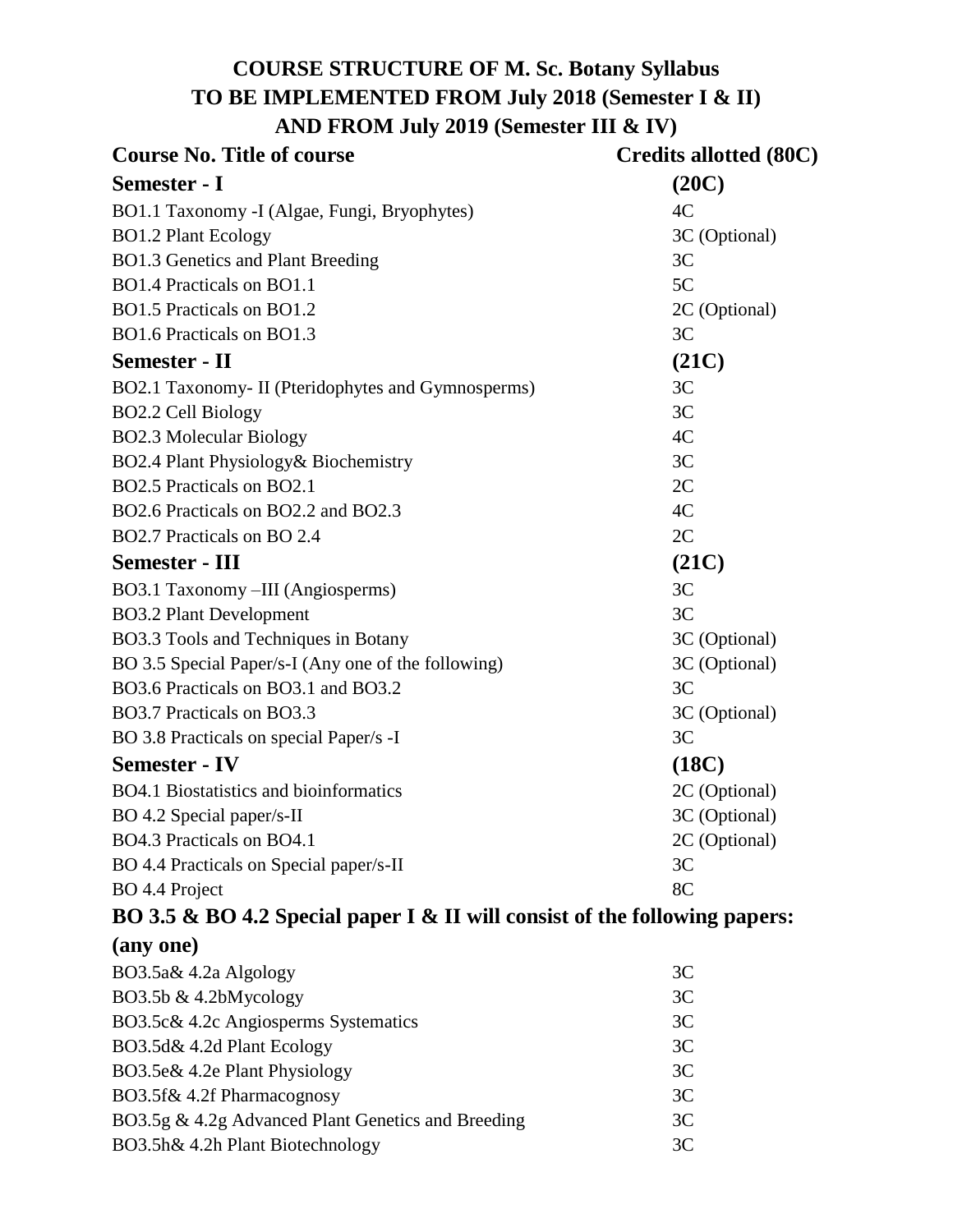# COURSE STRUCTURE OF M. Sc. Botany Syllabus TO BE IMPLEMENTED FROM July 2018 (Semester I & II) AND FROM July 2019 (Semester III & IV)

| **Course No. Title of course** | **Credits allotted (80C)** |
|---|---|
| **Semester - I** | **(20C)** |
| BO1.1 Taxonomy -I (Algae, Fungi, Bryophytes) | 4C |
| BO1.2 Plant Ecology | 3C (Optional) |
| BO1.3 Genetics and Plant Breeding | 3C |
| BO1.4 Practicals on BO1.1 | 5C |
| BO1.5 Practicals on BO1.2 | 2C (Optional) |
| BO1.6 Practicals on BO1.3 | 3C |
| **Semester - II** | **(21C)** |
| BO2.1 Taxonomy- II (Pteridophytes and Gymnosperms) | 3C |
| BO2.2 Cell Biology | 3C |
| BO2.3 Molecular Biology | 4C |
| BO2.4 Plant Physiology& Biochemistry | 3C |
| BO2.5 Practicals on BO2.1 | 2C |
| BO2.6 Practicals on BO2.2 and BO2.3 | 4C |
| BO2.7 Practicals on BO 2.4 | 2C |
| **Semester - III** | **(21C)** |
| BO3.1 Taxonomy –III (Angiosperms) | 3C |
| BO3.2 Plant Development | 3C |
| BO3.3 Tools and Techniques in Botany | 3C (Optional) |
| BO 3.5 Special Paper/s-I (Any one of the following) | 3C (Optional) |
| BO3.6 Practicals on BO3.1 and BO3.2 | 3C |
| BO3.7 Practicals on BO3.3 | 3C (Optional) |
| BO 3.8 Practicals on special Paper/s -I | 3C |
| **Semester - IV** | **(18C)** |
| BO4.1 Biostatistics and bioinformatics | 2C (Optional) |
| BO 4.2 Special paper/s-II | 3C (Optional) |
| BO4.3 Practicals on BO4.1 | 2C (Optional) |
| BO 4.4 Practicals on Special paper/s-II | 3C |
| BO 4.4 Project | 8C |

## BO 3.5 & BO 4.2 Special paper I & II will consist of the following papers: (any one)

| | |
|---|---|
| BO3.5a& 4.2a Algology | 3C |
| BO3.5b & 4.2bMycology | 3C |
| BO3.5c& 4.2c Angiosperms Systematics | 3C |
| BO3.5d& 4.2d Plant Ecology | 3C |
| BO3.5e& 4.2e Plant Physiology | 3C |
| BO3.5f& 4.2f Pharmacognosy | 3C |
| BO3.5g & 4.2g Advanced Plant Genetics and Breeding | 3C |
| BO3.5h& 4.2h Plant Biotechnology | 3C |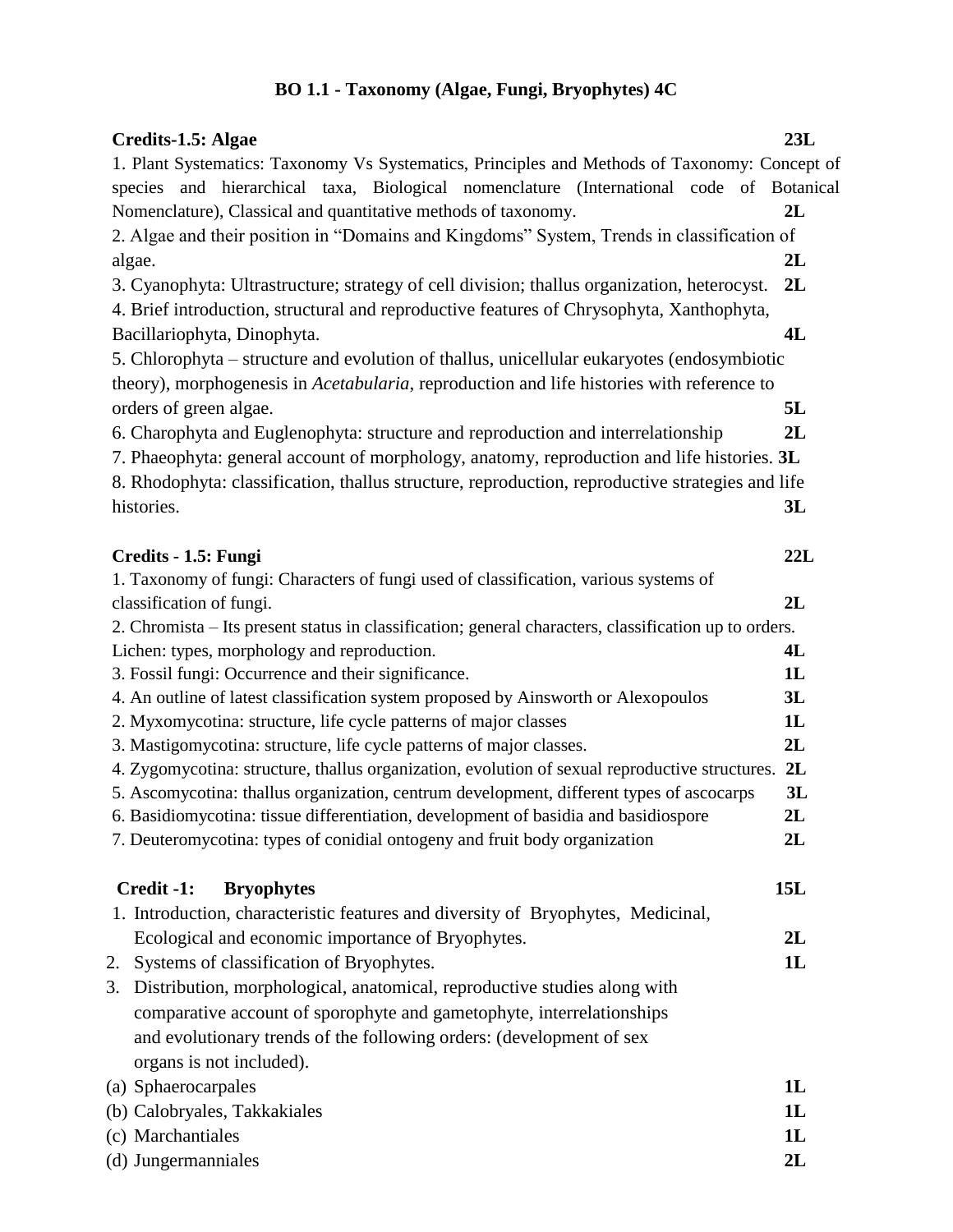# BO 1.1 - Taxonomy (Algae, Fungi, Bryophytes) 4C

**Credits-1.5: Algae** **23L**

1. Plant Systematics: Taxonomy Vs Systematics, Principles and Methods of Taxonomy: Concept of species and hierarchical taxa, Biological nomenclature (International code of Botanical Nomenclature), Classical and quantitative methods of taxonomy. **2L**
2. Algae and their position in "Domains and Kingdoms" System, Trends in classification of algae. **2L**
3. Cyanophyta: Ultrastructure; strategy of cell division; thallus organization, heterocyst. **2L**
4. Brief introduction, structural and reproductive features of Chrysophyta, Xanthophyta, Bacillariophyta, Dinophyta. **4L**
5. Chlorophyta – structure and evolution of thallus, unicellular eukaryotes (endosymbiotic theory), morphogenesis in *Acetabularia*, reproduction and life histories with reference to orders of green algae. **5L**
6. Charophyta and Euglenophyta: structure and reproduction and interrelationship **2L**
7. Phaeophyta: general account of morphology, anatomy, reproduction and life histories. **3L**
8. Rhodophyta: classification, thallus structure, reproduction, reproductive strategies and life histories. **3L**

**Credits - 1.5: Fungi** **22L**

1. Taxonomy of fungi: Characters of fungi used of classification, various systems of classification of fungi. **2L**
2. Chromista – Its present status in classification; general characters, classification up to orders. Lichen: types, morphology and reproduction. **4L**
3. Fossil fungi: Occurrence and their significance. **1L**
4. An outline of latest classification system proposed by Ainsworth or Alexopoulos **3L**

2. Myxomycotina: structure, life cycle patterns of major classes **1L**
3. Mastigomycotina: structure, life cycle patterns of major classes. **2L**
4. Zygomycotina: structure, thallus organization, evolution of sexual reproductive structures. **2L**
5. Ascomycotina: thallus organization, centrum development, different types of ascocarps **3L**
6. Basidiomycotina: tissue differentiation, development of basidia and basidiospore **2L**
7. Deuteromycotina: types of conidial ontogeny and fruit body organization **2L**

**Credit -1: Bryophytes** **15L**

1. Introduction, characteristic features and diversity of Bryophytes, Medicinal, Ecological and economic importance of Bryophytes. **2L**
2. Systems of classification of Bryophytes. **1L**
3. Distribution, morphological, anatomical, reproductive studies along with comparative account of sporophyte and gametophyte, interrelationships and evolutionary trends of the following orders: (development of sex organs is not included).

(a) Sphaerocarpales **1L**
(b) Calobryales, Takkakiales **1L**
(c) Marchantiales **1L**
(d) Jungermanniales **2L**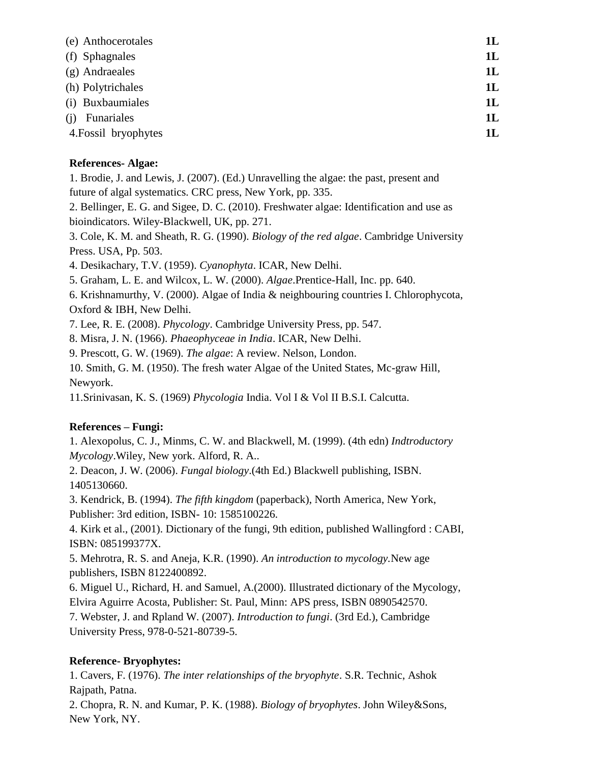| | |
|---|---|
| (e) Anthocerotales | **1L** |
| (f) Sphagnales | **1L** |
| (g) Andraeales | **1L** |
| (h) Polytrichales | **1L** |
| (i) Buxbaumiales | **1L** |
| (j) Funariales | **1L** |
| 4.Fossil bryophytes | **1L** |

**References- Algae:**

1. Brodie, J. and Lewis, J. (2007). (Ed.) Unravelling the algae: the past, present and future of algal systematics. CRC press, New York, pp. 335.
2. Bellinger, E. G. and Sigee, D. C. (2010). Freshwater algae: Identification and use as bioindicators. Wiley-Blackwell, UK, pp. 271.
3. Cole, K. M. and Sheath, R. G. (1990). *Biology of the red algae*. Cambridge University Press. USA, Pp. 503.
4. Desikachary, T.V. (1959). *Cyanophyta*. ICAR, New Delhi.
5. Graham, L. E. and Wilcox, L. W. (2000). *Algae*.Prentice-Hall, Inc. pp. 640.
6. Krishnamurthy, V. (2000). Algae of India & neighbouring countries I. Chlorophycota, Oxford & IBH, New Delhi.
7. Lee, R. E. (2008). *Phycology*. Cambridge University Press, pp. 547.
8. Misra, J. N. (1966). *Phaeophyceae in India*. ICAR, New Delhi.
9. Prescott, G. W. (1969). *The algae*: A review. Nelson, London.
10. Smith, G. M. (1950). The fresh water Algae of the United States, Mc-graw Hill, Newyork.
11. Srinivasan, K. S. (1969) *Phycologia* India. Vol I & Vol II B.S.I. Calcutta.

**References – Fungi:**

1. Alexopolus, C. J., Minms, C. W. and Blackwell, M. (1999). (4th edn) *Indtroductory Mycology*.Wiley, New york. Alford, R. A..
2. Deacon, J. W. (2006). *Fungal biology*.(4th Ed.) Blackwell publishing, ISBN. 1405130660.
3. Kendrick, B. (1994). *The fifth kingdom* (paperback), North America, New York, Publisher: 3rd edition, ISBN- 10: 1585100226.
4. Kirk et al., (2001). Dictionary of the fungi, 9th edition, published Wallingford : CABI, ISBN: 085199377X.
5. Mehrotra, R. S. and Aneja, K.R. (1990). *An introduction to mycology*.New age publishers, ISBN 8122400892.
6. Miguel U., Richard, H. and Samuel, A.(2000). Illustrated dictionary of the Mycology, Elvira Aguirre Acosta, Publisher: St. Paul, Minn: APS press, ISBN 0890542570.
7. Webster, J. and Rpland W. (2007). *Introduction to fungi*. (3rd Ed.), Cambridge University Press, 978-0-521-80739-5.

**Reference- Bryophytes:**

1. Cavers, F. (1976). *The inter relationships of the bryophyte*. S.R. Technic, Ashok Rajpath, Patna.
2. Chopra, R. N. and Kumar, P. K. (1988). *Biology of bryophytes*. John Wiley&Sons, New York, NY.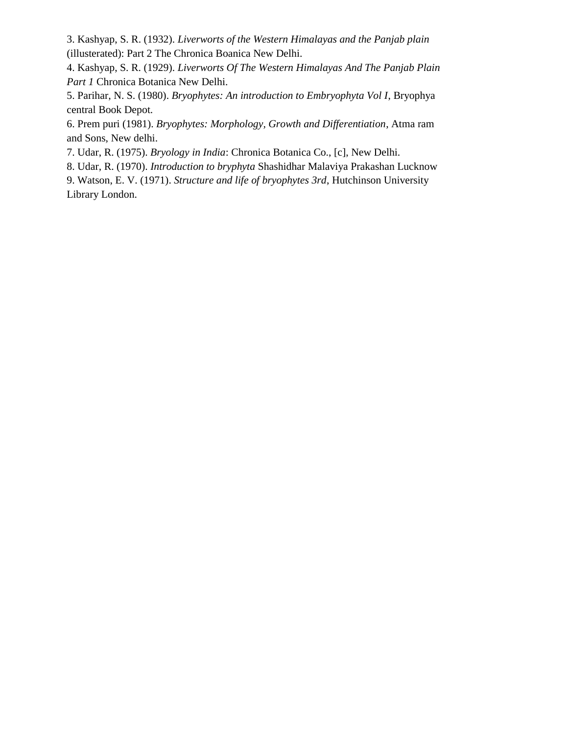3. Kashyap, S. R. (1932). *Liverworts of the Western Himalayas and the Panjab plain* (illusterated): Part 2 The Chronica Boanica New Delhi.

4. Kashyap, S. R. (1929). *Liverworts Of The Western Himalayas And The Panjab Plain Part 1* Chronica Botanica New Delhi.

5. Parihar, N. S. (1980). *Bryophytes: An introduction to Embryophyta Vol I*, Bryophya central Book Depot.

6. Prem puri (1981). *Bryophytes: Morphology, Growth and Differentiation*, Atma ram and Sons, New delhi.

7. Udar, R. (1975). *Bryology in India*: Chronica Botanica Co., [c], New Delhi.

8. Udar, R. (1970). *Introduction to bryphyta* Shashidhar Malaviya Prakashan Lucknow

9. Watson, E. V. (1971). *Structure and life of bryophytes 3rd*, Hutchinson University Library London.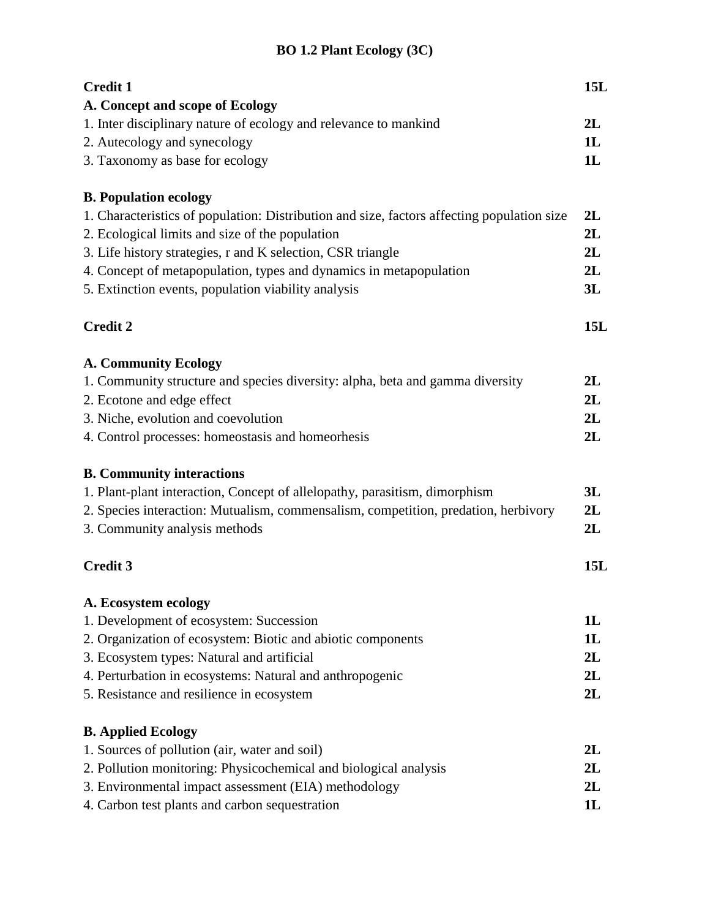# BO 1.2 Plant Ecology (3C)

| | |
|---|---|
| **Credit 1** | **15L** |
| **A. Concept and scope of Ecology** | |
| 1. Inter disciplinary nature of ecology and relevance to mankind | **2L** |
| 2. Autecology and synecology | **1L** |
| 3. Taxonomy as base for ecology | **1L** |
| | |
| **B. Population ecology** | |
| 1. Characteristics of population: Distribution and size, factors affecting population size | **2L** |
| 2. Ecological limits and size of the population | **2L** |
| 3. Life history strategies, r and K selection, CSR triangle | **2L** |
| 4. Concept of metapopulation, types and dynamics in metapopulation | **2L** |
| 5. Extinction events, population viability analysis | **3L** |
| | |
| **Credit 2** | **15L** |
| | |
| **A. Community Ecology** | |
| 1. Community structure and species diversity: alpha, beta and gamma diversity | **2L** |
| 2. Ecotone and edge effect | **2L** |
| 3. Niche, evolution and coevolution | **2L** |
| 4. Control processes: homeostasis and homeorhesis | **2L** |
| | |
| **B. Community interactions** | |
| 1. Plant-plant interaction, Concept of allelopathy, parasitism, dimorphism | **3L** |
| 2. Species interaction: Mutualism, commensalism, competition, predation, herbivory | **2L** |
| 3. Community analysis methods | **2L** |
| | |
| **Credit 3** | **15L** |
| | |
| **A. Ecosystem ecology** | |
| 1. Development of ecosystem: Succession | **1L** |
| 2. Organization of ecosystem: Biotic and abiotic components | **1L** |
| 3. Ecosystem types: Natural and artificial | **2L** |
| 4. Perturbation in ecosystems: Natural and anthropogenic | **2L** |
| 5. Resistance and resilience in ecosystem | **2L** |
| | |
| **B. Applied Ecology** | |
| 1. Sources of pollution (air, water and soil) | **2L** |
| 2. Pollution monitoring: Physicochemical and biological analysis | **2L** |
| 3. Environmental impact assessment (EIA) methodology | **2L** |
| 4. Carbon test plants and carbon sequestration | **1L** |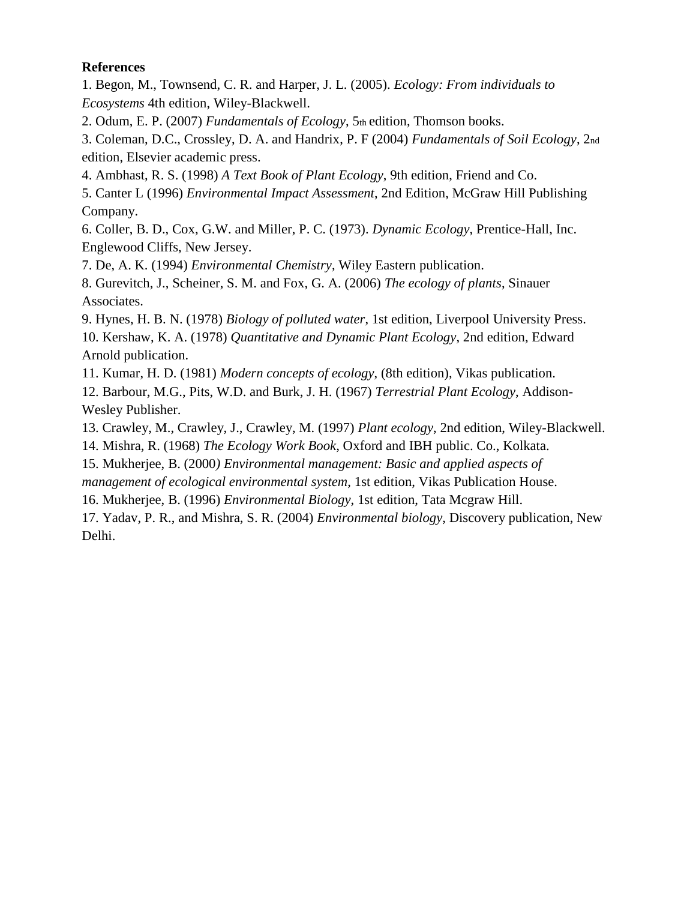**References**

1. Begon, M., Townsend, C. R. and Harper, J. L. (2005). *Ecology: From individuals to Ecosystems* 4th edition, Wiley-Blackwell.
2. Odum, E. P. (2007) *Fundamentals of Ecology*, 5th edition, Thomson books.
3. Coleman, D.C., Crossley, D. A. and Handrix, P. F (2004) *Fundamentals of Soil Ecology*, 2nd edition, Elsevier academic press.
4. Ambhast, R. S. (1998) *A Text Book of Plant Ecology*, 9th edition, Friend and Co.
5. Canter L (1996) *Environmental Impact Assessment*, 2nd Edition, McGraw Hill Publishing Company.
6. Coller, B. D., Cox, G.W. and Miller, P. C. (1973). *Dynamic Ecology*, Prentice-Hall, Inc. Englewood Cliffs, New Jersey.
7. De, A. K. (1994) *Environmental Chemistry*, Wiley Eastern publication.
8. Gurevitch, J., Scheiner, S. M. and Fox, G. A. (2006) *The ecology of plants*, Sinauer Associates.
9. Hynes, H. B. N. (1978) *Biology of polluted water*, 1st edition, Liverpool University Press.
10. Kershaw, K. A. (1978) *Quantitative and Dynamic Plant Ecology*, 2nd edition, Edward Arnold publication.
11. Kumar, H. D. (1981) *Modern concepts of ecology*, (8th edition), Vikas publication.
12. Barbour, M.G., Pits, W.D. and Burk, J. H. (1967) *Terrestrial Plant Ecology*, Addison-Wesley Publisher.
13. Crawley, M., Crawley, J., Crawley, M. (1997) *Plant ecology*, 2nd edition, Wiley-Blackwell.
14. Mishra, R. (1968) *The Ecology Work Book*, Oxford and IBH public. Co., Kolkata.
15. Mukherjee, B. (2000*) Environmental management: Basic and applied aspects of management of ecological environmental system*, 1st edition, Vikas Publication House.
16. Mukherjee, B. (1996) *Environmental Biology*, 1st edition, Tata Mcgraw Hill.
17. Yadav, P. R., and Mishra, S. R. (2004) *Environmental biology*, Discovery publication, New Delhi.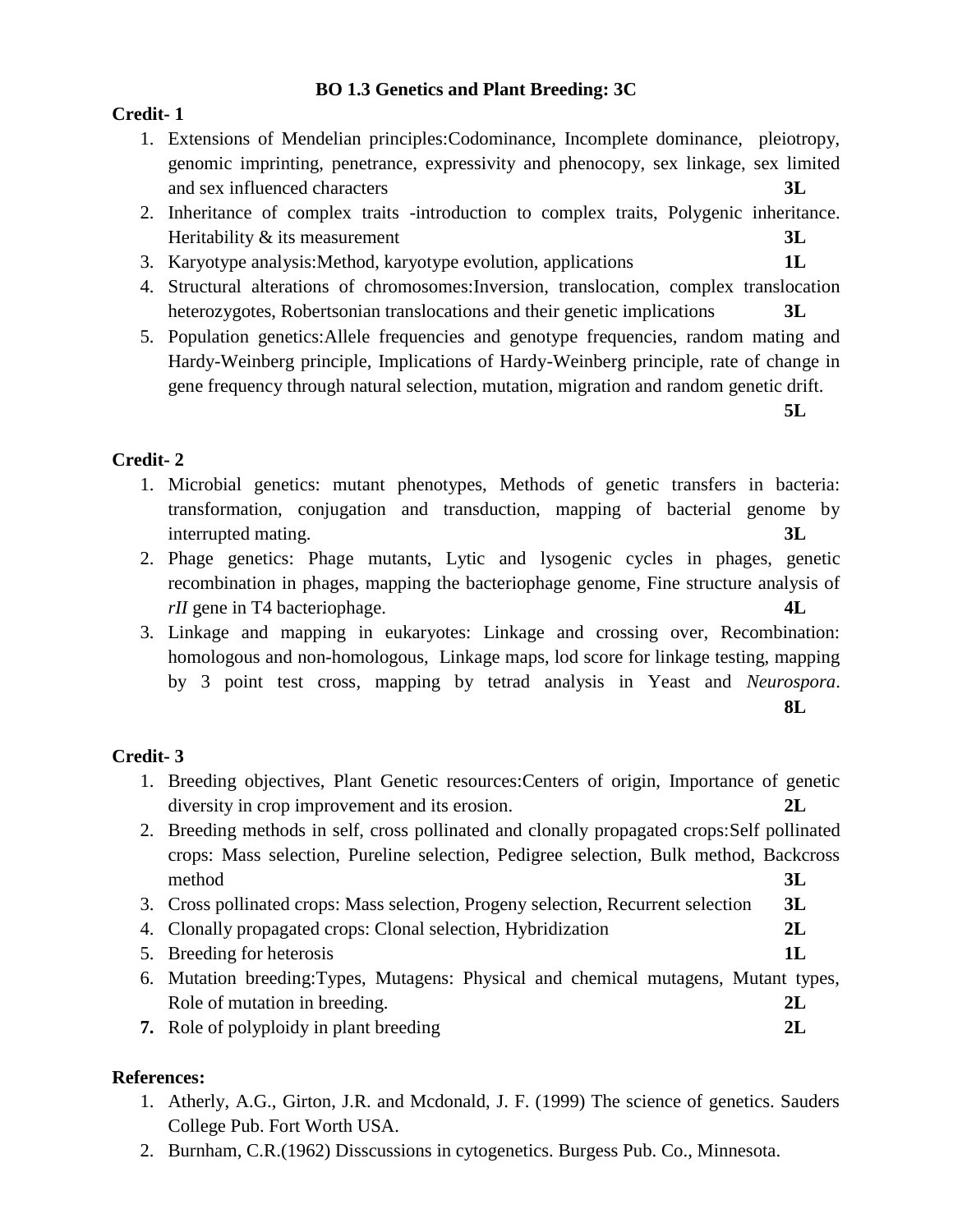# BO 1.3 Genetics and Plant Breeding: 3C

**Credit- 1**

1. Extensions of Mendelian principles:Codominance, Incomplete dominance, pleiotropy, genomic imprinting, penetrance, expressivity and phenocopy, sex linkage, sex limited and sex influenced characters **3L**
2. Inheritance of complex traits -introduction to complex traits, Polygenic inheritance. Heritability & its measurement **3L**
3. Karyotype analysis:Method, karyotype evolution, applications **1L**
4. Structural alterations of chromosomes:Inversion, translocation, complex translocation heterozygotes, Robertsonian translocations and their genetic implications **3L**
5. Population genetics:Allele frequencies and genotype frequencies, random mating and Hardy-Weinberg principle, Implications of Hardy-Weinberg principle, rate of change in gene frequency through natural selection, mutation, migration and random genetic drift. **5L**

**Credit- 2**

1. Microbial genetics: mutant phenotypes, Methods of genetic transfers in bacteria: transformation, conjugation and transduction, mapping of bacterial genome by interrupted mating. **3L**
2. Phage genetics: Phage mutants, Lytic and lysogenic cycles in phages, genetic recombination in phages, mapping the bacteriophage genome, Fine structure analysis of *rII* gene in T4 bacteriophage. **4L**
3. Linkage and mapping in eukaryotes: Linkage and crossing over, Recombination: homologous and non-homologous, Linkage maps, lod score for linkage testing, mapping by 3 point test cross, mapping by tetrad analysis in Yeast and *Neurospora*. **8L**

**Credit- 3**

1. Breeding objectives, Plant Genetic resources:Centers of origin, Importance of genetic diversity in crop improvement and its erosion. **2L**
2. Breeding methods in self, cross pollinated and clonally propagated crops:Self pollinated crops: Mass selection, Pureline selection, Pedigree selection, Bulk method, Backcross method **3L**
3. Cross pollinated crops: Mass selection, Progeny selection, Recurrent selection **3L**
4. Clonally propagated crops: Clonal selection, Hybridization **2L**
5. Breeding for heterosis **1L**
6. Mutation breeding:Types, Mutagens: Physical and chemical mutagens, Mutant types, Role of mutation in breeding. **2L**
7. Role of polyploidy in plant breeding **2L**

**References:**

1. Atherly, A.G., Girton, J.R. and Mcdonald, J. F. (1999) The science of genetics. Sauders College Pub. Fort Worth USA.
2. Burnham, C.R.(1962) Disscussions in cytogenetics. Burgess Pub. Co., Minnesota.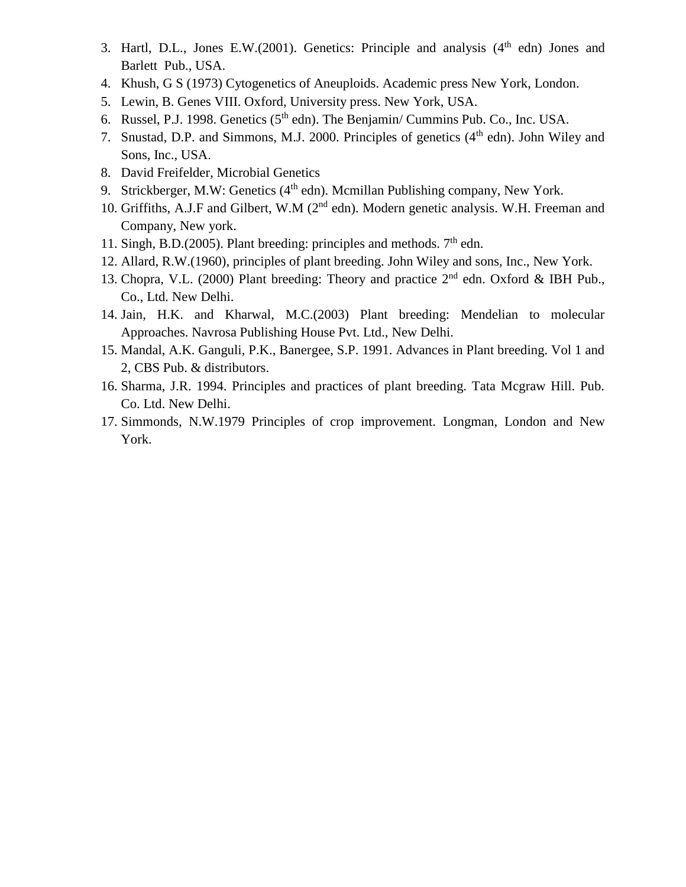3. Hartl, D.L., Jones E.W.(2001). Genetics: Principle and analysis ($4^{th}$ edn) Jones and Barlett Pub., USA.
4. Khush, G S (1973) Cytogenetics of Aneuploids. Academic press New York, London.
5. Lewin, B. Genes VIII. Oxford, University press. New York, USA.
6. Russel, P.J. 1998. Genetics ($5^{th}$ edn). The Benjamin/ Cummins Pub. Co., Inc. USA.
7. Snustad, D.P. and Simmons, M.J. 2000. Principles of genetics ($4^{th}$ edn). John Wiley and Sons, Inc., USA.
8. David Freifelder, Microbial Genetics
9. Strickberger, M.W: Genetics ($4^{th}$ edn). Mcmillan Publishing company, New York.
10. Griffiths, A.J.F and Gilbert, W.M ($2^{nd}$ edn). Modern genetic analysis. W.H. Freeman and Company, New york.
11. Singh, B.D.(2005). Plant breeding: principles and methods. $7^{th}$ edn.
12. Allard, R.W.(1960), principles of plant breeding. John Wiley and sons, Inc., New York.
13. Chopra, V.L. (2000) Plant breeding: Theory and practice $2^{nd}$ edn. Oxford & IBH Pub., Co., Ltd. New Delhi.
14. Jain, H.K. and Kharwal, M.C.(2003) Plant breeding: Mendelian to molecular Approaches. Navrosa Publishing House Pvt. Ltd., New Delhi.
15. Mandal, A.K. Ganguli, P.K., Banergee, S.P. 1991. Advances in Plant breeding. Vol 1 and 2, CBS Pub. & distributors.
16. Sharma, J.R. 1994. Principles and practices of plant breeding. Tata Mcgraw Hill. Pub. Co. Ltd. New Delhi.
17. Simmonds, N.W.1979 Principles of crop improvement. Longman, London and New York.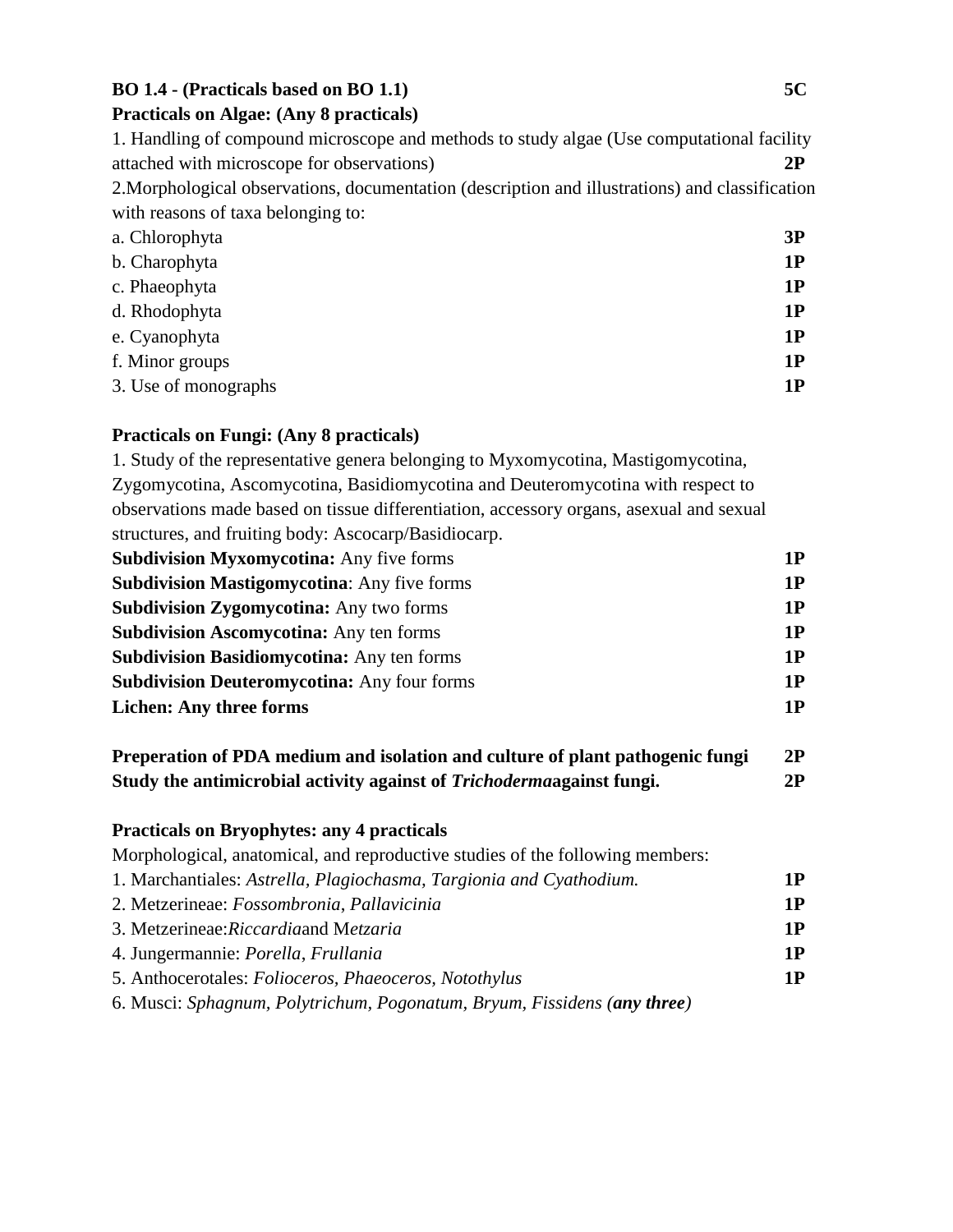**BO 1.4 - (Practicals based on BO 1.1)** **5C**

**Practicals on Algae: (Any 8 practicals)**

1. Handling of compound microscope and methods to study algae (Use computational facility attached with microscope for observations) **2P**

2. Morphological observations, documentation (description and illustrations) and classification with reasons of taxa belonging to:

a. Chlorophyta **3P**
b. Charophyta **1P**
c. Phaeophyta **1P**
d. Rhodophyta **1P**
e. Cyanophyta **1P**
f. Minor groups **1P**

3. Use of monographs **1P**

**Practicals on Fungi: (Any 8 practicals)**

1. Study of the representative genera belonging to Myxomycotina, Mastigomycotina, Zygomycotina, Ascomycotina, Basidiomycotina and Deuteromycotina with respect to observations made based on tissue differentiation, accessory organs, asexual and sexual structures, and fruiting body: Ascocarp/Basidiocarp.

**Subdivision Myxomycotina:** Any five forms **1P**
**Subdivision Mastigomycotina**: Any five forms **1P**
**Subdivision Zygomycotina:** Any two forms **1P**
**Subdivision Ascomycotina:** Any ten forms **1P**
**Subdivision Basidiomycotina:** Any ten forms **1P**
**Subdivision Deuteromycotina:** Any four forms **1P**
**Lichen: Any three forms** **1P**

**Preperation of PDA medium and isolation and culture of plant pathogenic fungi** **2P**
**Study the antimicrobial activity against of *Trichoderma*against fungi.** **2P**

**Practicals on Bryophytes: any 4 practicals**

Morphological, anatomical, and reproductive studies of the following members:

1. Marchantiales: *Astrella, Plagiochasma, Targionia and Cyathodium.* **1P**
2. Metzerineae: *Fossombronia*, *Pallavicinia* **1P**
3. Metzerineae:*Riccardia*and M*etzaria* **1P**
4. Jungermannie: *Porella*, *Frullania* **1P**
5. Anthocerotales: *Folioceros, Phaeoceros, Notothylus* **1P**
6. Musci: *Sphagnum, Polytrichum, Pogonatum, Bryum, Fissidens (**any three**)*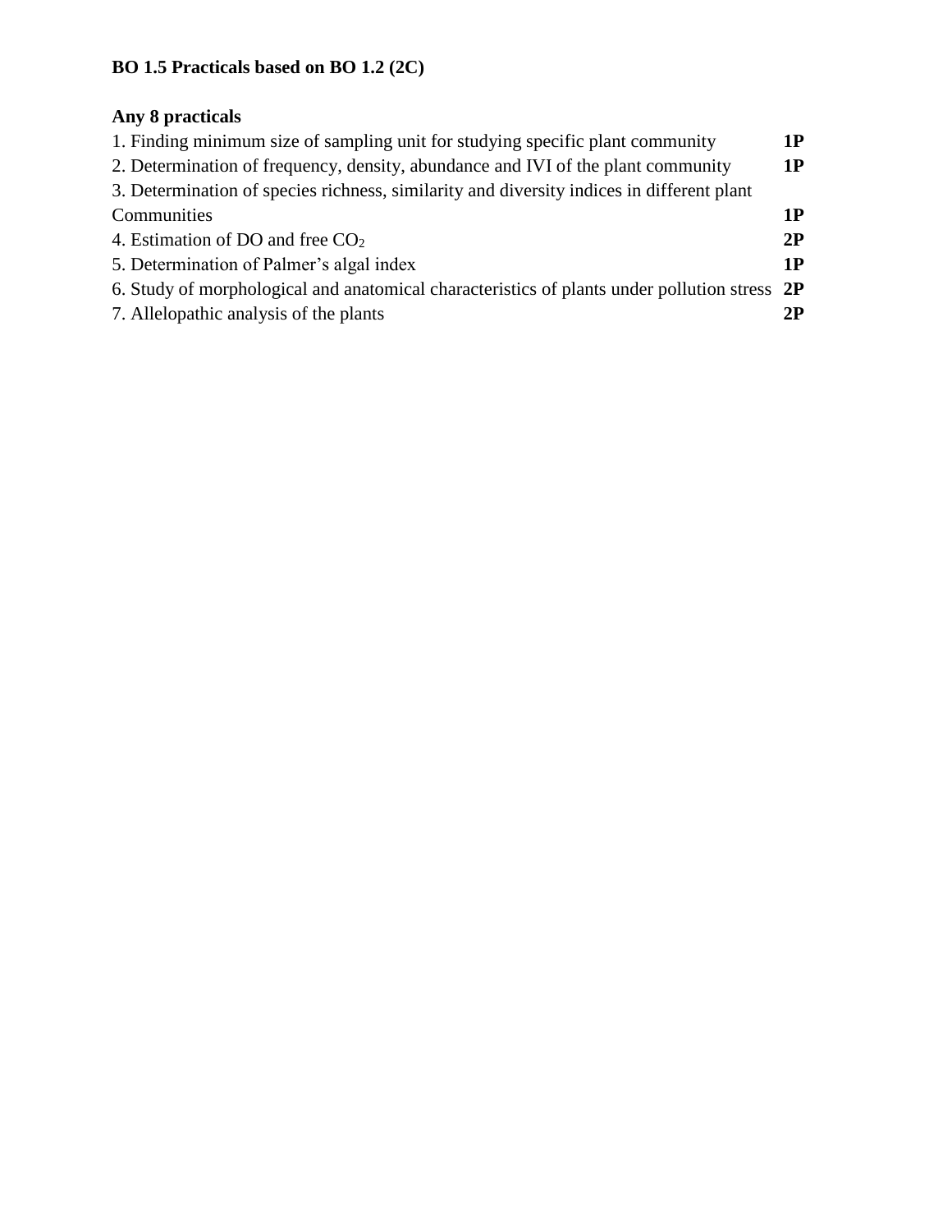**BO 1.5 Practicals based on BO 1.2 (2C)**

**Any 8 practicals**

1. Finding minimum size of sampling unit for studying specific plant community **1P**
2. Determination of frequency, density, abundance and IVI of the plant community **1P**
3. Determination of species richness, similarity and diversity indices in different plant Communities **1P**
4. Estimation of DO and free $CO_2$ **2P**
5. Determination of Palmer's algal index **1P**
6. Study of morphological and anatomical characteristics of plants under pollution stress **2P**
7. Allelopathic analysis of the plants **2P**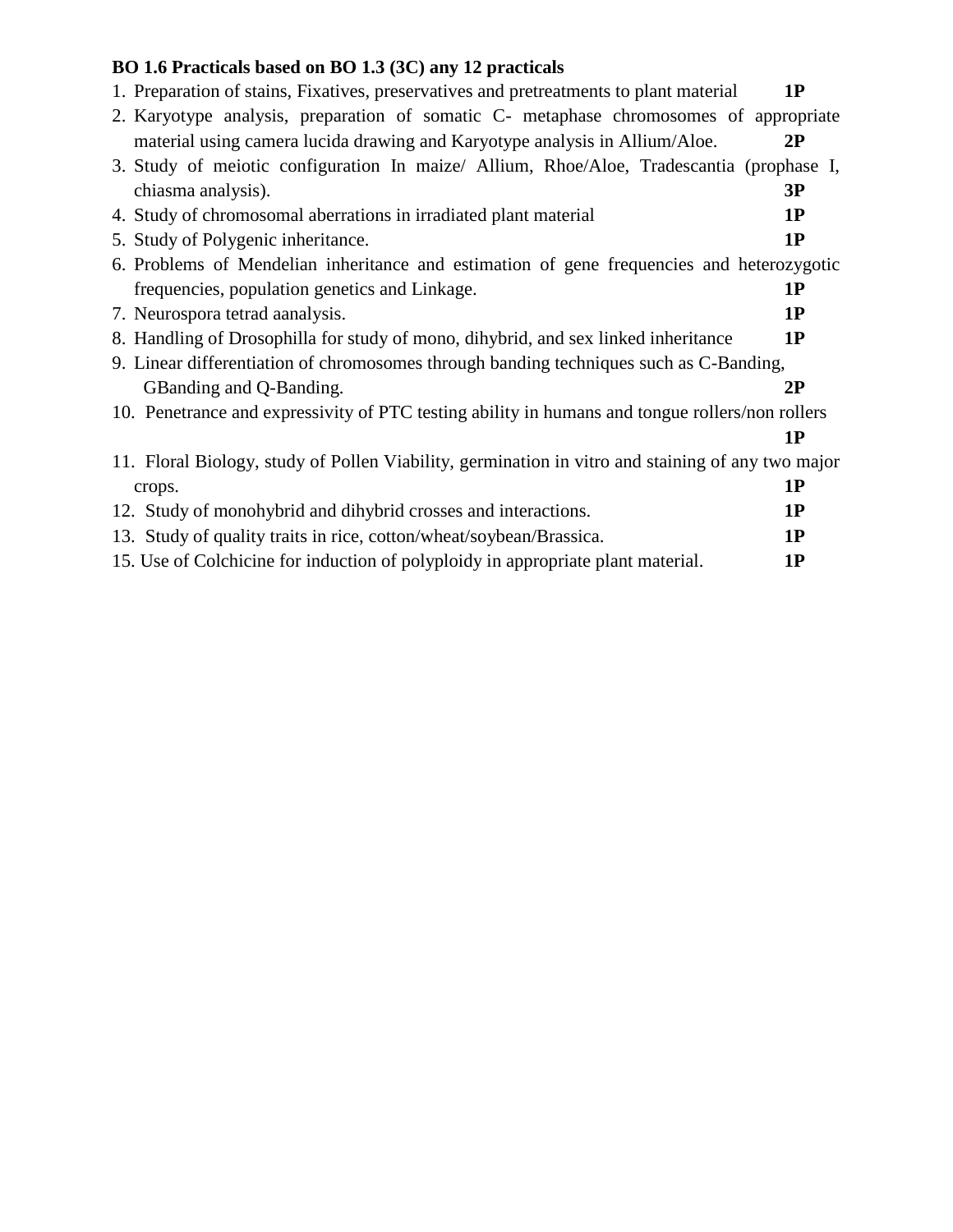**BO 1.6 Practicals based on BO 1.3 (3C) any 12 practicals**

1. Preparation of stains, Fixatives, preservatives and pretreatments to plant material **1P**
2. Karyotype analysis, preparation of somatic C- metaphase chromosomes of appropriate material using camera lucida drawing and Karyotype analysis in Allium/Aloe. **2P**
3. Study of meiotic configuration In maize/ Allium, Rhoe/Aloe, Tradescantia (prophase I, chiasma analysis). **3P**
4. Study of chromosomal aberrations in irradiated plant material **1P**
5. Study of Polygenic inheritance. **1P**
6. Problems of Mendelian inheritance and estimation of gene frequencies and heterozygotic frequencies, population genetics and Linkage. **1P**
7. Neurospora tetrad aanalysis. **1P**
8. Handling of Drosophilla for study of mono, dihybrid, and sex linked inheritance **1P**
9. Linear differentiation of chromosomes through banding techniques such as C-Banding, GBanding and Q-Banding. **2P**
10. Penetrance and expressivity of PTC testing ability in humans and tongue rollers/non rollers **1P**
11. Floral Biology, study of Pollen Viability, germination in vitro and staining of any two major crops. **1P**
12. Study of monohybrid and dihybrid crosses and interactions. **1P**
13. Study of quality traits in rice, cotton/wheat/soybean/Brassica. **1P**

15. Use of Colchicine for induction of polyploidy in appropriate plant material. **1P**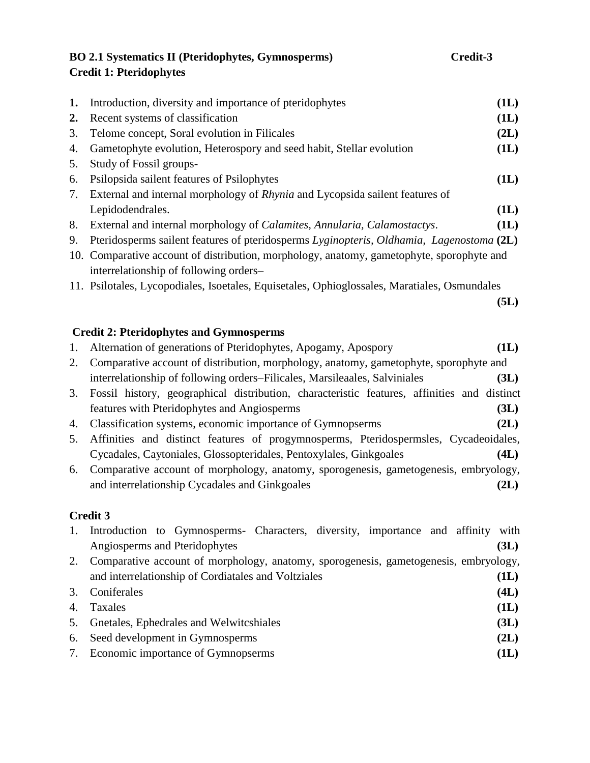**BO 2.1 Systematics II (Pteridophytes, Gymnosperms) Credit-3**

**Credit 1: Pteridophytes**

1. Introduction, diversity and importance of pteridophytes **(1L)**
2. Recent systems of classification **(1L)**
3. Telome concept, Soral evolution in Filicales **(2L)**
4. Gametophyte evolution, Heterospory and seed habit, Stellar evolution **(1L)**
5. Study of Fossil groups-
6. Psilopsida sailent features of Psilophytes **(1L)**
7. External and internal morphology of *Rhynia* and Lycopsida sailent features of Lepidodendrales. **(1L)**
8. External and internal morphology of *Calamites, Annularia, Calamostactys*. **(1L)**
9. Pteridosperms sailent features of pteridosperms *Lyginopteris, Oldhamia, Lagenostoma* **(2L)**
10. Comparative account of distribution, morphology, anatomy, gametophyte, sporophyte and interrelationship of following orders–
11. Psilotales, Lycopodiales, Isoetales, Equisetales, Ophioglossales, Maratiales, Osmundales **(5L)**

**Credit 2: Pteridophytes and Gymnosperms**

1. Alternation of generations of Pteridophytes, Apogamy, Apospory **(1L)**
2. Comparative account of distribution, morphology, anatomy, gametophyte, sporophyte and interrelationship of following orders–Filicales, Marsileaales, Salviniales **(3L)**
3. Fossil history, geographical distribution, characteristic features, affinities and distinct features with Pteridophytes and Angiosperms **(3L)**
4. Classification systems, economic importance of Gymnopserms **(2L)**
5. Affinities and distinct features of progymnosperms, Pteridospermsles, Cycadeoidales, Cycadales, Caytoniales, Glossopteridales, Pentoxylales, Ginkgoales **(4L)**
6. Comparative account of morphology, anatomy, sporogenesis, gametogenesis, embryology, and interrelationship Cycadales and Ginkgoales **(2L)**

**Credit 3**

1. Introduction to Gymnosperms- Characters, diversity, importance and affinity with Angiosperms and Pteridophytes **(3L)**
2. Comparative account of morphology, anatomy, sporogenesis, gametogenesis, embryology, and interrelationship of Cordiatales and Voltziales **(1L)**
3. Coniferales **(4L)**
4. Taxales **(1L)**
5. Gnetales, Ephedrales and Welwitcshiales **(3L)**
6. Seed development in Gymnosperms **(2L)**
7. Economic importance of Gymnopserms **(1L)**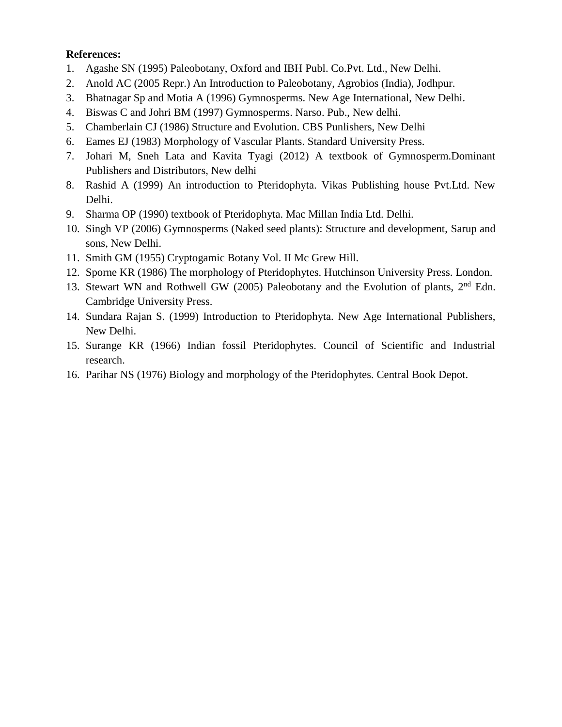**References:**

1. Agashe SN (1995) Paleobotany, Oxford and IBH Publ. Co.Pvt. Ltd., New Delhi.
2. Anold AC (2005 Repr.) An Introduction to Paleobotany, Agrobios (India), Jodhpur.
3. Bhatnagar Sp and Motia A (1996) Gymnosperms. New Age International, New Delhi.
4. Biswas C and Johri BM (1997) Gymnosperms. Narso. Pub., New delhi.
5. Chamberlain CJ (1986) Structure and Evolution. CBS Punlishers, New Delhi
6. Eames EJ (1983) Morphology of Vascular Plants. Standard University Press.
7. Johari M, Sneh Lata and Kavita Tyagi (2012) A textbook of Gymnosperm.Dominant Publishers and Distributors, New delhi
8. Rashid A (1999) An introduction to Pteridophyta. Vikas Publishing house Pvt.Ltd. New Delhi.
9. Sharma OP (1990) textbook of Pteridophyta. Mac Millan India Ltd. Delhi.
10. Singh VP (2006) Gymnosperms (Naked seed plants): Structure and development, Sarup and sons, New Delhi.
11. Smith GM (1955) Cryptogamic Botany Vol. II Mc Grew Hill.
12. Sporne KR (1986) The morphology of Pteridophytes. Hutchinson University Press. London.
13. Stewart WN and Rothwell GW (2005) Paleobotany and the Evolution of plants, 2nd Edn. Cambridge University Press.
14. Sundara Rajan S. (1999) Introduction to Pteridophyta. New Age International Publishers, New Delhi.
15. Surange KR (1966) Indian fossil Pteridophytes. Council of Scientific and Industrial research.
16. Parihar NS (1976) Biology and morphology of the Pteridophytes. Central Book Depot.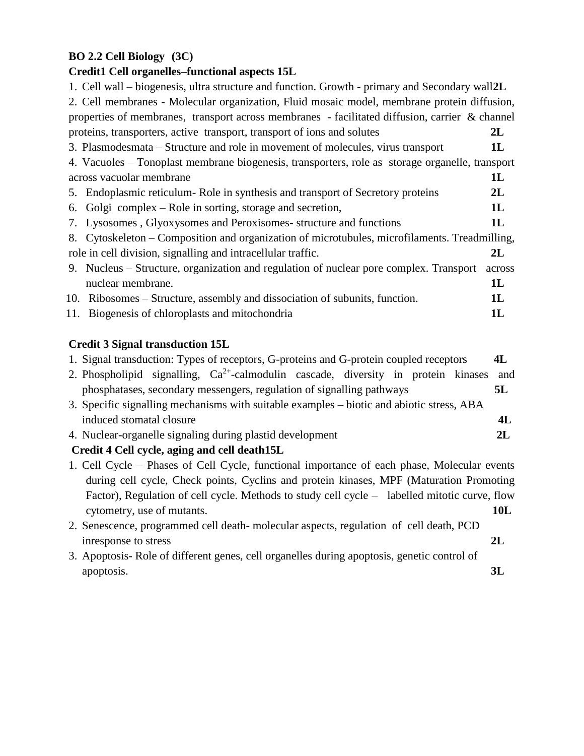**BO 2.2 Cell Biology (3C)**

**Credit1 Cell organelles–functional aspects 15L**

1. Cell wall – biogenesis, ultra structure and function. Growth - primary and Secondary wall **2L**
2. Cell membranes - Molecular organization, Fluid mosaic model, membrane protein diffusion, properties of membranes, transport across membranes - facilitated diffusion, carrier & channel proteins, transporters, active transport, transport of ions and solutes **2L**
3. Plasmodesmata – Structure and role in movement of molecules, virus transport **1L**
4. Vacuoles – Tonoplast membrane biogenesis, transporters, role as storage organelle, transport across vacuolar membrane **1L**
5. Endoplasmic reticulum- Role in synthesis and transport of Secretory proteins **2L**
6. Golgi complex – Role in sorting, storage and secretion, **1L**
7. Lysosomes , Glyoxysomes and Peroxisomes- structure and functions **1L**
8. Cytoskeleton – Composition and organization of microtubules, microfilaments. Treadmilling, role in cell division, signalling and intracellular traffic. **2L**
9. Nucleus – Structure, organization and regulation of nuclear pore complex. Transport across nuclear membrane. **1L**
10. Ribosomes – Structure, assembly and dissociation of subunits, function. **1L**
11. Biogenesis of chloroplasts and mitochondria **1L**

**Credit 3 Signal transduction 15L**

1. Signal transduction: Types of receptors, G-proteins and G-protein coupled receptors **4L**
2. Phospholipid signalling, $Ca^{2+}$-calmodulin cascade, diversity in protein kinases and phosphatases, secondary messengers, regulation of signalling pathways **5L**
3. Specific signalling mechanisms with suitable examples – biotic and abiotic stress, ABA induced stomatal closure **4L**
4. Nuclear-organelle signaling during plastid development **2L**

**Credit 4 Cell cycle, aging and cell death15L**

1. Cell Cycle – Phases of Cell Cycle, functional importance of each phase, Molecular events during cell cycle, Check points, Cyclins and protein kinases, MPF (Maturation Promoting Factor), Regulation of cell cycle. Methods to study cell cycle – labelled mitotic curve, flow cytometry, use of mutants. **10L**
2. Senescence, programmed cell death- molecular aspects, regulation of cell death, PCD inresponse to stress **2L**
3. Apoptosis- Role of different genes, cell organelles during apoptosis, genetic control of apoptosis. **3L**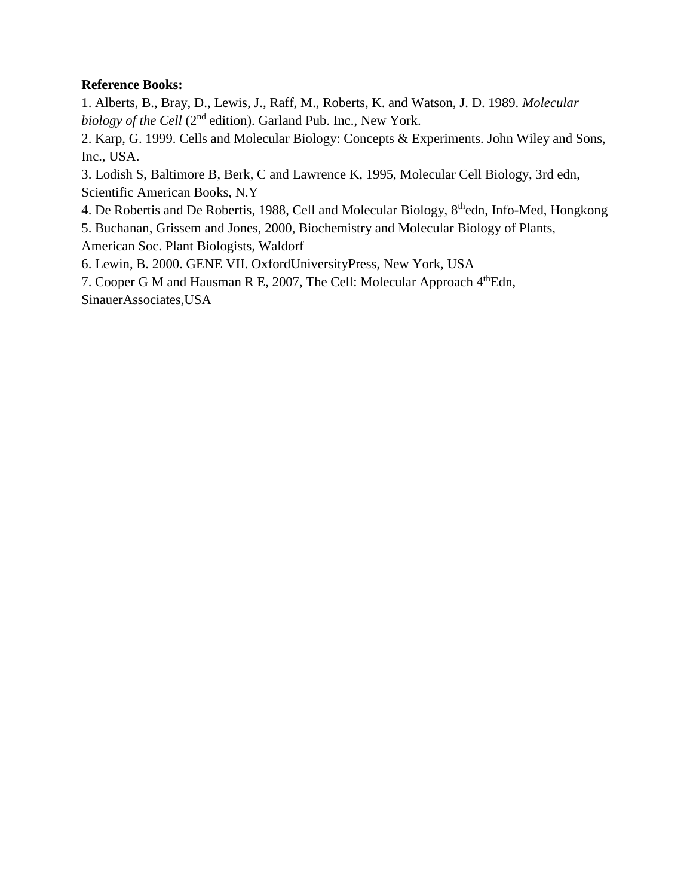**Reference Books:**

1. Alberts, B., Bray, D., Lewis, J., Raff, M., Roberts, K. and Watson, J. D. 1989. *Molecular biology of the Cell* (2$^{nd}$ edition). Garland Pub. Inc., New York.
2. Karp, G. 1999. Cells and Molecular Biology: Concepts & Experiments. John Wiley and Sons, Inc., USA.
3. Lodish S, Baltimore B, Berk, C and Lawrence K, 1995, Molecular Cell Biology, 3rd edn, Scientific American Books, N.Y
4. De Robertis and De Robertis, 1988, Cell and Molecular Biology, 8$^{th}$edn, Info-Med, Hongkong
5. Buchanan, Grissem and Jones, 2000, Biochemistry and Molecular Biology of Plants, American Soc. Plant Biologists, Waldorf
6. Lewin, B. 2000. GENE VII. OxfordUniversityPress, New York, USA
7. Cooper G M and Hausman R E, 2007, The Cell: Molecular Approach 4$^{th}$Edn, SinauerAssociates,USA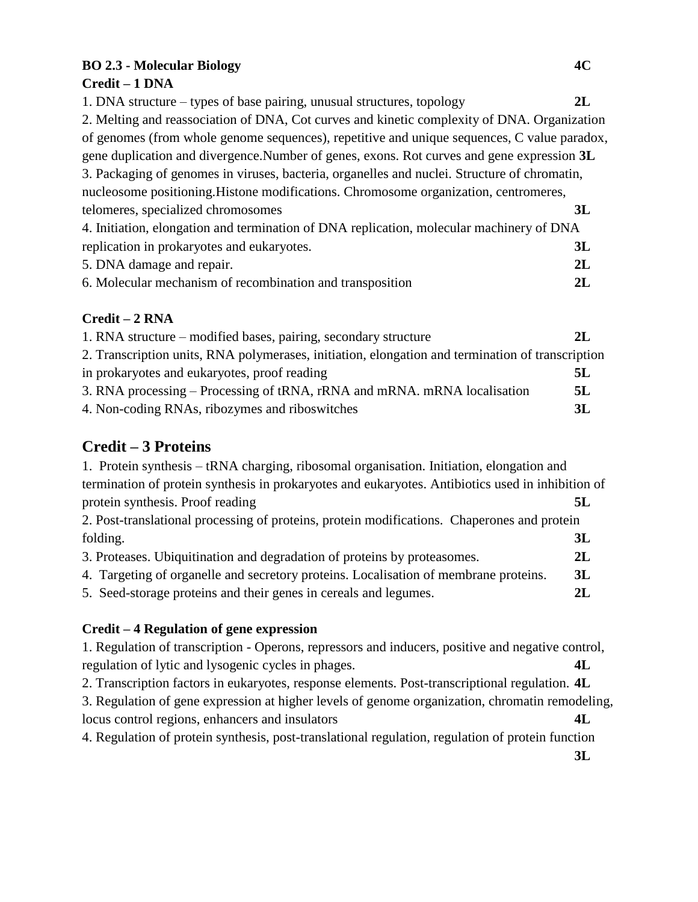**BO 2.3 - Molecular Biology** **4C**

**Credit – 1 DNA**

1. DNA structure – types of base pairing, unusual structures, topology **2L**
2. Melting and reassociation of DNA, Cot curves and kinetic complexity of DNA. Organization of genomes (from whole genome sequences), repetitive and unique sequences, C value paradox, gene duplication and divergence.Number of genes, exons. Rot curves and gene expression **3L**
3. Packaging of genomes in viruses, bacteria, organelles and nuclei. Structure of chromatin, nucleosome positioning.Histone modifications. Chromosome organization, centromeres, telomeres, specialized chromosomes **3L**
4. Initiation, elongation and termination of DNA replication, molecular machinery of DNA replication in prokaryotes and eukaryotes. **3L**
5. DNA damage and repair. **2L**
6. Molecular mechanism of recombination and transposition **2L**

**Credit – 2 RNA**

1. RNA structure – modified bases, pairing, secondary structure **2L**
2. Transcription units, RNA polymerases, initiation, elongation and termination of transcription in prokaryotes and eukaryotes, proof reading **5L**
3. RNA processing – Processing of tRNA, rRNA and mRNA. mRNA localisation **5L**
4. Non-coding RNAs, ribozymes and riboswitches **3L**

## Credit – 3 Proteins

1. Protein synthesis – tRNA charging, ribosomal organisation. Initiation, elongation and termination of protein synthesis in prokaryotes and eukaryotes. Antibiotics used in inhibition of protein synthesis. Proof reading **5L**
2. Post-translational processing of proteins, protein modifications. Chaperones and protein folding. **3L**
3. Proteases. Ubiquitination and degradation of proteins by proteasomes. **2L**
4. Targeting of organelle and secretory proteins. Localisation of membrane proteins. **3L**
5. Seed-storage proteins and their genes in cereals and legumes. **2L**

**Credit – 4 Regulation of gene expression**

1. Regulation of transcription - Operons, repressors and inducers, positive and negative control, regulation of lytic and lysogenic cycles in phages. **4L**
2. Transcription factors in eukaryotes, response elements. Post-transcriptional regulation. **4L**
3. Regulation of gene expression at higher levels of genome organization, chromatin remodeling, locus control regions, enhancers and insulators **4L**
4. Regulation of protein synthesis, post-translational regulation, regulation of protein function **3L**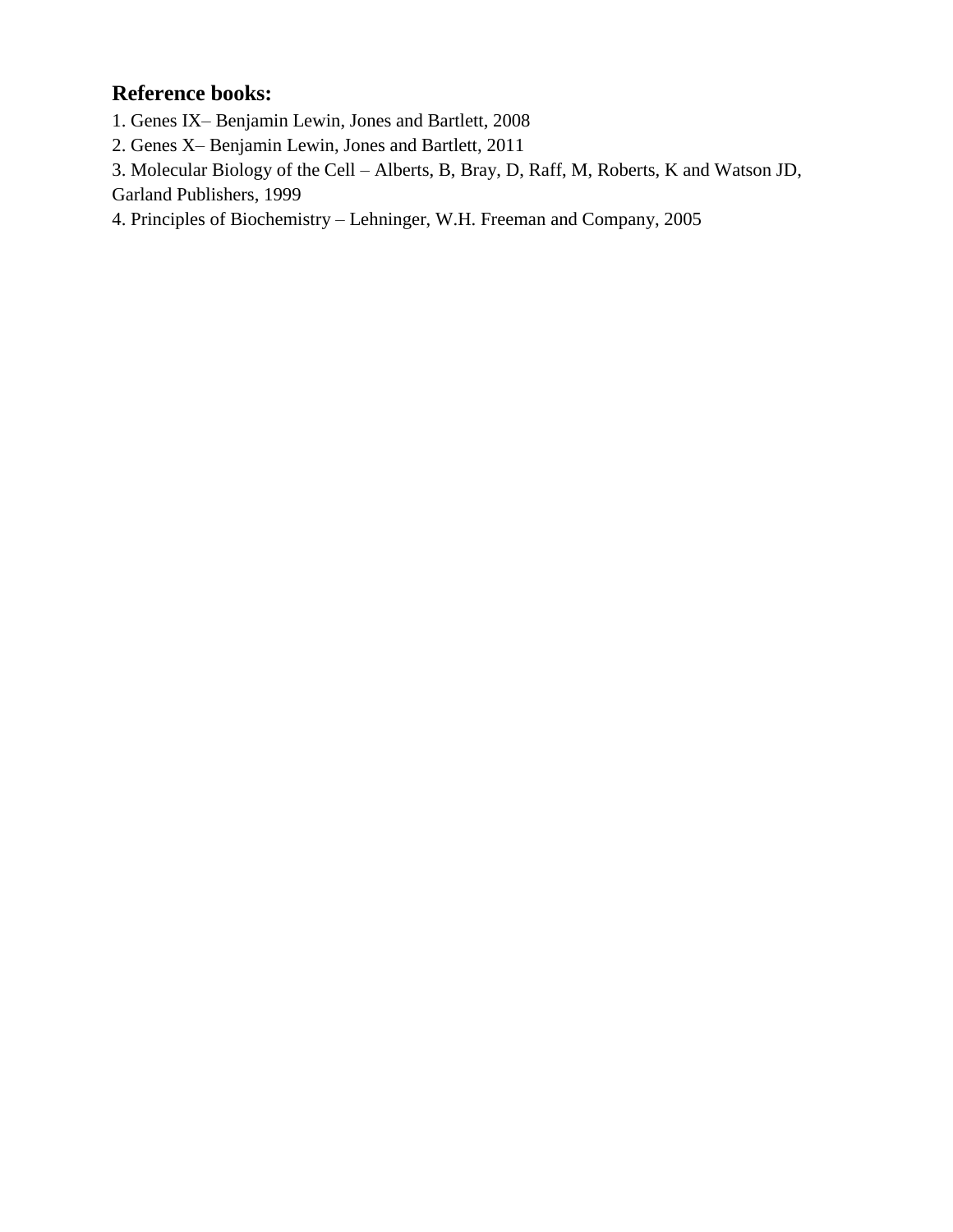### Reference books:

1. Genes IX– Benjamin Lewin, Jones and Bartlett, 2008
2. Genes X– Benjamin Lewin, Jones and Bartlett, 2011
3. Molecular Biology of the Cell – Alberts, B, Bray, D, Raff, M, Roberts, K and Watson JD, Garland Publishers, 1999
4. Principles of Biochemistry – Lehninger, W.H. Freeman and Company, 2005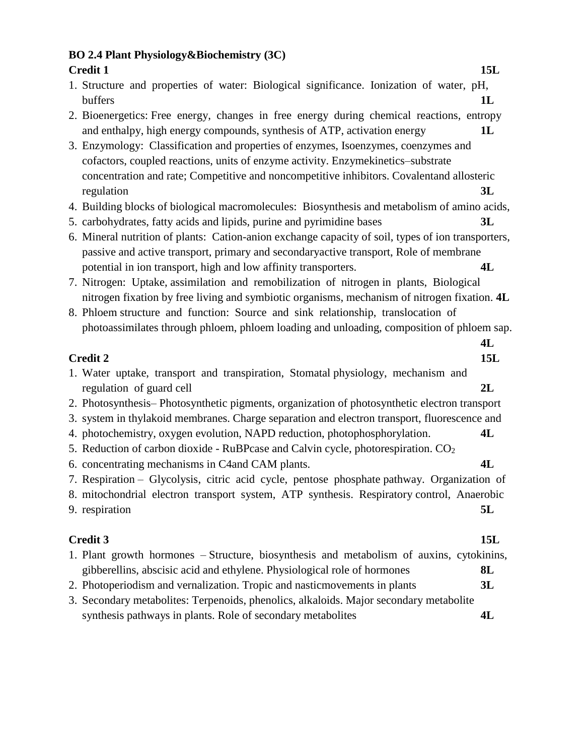**BO 2.4 Plant Physiology&Biochemistry (3C)**

**Credit 1** **15L**

1. Structure and properties of water: Biological significance. Ionization of water, pH, buffers **1L**
2. Bioenergetics: Free energy, changes in free energy during chemical reactions, entropy and enthalpy, high energy compounds, synthesis of ATP, activation energy **1L**
3. Enzymology: Classification and properties of enzymes, Isoenzymes, coenzymes and cofactors, coupled reactions, units of enzyme activity. Enzymekinetics–substrate concentration and rate; Competitive and noncompetitive inhibitors. Covalentand allosteric regulation **3L**
4. Building blocks of biological macromolecules: Biosynthesis and metabolism of amino acids,
5. carbohydrates, fatty acids and lipids, purine and pyrimidine bases **3L**
6. Mineral nutrition of plants: Cation-anion exchange capacity of soil, types of ion transporters, passive and active transport, primary and secondaryactive transport, Role of membrane potential in ion transport, high and low affinity transporters. **4L**
7. Nitrogen: Uptake, assimilation and remobilization of nitrogen in plants, Biological nitrogen fixation by free living and symbiotic organisms, mechanism of nitrogen fixation. **4L**
8. Phloem structure and function: Source and sink relationship, translocation of photoassimilates through phloem, phloem loading and unloading, composition of phloem sap. **4L**

**Credit 2** **15L**

1. Water uptake, transport and transpiration, Stomatal physiology, mechanism and regulation of guard cell **2L**
2. Photosynthesis– Photosynthetic pigments, organization of photosynthetic electron transport
3. system in thylakoid membranes. Charge separation and electron transport, fluorescence and
4. photochemistry, oxygen evolution, NAPD reduction, photophosphorylation. **4L**
5. Reduction of carbon dioxide - RuBPcase and Calvin cycle, photorespiration. $CO_2$
6. concentrating mechanisms in C4and CAM plants. **4L**
7. Respiration – Glycolysis, citric acid cycle, pentose phosphate pathway. Organization of
8. mitochondrial electron transport system, ATP synthesis. Respiratory control, Anaerobic
9. respiration **5L**

**Credit 3** **15L**

1. Plant growth hormones – Structure, biosynthesis and metabolism of auxins, cytokinins, gibberellins, abscisic acid and ethylene. Physiological role of hormones **8L**
2. Photoperiodism and vernalization. Tropic and nasticmovements in plants **3L**
3. Secondary metabolites: Terpenoids, phenolics, alkaloids. Major secondary metabolite synthesis pathways in plants. Role of secondary metabolites **4L**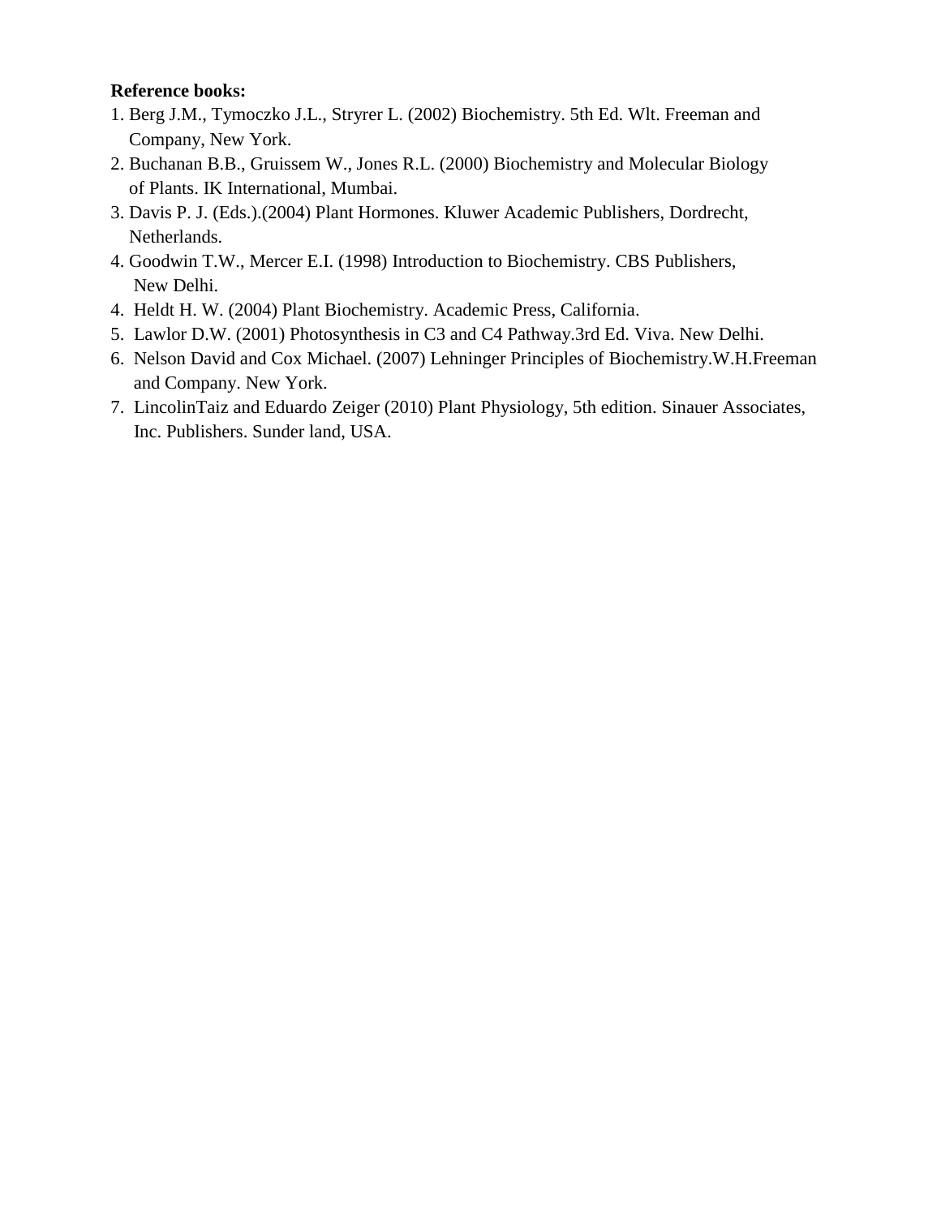**Reference books:**

1. Berg J.M., Tymoczko J.L., Stryrer L. (2002) Biochemistry. 5th Ed. Wlt. Freeman and Company, New York.
2. Buchanan B.B., Gruissem W., Jones R.L. (2000) Biochemistry and Molecular Biology of Plants. IK International, Mumbai.
3. Davis P. J. (Eds.).(2004) Plant Hormones. Kluwer Academic Publishers, Dordrecht, Netherlands.
4. Goodwin T.W., Mercer E.I. (1998) Introduction to Biochemistry. CBS Publishers, New Delhi.
4. Heldt H. W. (2004) Plant Biochemistry. Academic Press, California.
5. Lawlor D.W. (2001) Photosynthesis in C3 and C4 Pathway.3rd Ed. Viva. New Delhi.
6. Nelson David and Cox Michael. (2007) Lehninger Principles of Biochemistry.W.H.Freeman and Company. New York.
7. LincolinTaiz and Eduardo Zeiger (2010) Plant Physiology, 5th edition. Sinauer Associates, Inc. Publishers. Sunder land, USA.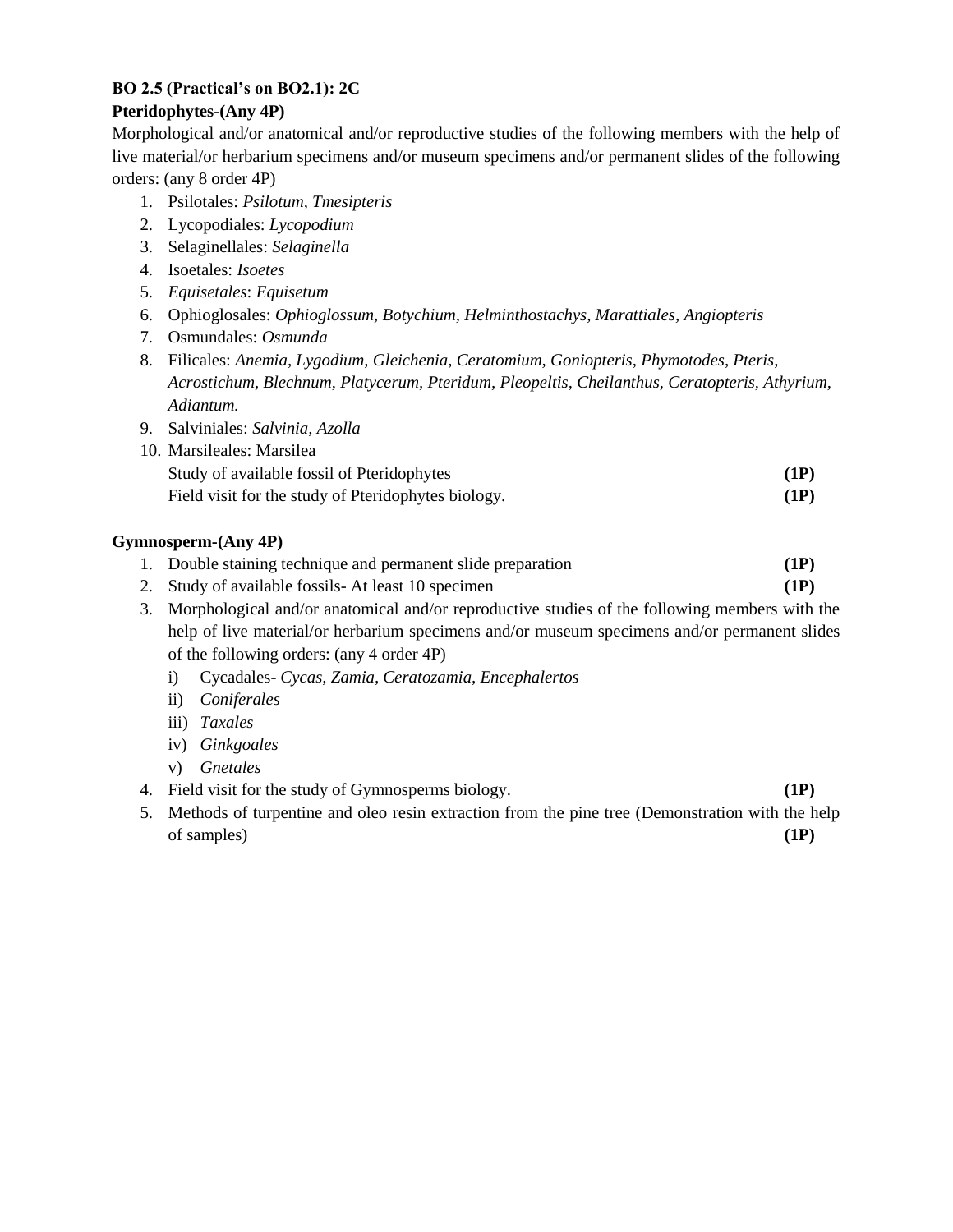**BO 2.5 (Practical's on BO2.1): 2C**

**Pteridophytes-(Any 4P)**

Morphological and/or anatomical and/or reproductive studies of the following members with the help of live material/or herbarium specimens and/or museum specimens and/or permanent slides of the following orders: (any 8 order 4P)

1. Psilotales: *Psilotum, Tmesipteris*
2. Lycopodiales: *Lycopodium*
3. Selaginellales: *Selaginella*
4. Isoetales: *Isoetes*
5. *Equisetales*: *Equisetum*
6. Ophioglosales: *Ophioglossum, Botychium, Helminthostachys, Marattiales, Angiopteris*
7. Osmundales: *Osmunda*
8. Filicales: *Anemia, Lygodium, Gleichenia, Ceratomium, Goniopteris, Phymotodes, Pteris, Acrostichum, Blechnum, Platycerum, Pteridum, Pleopeltis, Cheilanthus, Ceratopteris, Athyrium, Adiantum.*
9. Salviniales: *Salvinia, Azolla*
10. Marsileales: Marsilea

    Study of available fossil of Pteridophytes **(1P)**

    Field visit for the study of Pteridophytes biology. **(1P)**

**Gymnosperm-(Any 4P)**

1. Double staining technique and permanent slide preparation **(1P)**
2. Study of available fossils- At least 10 specimen **(1P)**
3. Morphological and/or anatomical and/or reproductive studies of the following members with the help of live material/or herbarium specimens and/or museum specimens and/or permanent slides of the following orders: (any 4 order 4P)
    i) Cycadales- *Cycas, Zamia, Ceratozamia, Encephalertos*
    ii) *Coniferales*
    iii) *Taxales*
    iv) *Ginkgoales*
    v) *Gnetales*
4. Field visit for the study of Gymnosperms biology. **(1P)**
5. Methods of turpentine and oleo resin extraction from the pine tree (Demonstration with the help of samples) **(1P)**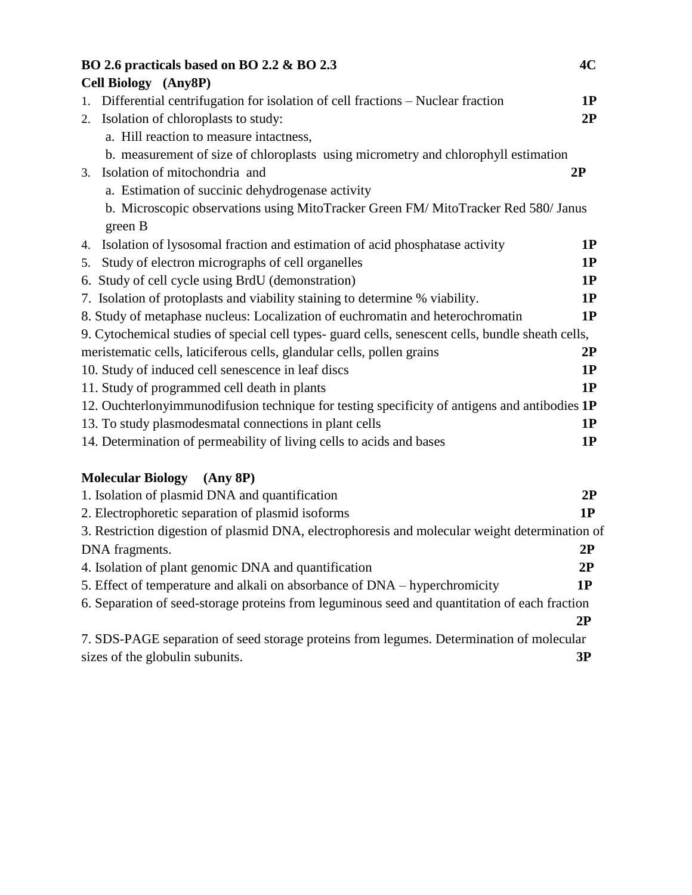**BO 2.6 practicals based on BO 2.2 & BO 2.3** **4C**

**Cell Biology (Any8P)**

1. Differential centrifugation for isolation of cell fractions – Nuclear fraction **1P**
2. Isolation of chloroplasts to study: **2P**
   a. Hill reaction to measure intactness,
   b. measurement of size of chloroplasts using micrometry and chlorophyll estimation
3. Isolation of mitochondria and **2P**
   a. Estimation of succinic dehydrogenase activity
   b. Microscopic observations using MitoTracker Green FM/ MitoTracker Red 580/ Janus green B
4. Isolation of lysosomal fraction and estimation of acid phosphatase activity **1P**
5. Study of electron micrographs of cell organelles **1P**
6. Study of cell cycle using BrdU (demonstration) **1P**
7. Isolation of protoplasts and viability staining to determine % viability. **1P**
8. Study of metaphase nucleus: Localization of euchromatin and heterochromatin **1P**
9. Cytochemical studies of special cell types- guard cells, senescent cells, bundle sheath cells, meristematic cells, laticiferous cells, glandular cells, pollen grains **2P**
10. Study of induced cell senescence in leaf discs **1P**
11. Study of programmed cell death in plants **1P**
12. Ouchterlonyimmunodifusion technique for testing specificity of antigens and antibodies **1P**
13. To study plasmodesmatal connections in plant cells **1P**
14. Determination of permeability of living cells to acids and bases **1P**

**Molecular Biology (Any 8P)**

1. Isolation of plasmid DNA and quantification **2P**
2. Electrophoretic separation of plasmid isoforms **1P**
3. Restriction digestion of plasmid DNA, electrophoresis and molecular weight determination of DNA fragments. **2P**
4. Isolation of plant genomic DNA and quantification **2P**
5. Effect of temperature and alkali on absorbance of DNA – hyperchromicity **1P**
6. Separation of seed-storage proteins from leguminous seed and quantitation of each fraction **2P**
7. SDS-PAGE separation of seed storage proteins from legumes. Determination of molecular sizes of the globulin subunits. **3P**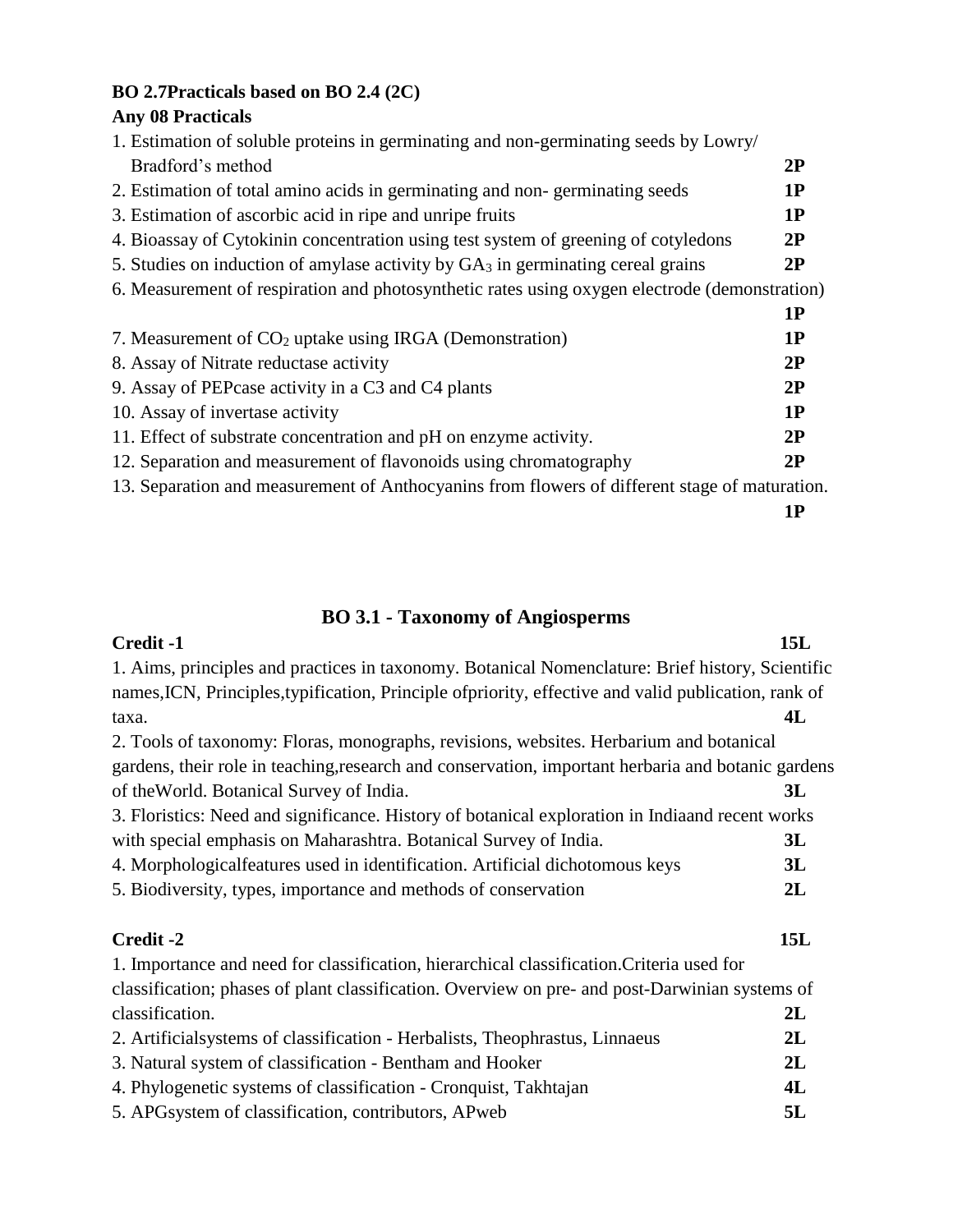**BO 2.7Practicals based on BO 2.4 (2C)**

**Any 08 Practicals**

1. Estimation of soluble proteins in germinating and non-germinating seeds by Lowry/ Bradford's method **2P**
2. Estimation of total amino acids in germinating and non- germinating seeds **1P**
3. Estimation of ascorbic acid in ripe and unripe fruits **1P**
4. Bioassay of Cytokinin concentration using test system of greening of cotyledons **2P**
5. Studies on induction of amylase activity by $GA_3$ in germinating cereal grains **2P**
6. Measurement of respiration and photosynthetic rates using oxygen electrode (demonstration) **1P**
7. Measurement of $CO_2$ uptake using IRGA (Demonstration) **1P**
8. Assay of Nitrate reductase activity **2P**
9. Assay of PEPcase activity in a C3 and C4 plants **2P**
10. Assay of invertase activity **1P**
11. Effect of substrate concentration and pH on enzyme activity. **2P**
12. Separation and measurement of flavonoids using chromatography **2P**
13. Separation and measurement of Anthocyanins from flowers of different stage of maturation. **1P**

## BO 3.1 - Taxonomy of Angiosperms

**Credit -1** **15L**

1. Aims, principles and practices in taxonomy. Botanical Nomenclature: Brief history, Scientific names,ICN, Principles,typification, Principle ofpriority, effective and valid publication, rank of taxa. **4L**
2. Tools of taxonomy: Floras, monographs, revisions, websites. Herbarium and botanical gardens, their role in teaching,research and conservation, important herbaria and botanic gardens of theWorld. Botanical Survey of India. **3L**
3. Floristics: Need and significance. History of botanical exploration in Indiaand recent works with special emphasis on Maharashtra. Botanical Survey of India. **3L**
4. Morphologicalfeatures used in identification. Artificial dichotomous keys **3L**
5. Biodiversity, types, importance and methods of conservation **2L**

**Credit -2** **15L**

1. Importance and need for classification, hierarchical classification.Criteria used for classification; phases of plant classification. Overview on pre- and post-Darwinian systems of classification. **2L**
2. Artificialsystems of classification - Herbalists, Theophrastus, Linnaeus **2L**
3. Natural system of classification - Bentham and Hooker **2L**
4. Phylogenetic systems of classification - Cronquist, Takhtajan **4L**
5. APGsystem of classification, contributors, APweb **5L**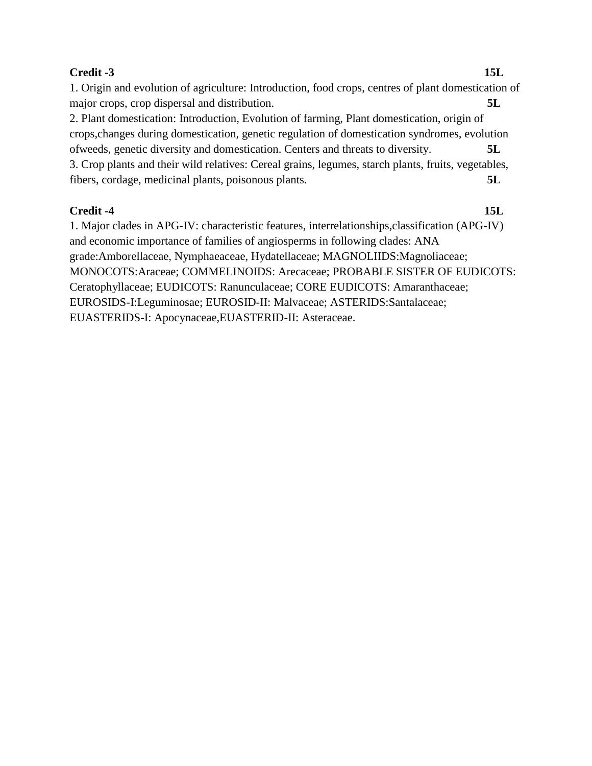**Credit -3** **15L**

1. Origin and evolution of agriculture: Introduction, food crops, centres of plant domestication of major crops, crop dispersal and distribution. **5L**
2. Plant domestication: Introduction, Evolution of farming, Plant domestication, origin of crops,changes during domestication, genetic regulation of domestication syndromes, evolution ofweeds, genetic diversity and domestication. Centers and threats to diversity. **5L**
3. Crop plants and their wild relatives: Cereal grains, legumes, starch plants, fruits, vegetables, fibers, cordage, medicinal plants, poisonous plants. **5L**

**Credit -4** **15L**

1. Major clades in APG-IV: characteristic features, interrelationships,classification (APG-IV) and economic importance of families of angiosperms in following clades: ANA grade:Amborellaceae, Nymphaeaceae, Hydatellaceae; MAGNOLIIDS:Magnoliaceae; MONOCOTS:Araceae; COMMELINOIDS: Arecaceae; PROBABLE SISTER OF EUDICOTS: Ceratophyllaceae; EUDICOTS: Ranunculaceae; CORE EUDICOTS: Amaranthaceae; EUROSIDS-I:Leguminosae; EUROSID-II: Malvaceae; ASTERIDS:Santalaceae; EUASTERIDS-I: Apocynaceae,EUASTERID-II: Asteraceae.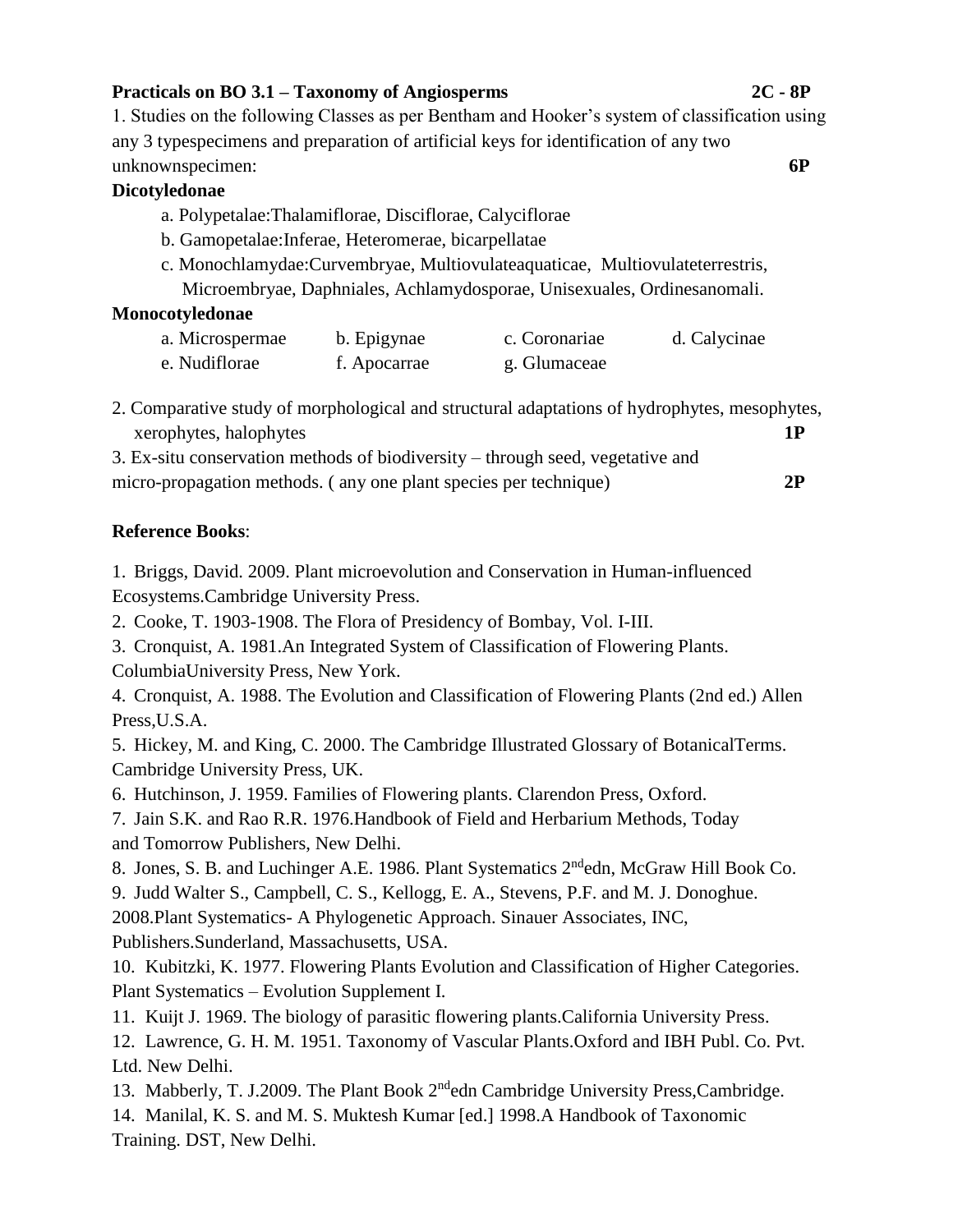**Practicals on BO 3.1 – Taxonomy of Angiosperms** **2C - 8P**

1. Studies on the following Classes as per Bentham and Hooker's system of classification using any 3 typespecimens and preparation of artificial keys for identification of any two unknownspecimen: **6P**

**Dicotyledonae**

a. Polypetalae:Thalamiflorae, Disciflorae, Calyciflorae

b. Gamopetalae:Inferae, Heteromerae, bicarpellatae

c. Monochlamydae:Curvembryae, Multiovulateaquaticae, Multiovulateterrestris, Microembryae, Daphniales, Achlamydosporae, Unisexuales, Ordinesanomali.

**Monocotyledonae**

a. Microspermae b. Epigynae c. Coronariae d. Calycinae
e. Nudiflorae f. Apocarrae g. Glumaceae

2. Comparative study of morphological and structural adaptations of hydrophytes, mesophytes, xerophytes, halophytes **1P**

3. Ex-situ conservation methods of biodiversity – through seed, vegetative and micro-propagation methods. ( any one plant species per technique) **2P**

**Reference Books**:

1. Briggs, David. 2009. Plant microevolution and Conservation in Human-influenced Ecosystems.Cambridge University Press.
2. Cooke, T. 1903-1908. The Flora of Presidency of Bombay, Vol. I-III.
3. Cronquist, A. 1981.An Integrated System of Classification of Flowering Plants. ColumbiaUniversity Press, New York.
4. Cronquist, A. 1988. The Evolution and Classification of Flowering Plants (2nd ed.) Allen Press,U.S.A.
5. Hickey, M. and King, C. 2000. The Cambridge Illustrated Glossary of BotanicalTerms. Cambridge University Press, UK.
6. Hutchinson, J. 1959. Families of Flowering plants. Clarendon Press, Oxford.
7. Jain S.K. and Rao R.R. 1976.Handbook of Field and Herbarium Methods, Today and Tomorrow Publishers, New Delhi.
8. Jones, S. B. and Luchinger A.E. 1986. Plant Systematics 2ndedn, McGraw Hill Book Co.
9. Judd Walter S., Campbell, C. S., Kellogg, E. A., Stevens, P.F. and M. J. Donoghue. 2008.Plant Systematics- A Phylogenetic Approach. Sinauer Associates, INC, Publishers.Sunderland, Massachusetts, USA.
10. Kubitzki, K. 1977. Flowering Plants Evolution and Classification of Higher Categories. Plant Systematics – Evolution Supplement I.
11. Kuijt J. 1969. The biology of parasitic flowering plants.California University Press.
12. Lawrence, G. H. M. 1951. Taxonomy of Vascular Plants.Oxford and IBH Publ. Co. Pvt. Ltd. New Delhi.
13. Mabberly, T. J.2009. The Plant Book 2ndedn Cambridge University Press,Cambridge.
14. Manilal, K. S. and M. S. Muktesh Kumar [ed.] 1998.A Handbook of Taxonomic Training. DST, New Delhi.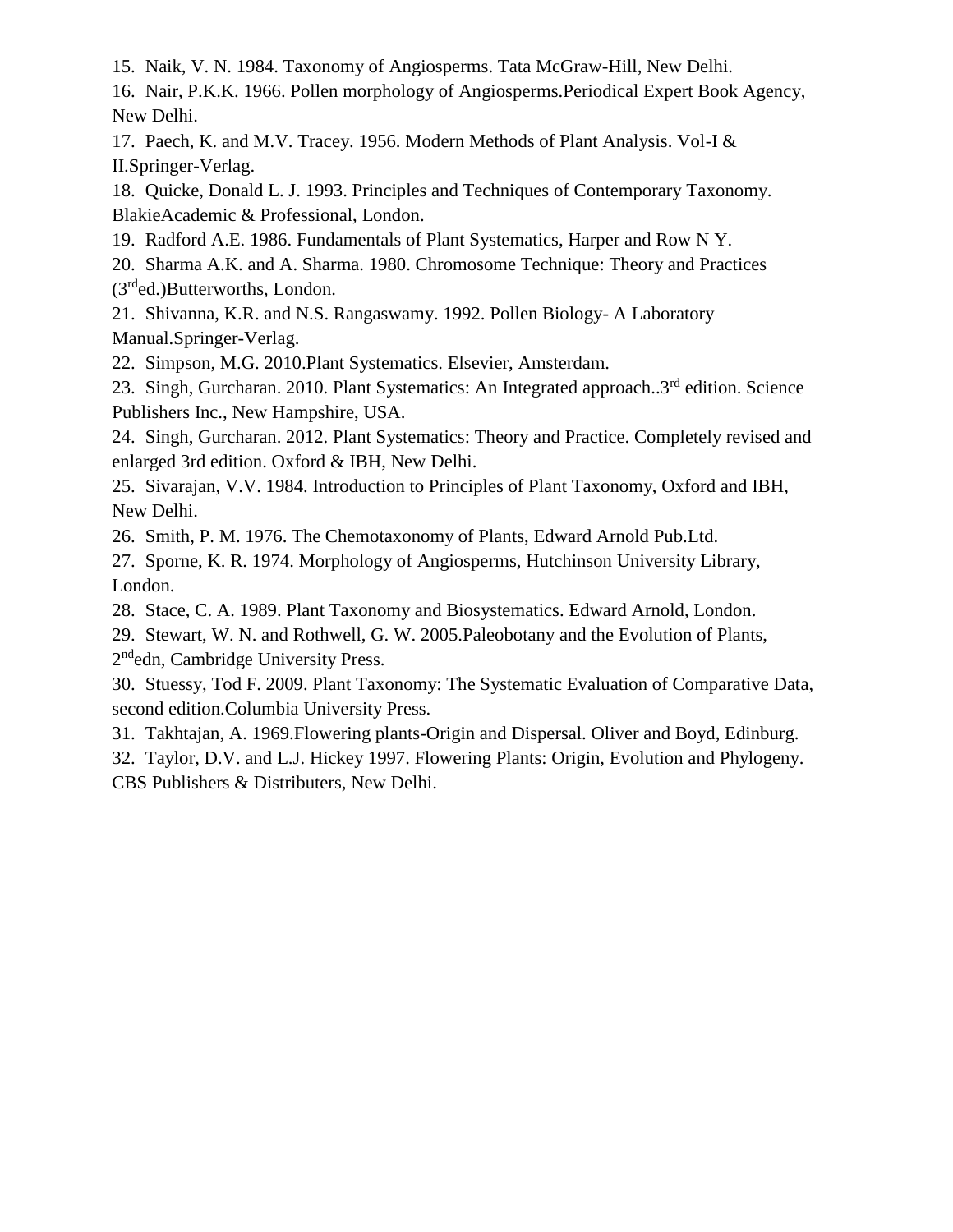15. Naik, V. N. 1984. Taxonomy of Angiosperms. Tata McGraw-Hill, New Delhi.
16. Nair, P.K.K. 1966. Pollen morphology of Angiosperms.Periodical Expert Book Agency, New Delhi.
17. Paech, K. and M.V. Tracey. 1956. Modern Methods of Plant Analysis. Vol-I & II.Springer-Verlag.
18. Quicke, Donald L. J. 1993. Principles and Techniques of Contemporary Taxonomy. BlakieAcademic & Professional, London.
19. Radford A.E. 1986. Fundamentals of Plant Systematics, Harper and Row N Y.
20. Sharma A.K. and A. Sharma. 1980. Chromosome Technique: Theory and Practices (3rded.)Butterworths, London.
21. Shivanna, K.R. and N.S. Rangaswamy. 1992. Pollen Biology- A Laboratory Manual.Springer-Verlag.
22. Simpson, M.G. 2010.Plant Systematics. Elsevier, Amsterdam.
23. Singh, Gurcharan. 2010. Plant Systematics: An Integrated approach..3rd edition. Science Publishers Inc., New Hampshire, USA.
24. Singh, Gurcharan. 2012. Plant Systematics: Theory and Practice. Completely revised and enlarged 3rd edition. Oxford & IBH, New Delhi.
25. Sivarajan, V.V. 1984. Introduction to Principles of Plant Taxonomy, Oxford and IBH, New Delhi.
26. Smith, P. M. 1976. The Chemotaxonomy of Plants, Edward Arnold Pub.Ltd.
27. Sporne, K. R. 1974. Morphology of Angiosperms, Hutchinson University Library, London.
28. Stace, C. A. 1989. Plant Taxonomy and Biosystematics. Edward Arnold, London.
29. Stewart, W. N. and Rothwell, G. W. 2005.Paleobotany and the Evolution of Plants, 2ndedn, Cambridge University Press.
30. Stuessy, Tod F. 2009. Plant Taxonomy: The Systematic Evaluation of Comparative Data, second edition.Columbia University Press.
31. Takhtajan, A. 1969.Flowering plants-Origin and Dispersal. Oliver and Boyd, Edinburg.
32. Taylor, D.V. and L.J. Hickey 1997. Flowering Plants: Origin, Evolution and Phylogeny. CBS Publishers & Distributers, New Delhi.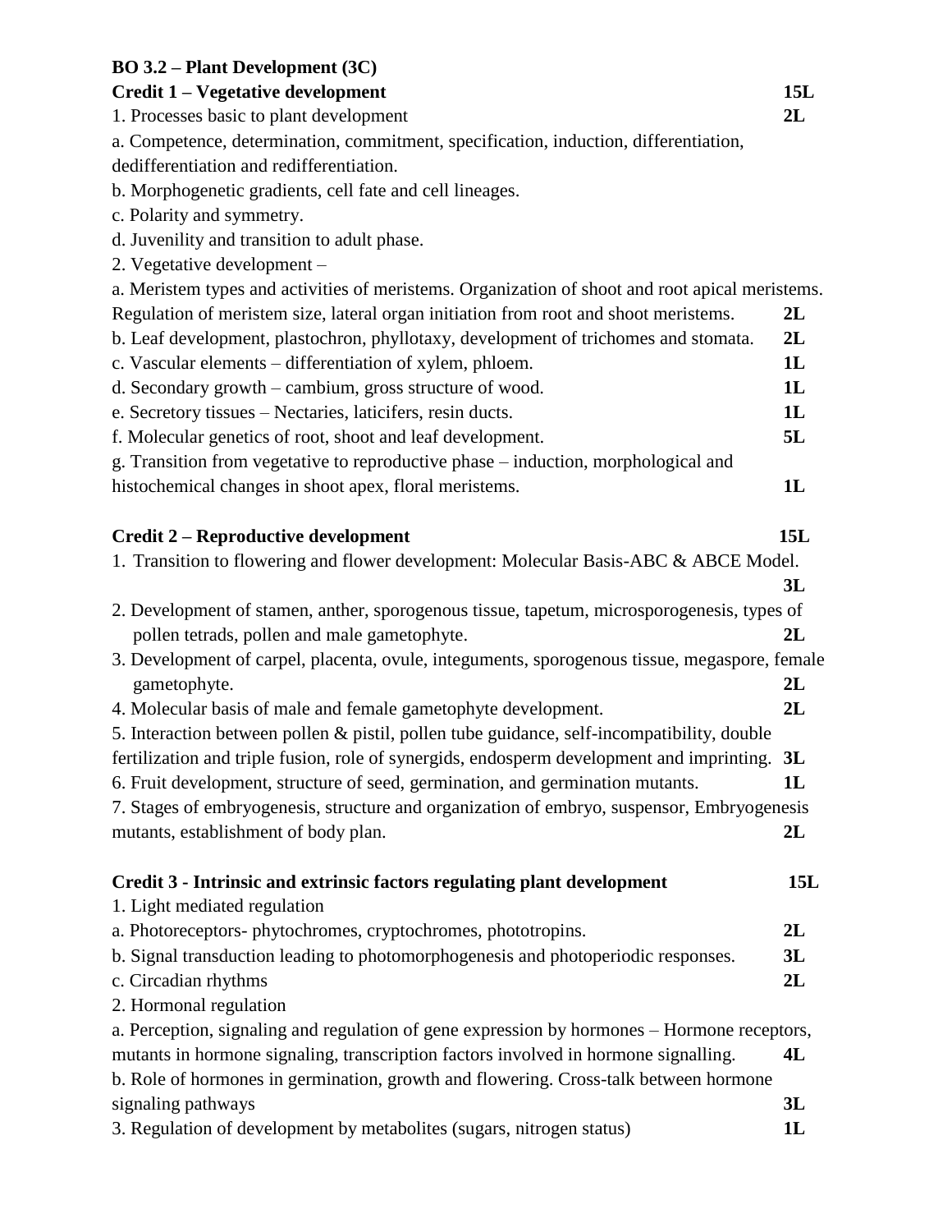**BO 3.2 – Plant Development (3C)**

**Credit 1 – Vegetative development** **15L**

1. Processes basic to plant development **2L**

a. Competence, determination, commitment, specification, induction, differentiation, dedifferentiation and redifferentiation.

b. Morphogenetic gradients, cell fate and cell lineages.

c. Polarity and symmetry.

d. Juvenility and transition to adult phase.

2. Vegetative development –

a. Meristem types and activities of meristems. Organization of shoot and root apical meristems. Regulation of meristem size, lateral organ initiation from root and shoot meristems. **2L**

b. Leaf development, plastochron, phyllotaxy, development of trichomes and stomata. **2L**

c. Vascular elements – differentiation of xylem, phloem. **1L**

d. Secondary growth – cambium, gross structure of wood. **1L**

e. Secretory tissues – Nectaries, laticifers, resin ducts. **1L**

f. Molecular genetics of root, shoot and leaf development. **5L**

g. Transition from vegetative to reproductive phase – induction, morphological and histochemical changes in shoot apex, floral meristems. **1L**

**Credit 2 – Reproductive development** **15L**

1. Transition to flowering and flower development: Molecular Basis-ABC & ABCE Model. **3L**
2. Development of stamen, anther, sporogenous tissue, tapetum, microsporogenesis, types of pollen tetrads, pollen and male gametophyte. **2L**
3. Development of carpel, placenta, ovule, integuments, sporogenous tissue, megaspore, female gametophyte. **2L**
4. Molecular basis of male and female gametophyte development. **2L**
5. Interaction between pollen & pistil, pollen tube guidance, self-incompatibility, double fertilization and triple fusion, role of synergids, endosperm development and imprinting. **3L**
6. Fruit development, structure of seed, germination, and germination mutants. **1L**
7. Stages of embryogenesis, structure and organization of embryo, suspensor, Embryogenesis mutants, establishment of body plan. **2L**

**Credit 3 - Intrinsic and extrinsic factors regulating plant development** **15L**

1. Light mediated regulation

a. Photoreceptors- phytochromes, cryptochromes, phototropins. **2L**

b. Signal transduction leading to photomorphogenesis and photoperiodic responses. **3L**

c. Circadian rhythms **2L**

2. Hormonal regulation

a. Perception, signaling and regulation of gene expression by hormones – Hormone receptors, mutants in hormone signaling, transcription factors involved in hormone signalling. **4L**

b. Role of hormones in germination, growth and flowering. Cross-talk between hormone signaling pathways **3L**

3. Regulation of development by metabolites (sugars, nitrogen status) **1L**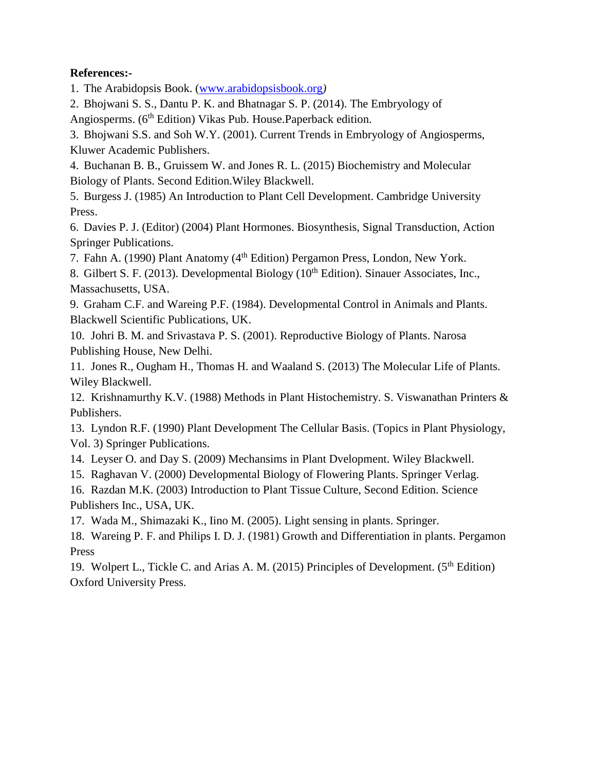**References:-**

1. The Arabidopsis Book. ([www.arabidopsisbook.org](http://www.arabidopsisbook.org)*)*
2. Bhojwani S. S., Dantu P. K. and Bhatnagar S. P. (2014). The Embryology of Angiosperms. (6th Edition) Vikas Pub. House.Paperback edition.
3. Bhojwani S.S. and Soh W.Y. (2001). Current Trends in Embryology of Angiosperms, Kluwer Academic Publishers.
4. Buchanan B. B., Gruissem W. and Jones R. L. (2015) Biochemistry and Molecular Biology of Plants. Second Edition.Wiley Blackwell.
5. Burgess J. (1985) An Introduction to Plant Cell Development. Cambridge University Press.
6. Davies P. J. (Editor) (2004) Plant Hormones. Biosynthesis, Signal Transduction, Action Springer Publications.
7. Fahn A. (1990) Plant Anatomy (4th Edition) Pergamon Press, London, New York.
8. Gilbert S. F. (2013). Developmental Biology (10th Edition). Sinauer Associates, Inc., Massachusetts, USA.
9. Graham C.F. and Wareing P.F. (1984). Developmental Control in Animals and Plants. Blackwell Scientific Publications, UK.
10. Johri B. M. and Srivastava P. S. (2001). Reproductive Biology of Plants. Narosa Publishing House, New Delhi.
11. Jones R., Ougham H., Thomas H. and Waaland S. (2013) The Molecular Life of Plants. Wiley Blackwell.
12. Krishnamurthy K.V. (1988) Methods in Plant Histochemistry. S. Viswanathan Printers & Publishers.
13. Lyndon R.F. (1990) Plant Development The Cellular Basis. (Topics in Plant Physiology, Vol. 3) Springer Publications.
14. Leyser O. and Day S. (2009) Mechansims in Plant Dvelopment. Wiley Blackwell.
15. Raghavan V. (2000) Developmental Biology of Flowering Plants. Springer Verlag.
16. Razdan M.K. (2003) Introduction to Plant Tissue Culture, Second Edition. Science Publishers Inc., USA, UK.
17. Wada M., Shimazaki K., Iino M. (2005). Light sensing in plants. Springer.
18. Wareing P. F. and Philips I. D. J. (1981) Growth and Differentiation in plants. Pergamon Press
19. Wolpert L., Tickle C. and Arias A. M. (2015) Principles of Development. (5th Edition) Oxford University Press.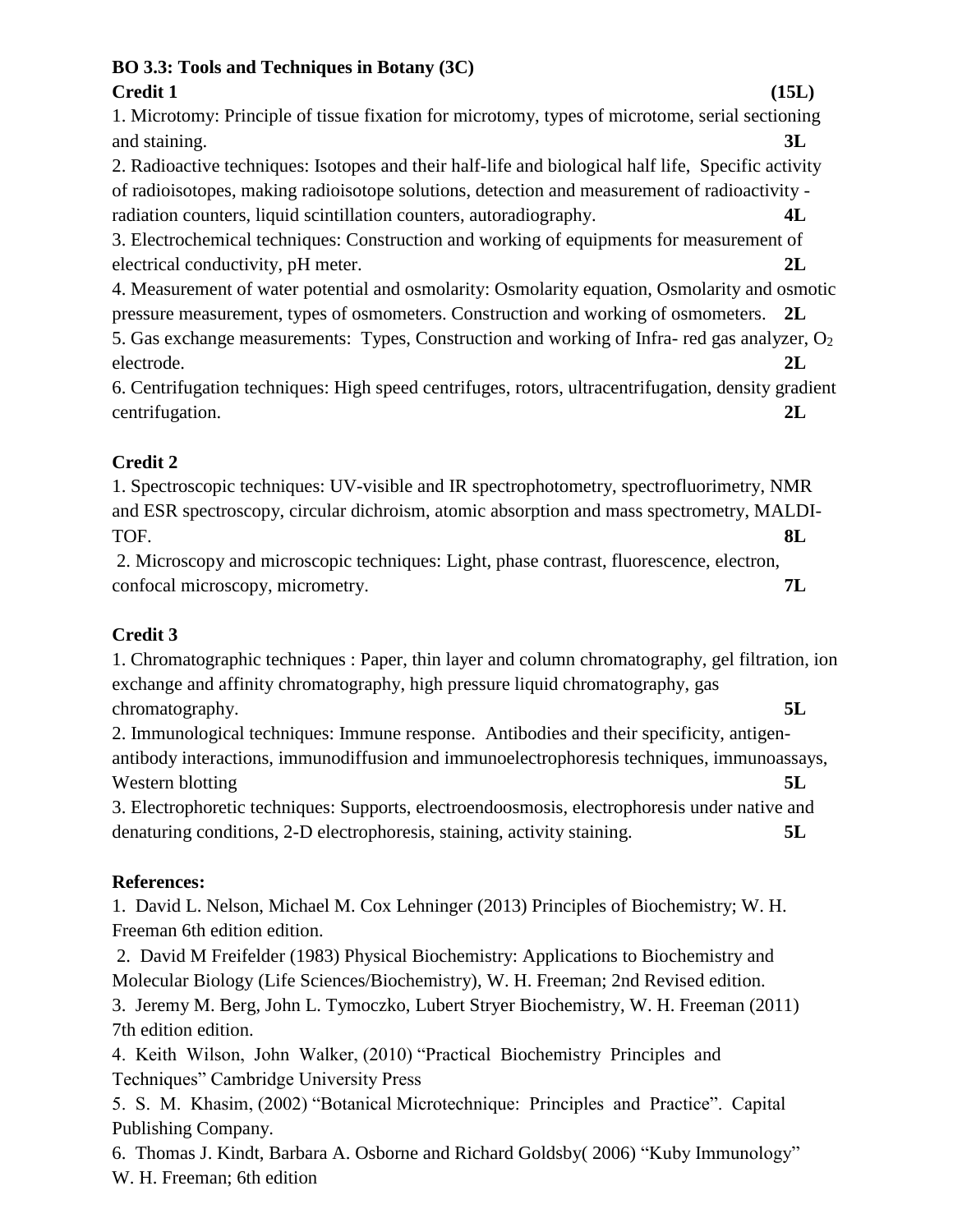**BO 3.3: Tools and Techniques in Botany (3C)**

**Credit 1** **(15L)**

1. Microtomy: Principle of tissue fixation for microtomy, types of microtome, serial sectioning and staining. **3L**
2. Radioactive techniques: Isotopes and their half-life and biological half life, Specific activity of radioisotopes, making radioisotope solutions, detection and measurement of radioactivity - radiation counters, liquid scintillation counters, autoradiography. **4L**
3. Electrochemical techniques: Construction and working of equipments for measurement of electrical conductivity, pH meter. **2L**
4. Measurement of water potential and osmolarity: Osmolarity equation, Osmolarity and osmotic pressure measurement, types of osmometers. Construction and working of osmometers. **2L**
5. Gas exchange measurements: Types, Construction and working of Infra- red gas analyzer, $O_2$ electrode. **2L**
6. Centrifugation techniques: High speed centrifuges, rotors, ultracentrifugation, density gradient centrifugation. **2L**

**Credit 2**

1. Spectroscopic techniques: UV-visible and IR spectrophotometry, spectrofluorimetry, NMR and ESR spectroscopy, circular dichroism, atomic absorption and mass spectrometry, MALDI-TOF. **8L**
2. Microscopy and microscopic techniques: Light, phase contrast, fluorescence, electron, confocal microscopy, micrometry. **7L**

**Credit 3**

1. Chromatographic techniques : Paper, thin layer and column chromatography, gel filtration, ion exchange and affinity chromatography, high pressure liquid chromatography, gas chromatography. **5L**
2. Immunological techniques: Immune response. Antibodies and their specificity, antigen-antibody interactions, immunodiffusion and immunoelectrophoresis techniques, immunoassays, Western blotting **5L**
3. Electrophoretic techniques: Supports, electroendoosmosis, electrophoresis under native and denaturing conditions, 2-D electrophoresis, staining, activity staining. **5L**

**References:**

1. David L. Nelson, Michael M. Cox Lehninger (2013) Principles of Biochemistry; W. H. Freeman 6th edition edition.
2. David M Freifelder (1983) Physical Biochemistry: Applications to Biochemistry and Molecular Biology (Life Sciences/Biochemistry), W. H. Freeman; 2nd Revised edition.
3. Jeremy M. Berg, John L. Tymoczko, Lubert Stryer Biochemistry, W. H. Freeman (2011) 7th edition edition.
4. Keith Wilson, John Walker, (2010) "Practical Biochemistry Principles and Techniques" Cambridge University Press
5. S. M. Khasim, (2002) "Botanical Microtechnique: Principles and Practice". Capital Publishing Company.
6. Thomas J. Kindt, Barbara A. Osborne and Richard Goldsby( 2006) "Kuby Immunology" W. H. Freeman; 6th edition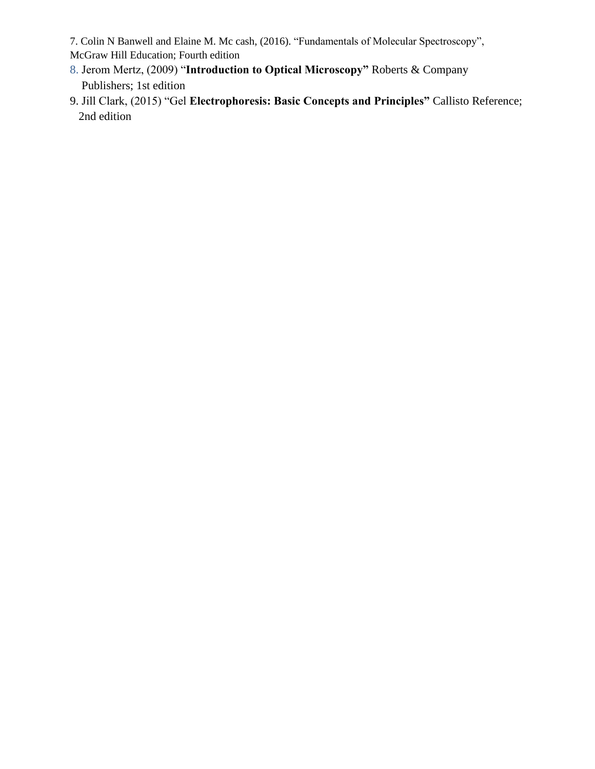7. Colin N Banwell and Elaine M. Mc cash, (2016). “Fundamentals of Molecular Spectroscopy”, McGraw Hill Education; Fourth edition
8. Jerom Mertz, (2009) “**Introduction to Optical Microscopy”** Roberts & Company Publishers; 1st edition
9. Jill Clark, (2015) “Gel **Electrophoresis: Basic Concepts and Principles”** Callisto Reference; 2nd edition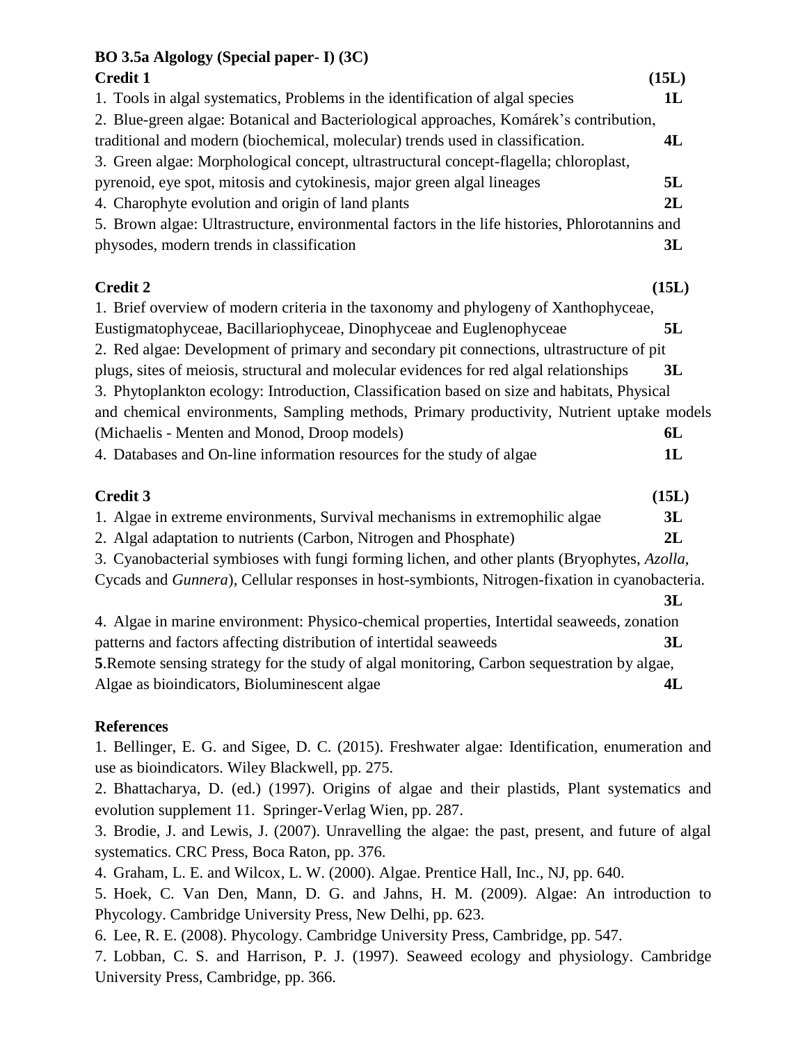**BO 3.5a Algology (Special paper- I) (3C)**

**Credit 1** **(15L)**

1. Tools in algal systematics, Problems in the identification of algal species **1L**
2. Blue-green algae: Botanical and Bacteriological approaches, Komárek's contribution, traditional and modern (biochemical, molecular) trends used in classification. **4L**
3. Green algae: Morphological concept, ultrastructural concept-flagella; chloroplast, pyrenoid, eye spot, mitosis and cytokinesis, major green algal lineages **5L**
4. Charophyte evolution and origin of land plants **2L**
5. Brown algae: Ultrastructure, environmental factors in the life histories, Phlorotannins and physodes, modern trends in classification **3L**

**Credit 2** **(15L)**

1. Brief overview of modern criteria in the taxonomy and phylogeny of Xanthophyceae, Eustigmatophyceae, Bacillariophyceae, Dinophyceae and Euglenophyceae **5L**
2. Red algae: Development of primary and secondary pit connections, ultrastructure of pit plugs, sites of meiosis, structural and molecular evidences for red algal relationships **3L**
3. Phytoplankton ecology: Introduction, Classification based on size and habitats, Physical and chemical environments, Sampling methods, Primary productivity, Nutrient uptake models (Michaelis - Menten and Monod, Droop models) **6L**
4. Databases and On-line information resources for the study of algae **1L**

**Credit 3** **(15L)**

1. Algae in extreme environments, Survival mechanisms in extremophilic algae **3L**
2. Algal adaptation to nutrients (Carbon, Nitrogen and Phosphate) **2L**
3. Cyanobacterial symbioses with fungi forming lichen, and other plants (Bryophytes, *Azolla*, Cycads and *Gunnera*), Cellular responses in host-symbionts, Nitrogen-fixation in cyanobacteria. **3L**
4. Algae in marine environment: Physico-chemical properties, Intertidal seaweeds, zonation patterns and factors affecting distribution of intertidal seaweeds **3L**
5. Remote sensing strategy for the study of algal monitoring, Carbon sequestration by algae, Algae as bioindicators, Bioluminescent algae **4L**

**References**

1. Bellinger, E. G. and Sigee, D. C. (2015). Freshwater algae: Identification, enumeration and use as bioindicators. Wiley Blackwell, pp. 275.
2. Bhattacharya, D. (ed.) (1997). Origins of algae and their plastids, Plant systematics and evolution supplement 11. Springer-Verlag Wien, pp. 287.
3. Brodie, J. and Lewis, J. (2007). Unravelling the algae: the past, present, and future of algal systematics. CRC Press, Boca Raton, pp. 376.
4. Graham, L. E. and Wilcox, L. W. (2000). Algae. Prentice Hall, Inc., NJ, pp. 640.
5. Hoek, C. Van Den, Mann, D. G. and Jahns, H. M. (2009). Algae: An introduction to Phycology. Cambridge University Press, New Delhi, pp. 623.
6. Lee, R. E. (2008). Phycology. Cambridge University Press, Cambridge, pp. 547.
7. Lobban, C. S. and Harrison, P. J. (1997). Seaweed ecology and physiology. Cambridge University Press, Cambridge, pp. 366.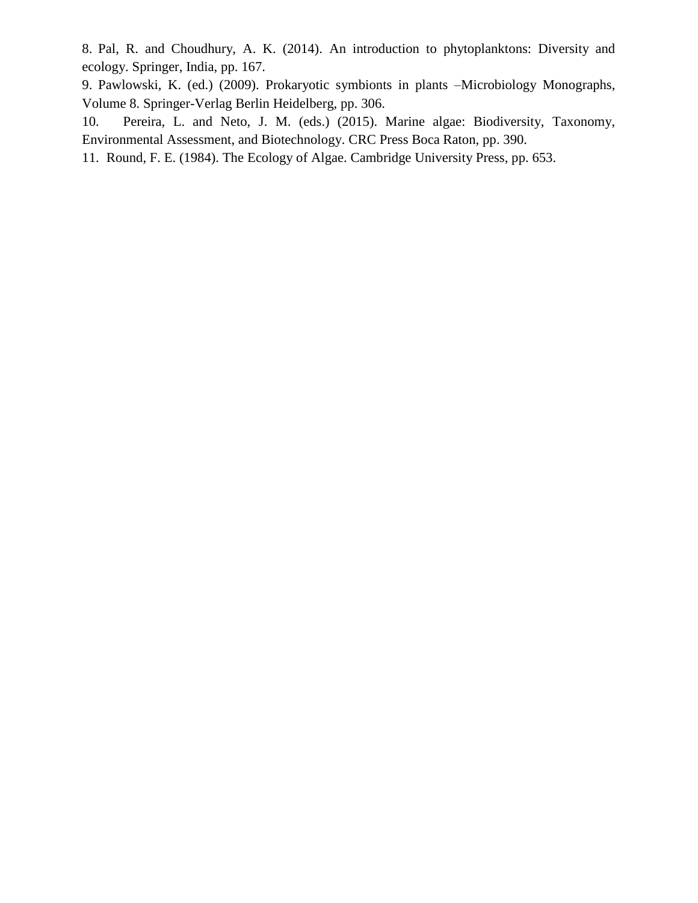8. Pal, R. and Choudhury, A. K. (2014). An introduction to phytoplanktons: Diversity and ecology. Springer, India, pp. 167.

9. Pawlowski, K. (ed.) (2009). Prokaryotic symbionts in plants –Microbiology Monographs, Volume 8. Springer-Verlag Berlin Heidelberg, pp. 306.

10. Pereira, L. and Neto, J. M. (eds.) (2015). Marine algae: Biodiversity, Taxonomy, Environmental Assessment, and Biotechnology. CRC Press Boca Raton, pp. 390.

11. Round, F. E. (1984). The Ecology of Algae. Cambridge University Press, pp. 653.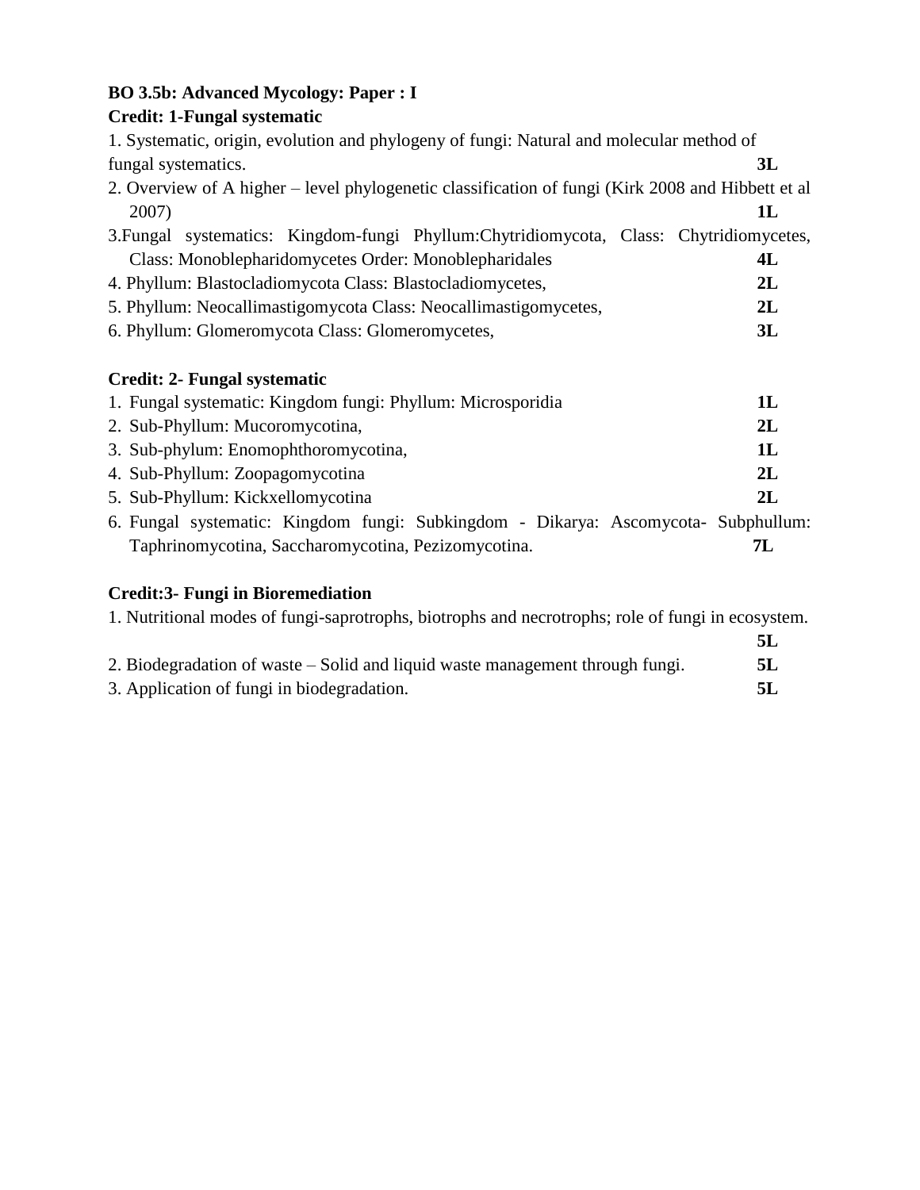**BO 3.5b: Advanced Mycology: Paper : I**

**Credit: 1-Fungal systematic**

1. Systematic, origin, evolution and phylogeny of fungi: Natural and molecular method of fungal systematics. **3L**
2. Overview of A higher – level phylogenetic classification of fungi (Kirk 2008 and Hibbett et al 2007) **1L**
3. Fungal systematics: Kingdom-fungi Phyllum:Chytridiomycota, Class: Chytridiomycetes, Class: Monoblepharidomycetes Order: Monoblepharidales **4L**
4. Phyllum: Blastocladiomycota Class: Blastocladiomycetes, **2L**
5. Phyllum: Neocallimastigomycota Class: Neocallimastigomycetes, **2L**
6. Phyllum: Glomeromycota Class: Glomeromycetes, **3L**

**Credit: 2- Fungal systematic**

1. Fungal systematic: Kingdom fungi: Phyllum: Microsporidia **1L**
2. Sub-Phyllum: Mucoromycotina, **2L**
3. Sub-phylum: Enomophthoromycotina, **1L**
4. Sub-Phyllum: Zoopagomycotina **2L**
5. Sub-Phyllum: Kickxellomycotina **2L**
6. Fungal systematic: Kingdom fungi: Subkingdom - Dikarya: Ascomycota- Subphullum: Taphrinomycotina, Saccharomycotina, Pezizomycotina. **7L**

**Credit:3- Fungi in Bioremediation**

1. Nutritional modes of fungi-saprotrophs, biotrophs and necrotrophs; role of fungi in ecosystem. **5L**
2. Biodegradation of waste – Solid and liquid waste management through fungi. **5L**
3. Application of fungi in biodegradation. **5L**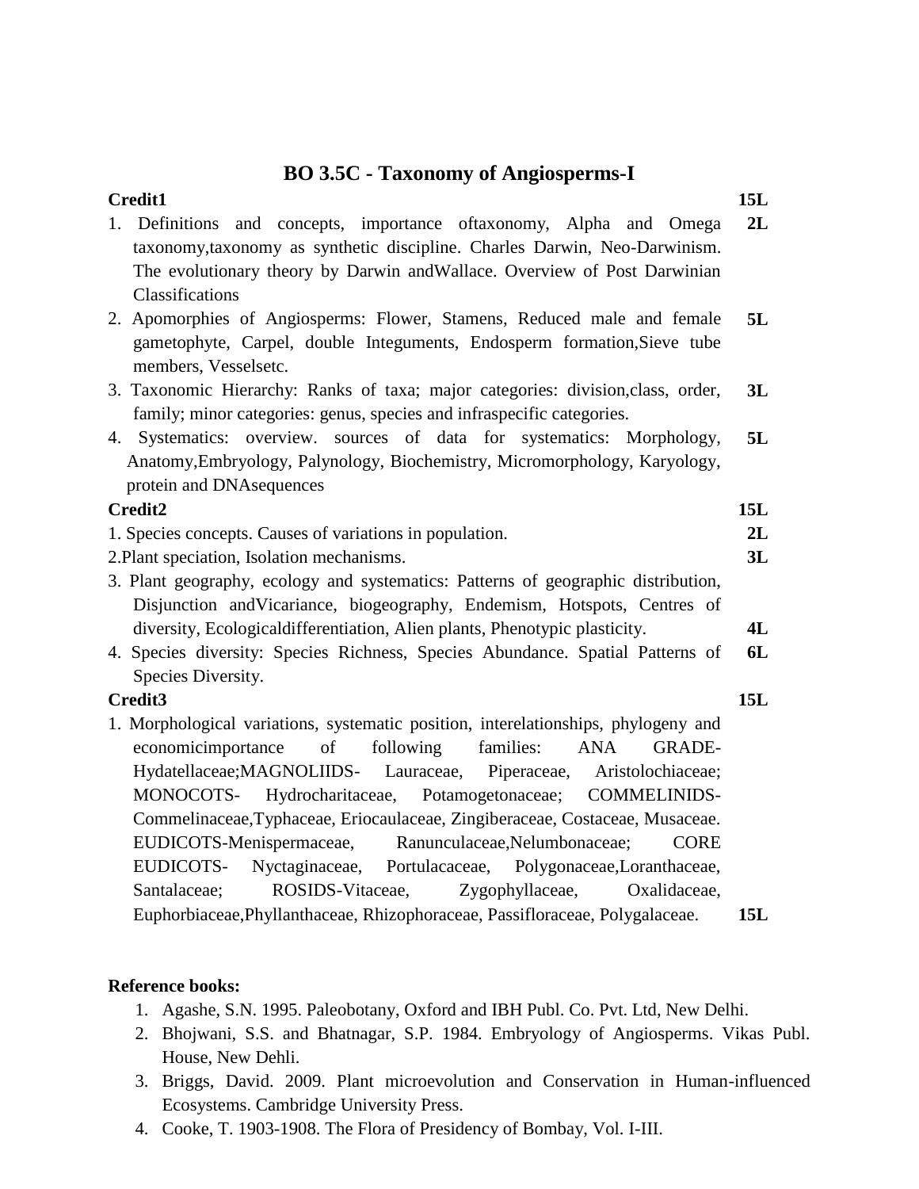## BO 3.5C - Taxonomy of Angiosperms-I

| | |
|---|---|
| **Credit1** | **15L** |
| 1. Definitions and concepts, importance oftaxonomy, Alpha and Omega taxonomy,taxonomy as synthetic discipline. Charles Darwin, Neo-Darwinism. The evolutionary theory by Darwin andWallace. Overview of Post Darwinian Classifications | **2L** |
| 2. Apomorphies of Angiosperms: Flower, Stamens, Reduced male and female gametophyte, Carpel, double Integuments, Endosperm formation,Sieve tube members, Vesselsetc. | **5L** |
| 3. Taxonomic Hierarchy: Ranks of taxa; major categories: division,class, order, family; minor categories: genus, species and infraspecific categories. | **3L** |
| 4. Systematics: overview. sources of data for systematics: Morphology, Anatomy,Embryology, Palynology, Biochemistry, Micromorphology, Karyology, protein and DNAsequences | **5L** |
| **Credit2** | **15L** |
| 1. Species concepts. Causes of variations in population. | **2L** |
| 2.Plant speciation, Isolation mechanisms. | **3L** |
| 3. Plant geography, ecology and systematics: Patterns of geographic distribution, Disjunction andVicariance, biogeography, Endemism, Hotspots, Centres of diversity, Ecologicaldifferentiation, Alien plants, Phenotypic plasticity. | **4L** |
| 4. Species diversity: Species Richness, Species Abundance. Spatial Patterns of Species Diversity. | **6L** |
| **Credit3** | **15L** |
| 1. Morphological variations, systematic position, interelationships, phylogeny and economicimportance of following families: ANA GRADE-Hydatellaceae;MAGNOLIIDS- Lauraceae, Piperaceae, Aristolochiaceae; MONOCOTS- Hydrocharitaceae, Potamogetonaceae; COMMELINIDS-Commelinaceae,Typhaceae, Eriocaulaceae, Zingiberaceae, Costaceae, Musaceae. EUDICOTS-Menispermaceae, Ranunculaceae,Nelumbonaceae; CORE EUDICOTS- Nyctaginaceae, Portulacaceae, Polygonaceae,Loranthaceae, Santalaceae; ROSIDS-Vitaceae, Zygophyllaceae, Oxalidaceae, Euphorbiaceae,Phyllanthaceae, Rhizophoraceae, Passifloraceae, Polygalaceae. | **15L** |

**Reference books:**

1. Agashe, S.N. 1995. Paleobotany, Oxford and IBH Publ. Co. Pvt. Ltd, New Delhi.
2. Bhojwani, S.S. and Bhatnagar, S.P. 1984. Embryology of Angiosperms. Vikas Publ. House, New Dehli.
3. Briggs, David. 2009. Plant microevolution and Conservation in Human-influenced Ecosystems. Cambridge University Press.
4. Cooke, T. 1903-1908. The Flora of Presidency of Bombay, Vol. I-III.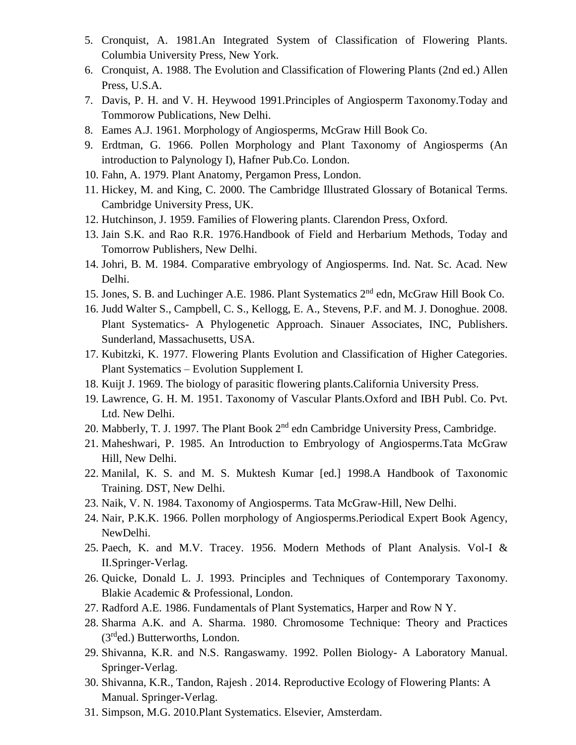5. Cronquist, A. 1981.An Integrated System of Classification of Flowering Plants. Columbia University Press, New York.
6. Cronquist, A. 1988. The Evolution and Classification of Flowering Plants (2nd ed.) Allen Press, U.S.A.
7. Davis, P. H. and V. H. Heywood 1991.Principles of Angiosperm Taxonomy.Today and Tommorow Publications, New Delhi.
8. Eames A.J. 1961. Morphology of Angiosperms, McGraw Hill Book Co.
9. Erdtman, G. 1966. Pollen Morphology and Plant Taxonomy of Angiosperms (An introduction to Palynology I), Hafner Pub.Co. London.
10. Fahn, A. 1979. Plant Anatomy, Pergamon Press, London.
11. Hickey, M. and King, C. 2000. The Cambridge Illustrated Glossary of Botanical Terms. Cambridge University Press, UK.
12. Hutchinson, J. 1959. Families of Flowering plants. Clarendon Press, Oxford.
13. Jain S.K. and Rao R.R. 1976.Handbook of Field and Herbarium Methods, Today and Tomorrow Publishers, New Delhi.
14. Johri, B. M. 1984. Comparative embryology of Angiosperms. Ind. Nat. Sc. Acad. New Delhi.
15. Jones, S. B. and Luchinger A.E. 1986. Plant Systematics 2nd edn, McGraw Hill Book Co.
16. Judd Walter S., Campbell, C. S., Kellogg, E. A., Stevens, P.F. and M. J. Donoghue. 2008. Plant Systematics- A Phylogenetic Approach. Sinauer Associates, INC, Publishers. Sunderland, Massachusetts, USA.
17. Kubitzki, K. 1977. Flowering Plants Evolution and Classification of Higher Categories. Plant Systematics – Evolution Supplement I.
18. Kuijt J. 1969. The biology of parasitic flowering plants.California University Press.
19. Lawrence, G. H. M. 1951. Taxonomy of Vascular Plants.Oxford and IBH Publ. Co. Pvt. Ltd. New Delhi.
20. Mabberly, T. J. 1997. The Plant Book 2nd edn Cambridge University Press, Cambridge.
21. Maheshwari, P. 1985. An Introduction to Embryology of Angiosperms.Tata McGraw Hill, New Delhi.
22. Manilal, K. S. and M. S. Muktesh Kumar [ed.] 1998.A Handbook of Taxonomic Training. DST, New Delhi.
23. Naik, V. N. 1984. Taxonomy of Angiosperms. Tata McGraw-Hill, New Delhi.
24. Nair, P.K.K. 1966. Pollen morphology of Angiosperms.Periodical Expert Book Agency, NewDelhi.
25. Paech, K. and M.V. Tracey. 1956. Modern Methods of Plant Analysis. Vol-I & II.Springer-Verlag.
26. Quicke, Donald L. J. 1993. Principles and Techniques of Contemporary Taxonomy. Blakie Academic & Professional, London.
27. Radford A.E. 1986. Fundamentals of Plant Systematics, Harper and Row N Y.
28. Sharma A.K. and A. Sharma. 1980. Chromosome Technique: Theory and Practices (3rd ed.) Butterworths, London.
29. Shivanna, K.R. and N.S. Rangaswamy. 1992. Pollen Biology- A Laboratory Manual. Springer-Verlag.
30. Shivanna, K.R., Tandon, Rajesh . 2014. Reproductive Ecology of Flowering Plants: A Manual. Springer-Verlag.
31. Simpson, M.G. 2010.Plant Systematics. Elsevier, Amsterdam.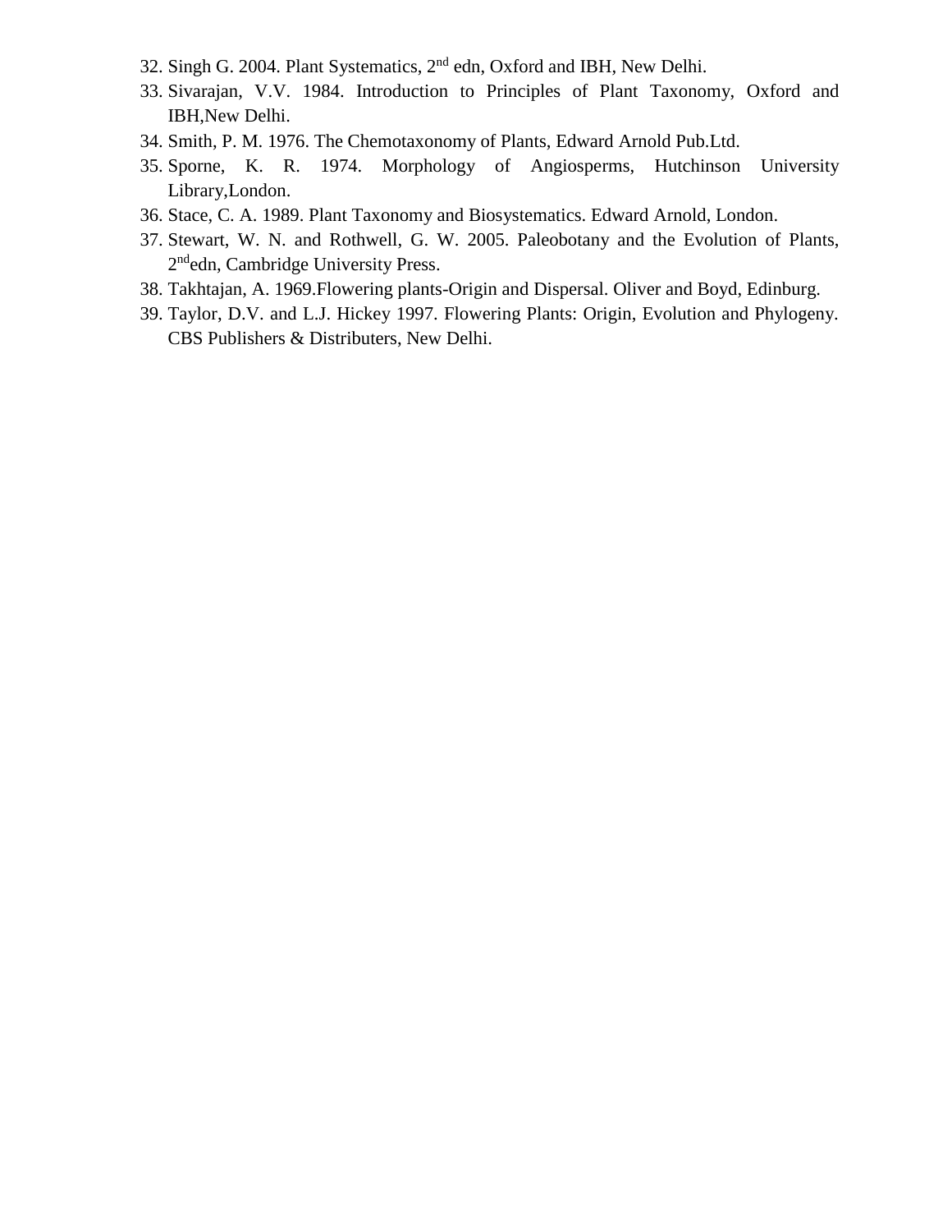32. Singh G. 2004. Plant Systematics, 2nd edn, Oxford and IBH, New Delhi.
33. Sivarajan, V.V. 1984. Introduction to Principles of Plant Taxonomy, Oxford and IBH,New Delhi.
34. Smith, P. M. 1976. The Chemotaxonomy of Plants, Edward Arnold Pub.Ltd.
35. Sporne, K. R. 1974. Morphology of Angiosperms, Hutchinson University Library,London.
36. Stace, C. A. 1989. Plant Taxonomy and Biosystematics. Edward Arnold, London.
37. Stewart, W. N. and Rothwell, G. W. 2005. Paleobotany and the Evolution of Plants, 2ndedn, Cambridge University Press.
38. Takhtajan, A. 1969.Flowering plants-Origin and Dispersal. Oliver and Boyd, Edinburg.
39. Taylor, D.V. and L.J. Hickey 1997. Flowering Plants: Origin, Evolution and Phylogeny. CBS Publishers & Distributers, New Delhi.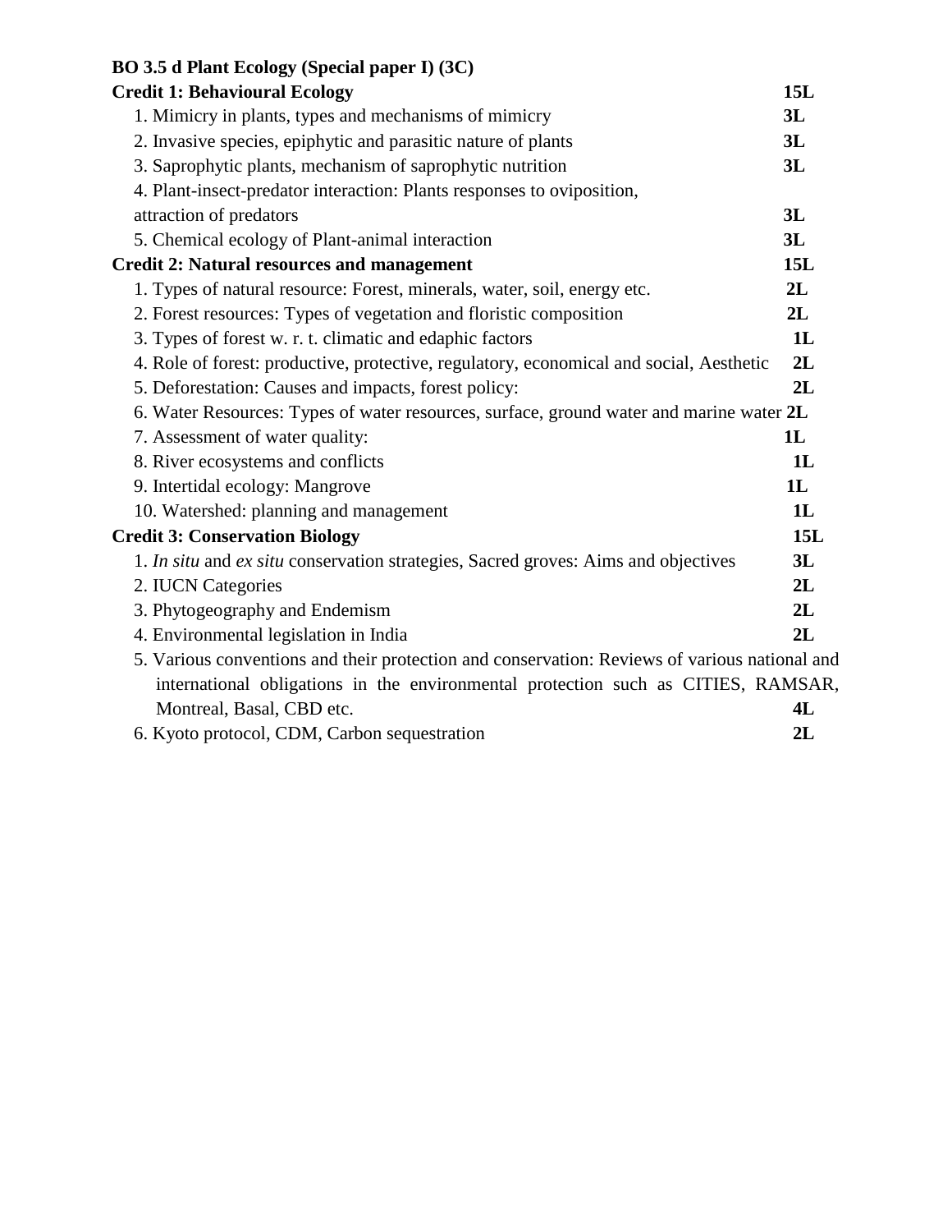**BO 3.5 d Plant Ecology (Special paper I) (3C)**

| | |
|---|---|
| **Credit 1: Behavioural Ecology** | **15L** |
| 1. Mimicry in plants, types and mechanisms of mimicry | **3L** |
| 2. Invasive species, epiphytic and parasitic nature of plants | **3L** |
| 3. Saprophytic plants, mechanism of saprophytic nutrition | **3L** |
| 4. Plant-insect-predator interaction: Plants responses to oviposition, attraction of predators | **3L** |
| 5. Chemical ecology of Plant-animal interaction | **3L** |
| **Credit 2: Natural resources and management** | **15L** |
| 1. Types of natural resource: Forest, minerals, water, soil, energy etc. | **2L** |
| 2. Forest resources: Types of vegetation and floristic composition | **2L** |
| 3. Types of forest w. r. t. climatic and edaphic factors | **1L** |
| 4. Role of forest: productive, protective, regulatory, economical and social, Aesthetic | **2L** |
| 5. Deforestation: Causes and impacts, forest policy: | **2L** |
| 6. Water Resources: Types of water resources, surface, ground water and marine water | **2L** |
| 7. Assessment of water quality: | **1L** |
| 8. River ecosystems and conflicts | **1L** |
| 9. Intertidal ecology: Mangrove | **1L** |
| 10. Watershed: planning and management | **1L** |
| **Credit 3: Conservation Biology** | **15L** |
| 1. *In situ* and *ex situ* conservation strategies, Sacred groves: Aims and objectives | **3L** |
| 2. IUCN Categories | **2L** |
| 3. Phytogeography and Endemism | **2L** |
| 4. Environmental legislation in India | **2L** |
| 5. Various conventions and their protection and conservation: Reviews of various national and international obligations in the environmental protection such as CITIES, RAMSAR, Montreal, Basal, CBD etc. | **4L** |
| 6. Kyoto protocol, CDM, Carbon sequestration | **2L** |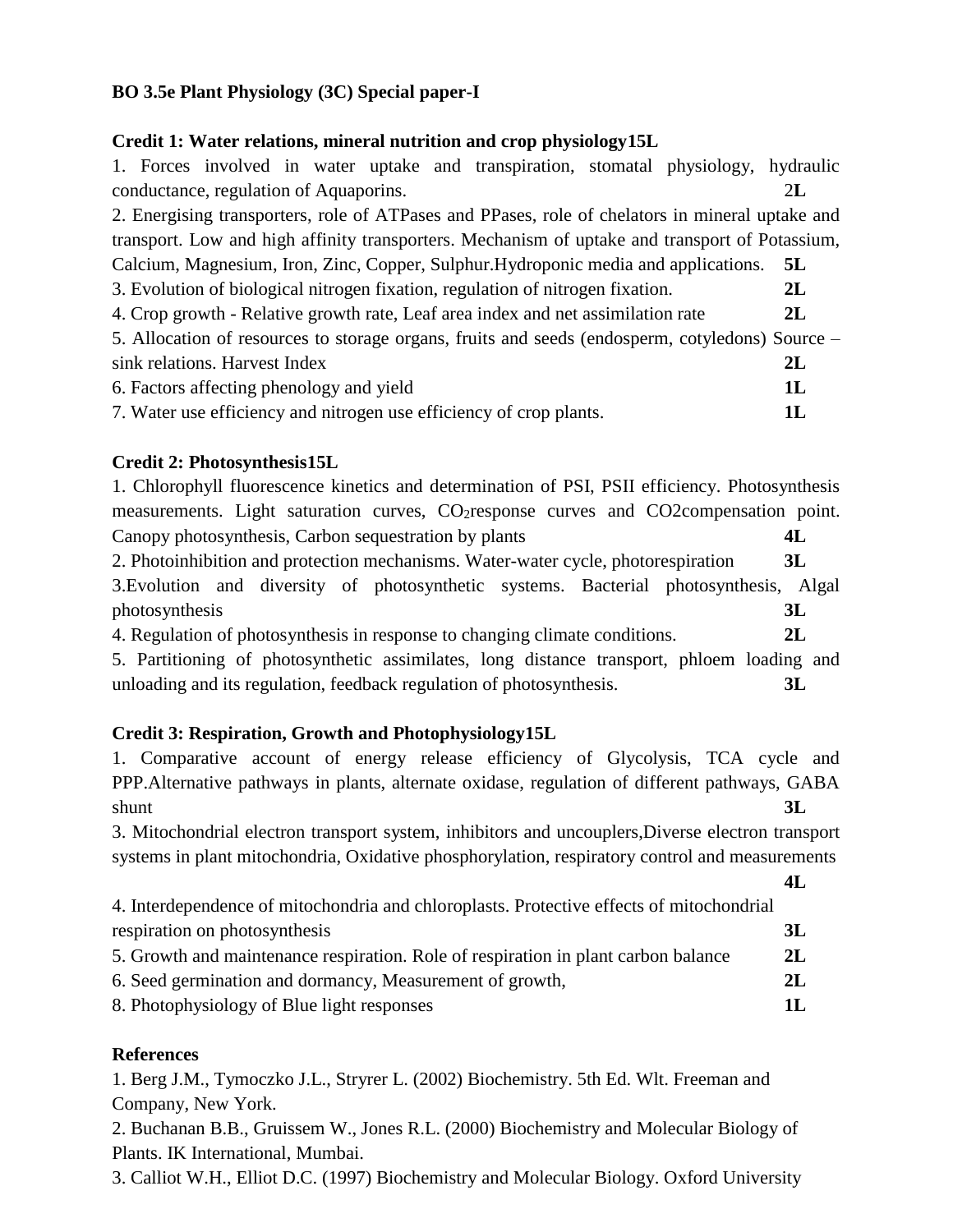**BO 3.5e Plant Physiology (3C) Special paper-I**

**Credit 1: Water relations, mineral nutrition and crop physiology15L**

1. Forces involved in water uptake and transpiration, stomatal physiology, hydraulic conductance, regulation of Aquaporins. 2**L**
2. Energising transporters, role of ATPases and PPases, role of chelators in mineral uptake and transport. Low and high affinity transporters. Mechanism of uptake and transport of Potassium, Calcium, Magnesium, Iron, Zinc, Copper, Sulphur.Hydroponic media and applications. **5L**
3. Evolution of biological nitrogen fixation, regulation of nitrogen fixation. **2L**
4. Crop growth - Relative growth rate, Leaf area index and net assimilation rate **2L**
5. Allocation of resources to storage organs, fruits and seeds (endosperm, cotyledons) Source – sink relations. Harvest Index **2L**
6. Factors affecting phenology and yield **1L**
7. Water use efficiency and nitrogen use efficiency of crop plants. **1L**

**Credit 2: Photosynthesis15L**

1. Chlorophyll fluorescence kinetics and determination of PSI, PSII efficiency. Photosynthesis measurements. Light saturation curves, $CO_2$response curves and CO2compensation point. Canopy photosynthesis, Carbon sequestration by plants **4L**
2. Photoinhibition and protection mechanisms. Water-water cycle, photorespiration **3L**
3. Evolution and diversity of photosynthetic systems. Bacterial photosynthesis, Algal photosynthesis **3L**
4. Regulation of photosynthesis in response to changing climate conditions. **2L**
5. Partitioning of photosynthetic assimilates, long distance transport, phloem loading and unloading and its regulation, feedback regulation of photosynthesis. **3L**

**Credit 3: Respiration, Growth and Photophysiology15L**

1. Comparative account of energy release efficiency of Glycolysis, TCA cycle and PPP.Alternative pathways in plants, alternate oxidase, regulation of different pathways, GABA shunt **3L**
3. Mitochondrial electron transport system, inhibitors and uncouplers,Diverse electron transport systems in plant mitochondria, Oxidative phosphorylation, respiratory control and measurements **4L**
4. Interdependence of mitochondria and chloroplasts. Protective effects of mitochondrial respiration on photosynthesis **3L**
5. Growth and maintenance respiration. Role of respiration in plant carbon balance **2L**
6. Seed germination and dormancy, Measurement of growth, **2L**
8. Photophysiology of Blue light responses **1L**

**References**

1. Berg J.M., Tymoczko J.L., Stryrer L. (2002) Biochemistry. 5th Ed. Wlt. Freeman and Company, New York.
2. Buchanan B.B., Gruissem W., Jones R.L. (2000) Biochemistry and Molecular Biology of Plants. IK International, Mumbai.
3. Calliot W.H., Elliot D.C. (1997) Biochemistry and Molecular Biology. Oxford University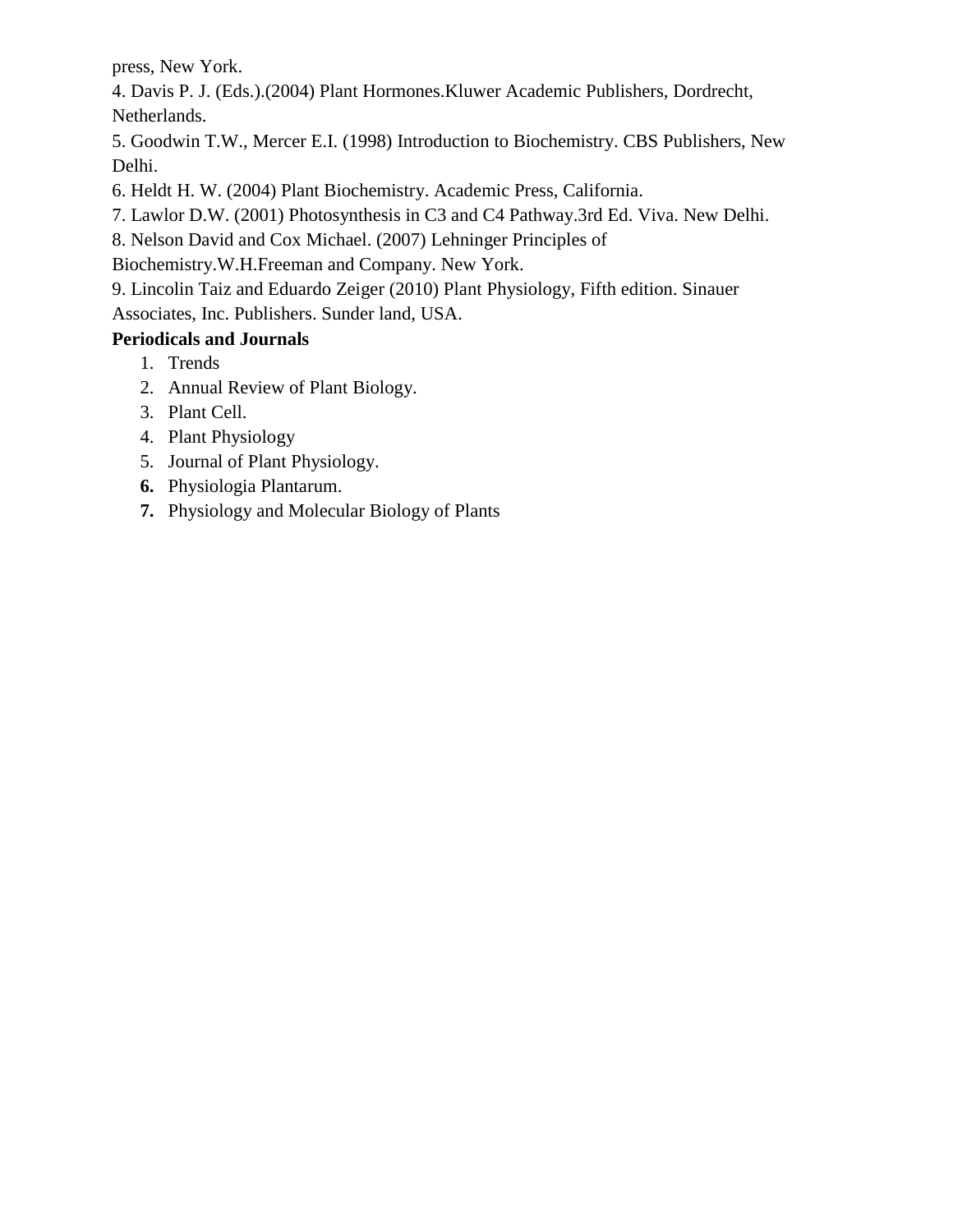press, New York.

4. Davis P. J. (Eds.).(2004) Plant Hormones.Kluwer Academic Publishers, Dordrecht, Netherlands.

5. Goodwin T.W., Mercer E.I. (1998) Introduction to Biochemistry. CBS Publishers, New Delhi.

6. Heldt H. W. (2004) Plant Biochemistry. Academic Press, California.

7. Lawlor D.W. (2001) Photosynthesis in C3 and C4 Pathway.3rd Ed. Viva. New Delhi.

8. Nelson David and Cox Michael. (2007) Lehninger Principles of Biochemistry.W.H.Freeman and Company. New York.

9. Lincolin Taiz and Eduardo Zeiger (2010) Plant Physiology, Fifth edition. Sinauer Associates, Inc. Publishers. Sunder land, USA.

**Periodicals and Journals**

1. Trends
2. Annual Review of Plant Biology.
3. Plant Cell.
4. Plant Physiology
5. Journal of Plant Physiology.
6. Physiologia Plantarum.
7. Physiology and Molecular Biology of Plants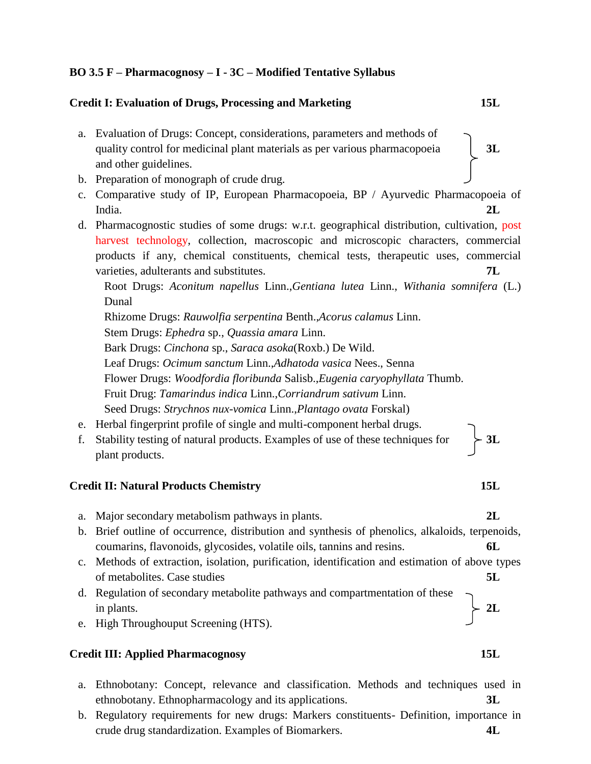**BO 3.5 F – Pharmacognosy – I - 3C – Modified Tentative Syllabus**

**Credit I: Evaluation of Drugs, Processing and Marketing** **15L**

a. Evaluation of Drugs: Concept, considerations, parameters and methods of quality control for medicinal plant materials as per various pharmacopoeia and other guidelines.
b. Preparation of monograph of crude drug. **3L** (a–b)
c. Comparative study of IP, European Pharmacopoeia, BP / Ayurvedic Pharmacopoeia of India. **2L**
d. Pharmacognostic studies of some drugs: w.r.t. geographical distribution, cultivation, post harvest technology, collection, macroscopic and microscopic characters, commercial products if any, chemical constituents, chemical tests, therapeutic uses, commercial varieties, adulterants and substitutes. **7L**

   Root Drugs: *Aconitum napellus* Linn.,*Gentiana lutea* Linn., *Withania somnifera* (L.) Dunal
   Rhizome Drugs: *Rauwolfia serpentina* Benth.,*Acorus calamus* Linn.
   Stem Drugs: *Ephedra* sp., *Quassia amara* Linn.
   Bark Drugs: *Cinchona* sp., *Saraca asoka*(Roxb.) De Wild.
   Leaf Drugs: *Ocimum sanctum* Linn.,*Adhatoda vasica* Nees., Senna
   Flower Drugs: *Woodfordia floribunda* Salisb.,*Eugenia caryophyllata* Thumb.
   Fruit Drug: *Tamarindus indica* Linn.,*Corriandrum sativum* Linn.
   Seed Drugs: *Strychnos nux-vomica* Linn.,*Plantago ovata* Forskal)

e. Herbal fingerprint profile of single and multi-component herbal drugs.
f. Stability testing of natural products. Examples of use of these techniques for plant products. **3L** (e–f)

**Credit II: Natural Products Chemistry** **15L**

a. Major secondary metabolism pathways in plants. **2L**
b. Brief outline of occurrence, distribution and synthesis of phenolics, alkaloids, terpenoids, coumarins, flavonoids, glycosides, volatile oils, tannins and resins. **6L**
c. Methods of extraction, isolation, purification, identification and estimation of above types of metabolites. Case studies **5L**
d. Regulation of secondary metabolite pathways and compartmentation of these in plants.
e. High Throughouput Screening (HTS). **2L** (d–e)

**Credit III: Applied Pharmacognosy** **15L**

a. Ethnobotany: Concept, relevance and classification. Methods and techniques used in ethnobotany. Ethnopharmacology and its applications. **3L**
b. Regulatory requirements for new drugs: Markers constituents- Definition, importance in crude drug standardization. Examples of Biomarkers. **4L**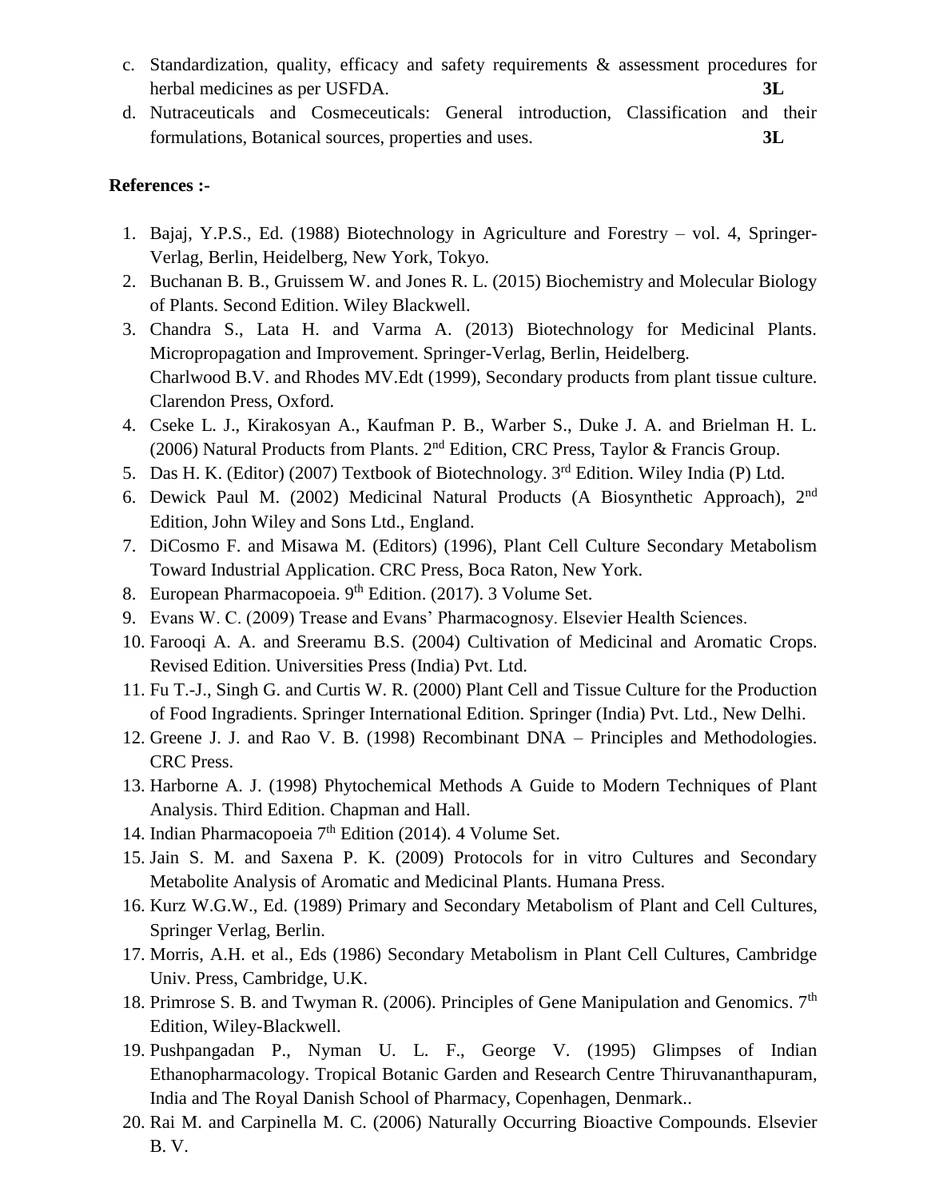c. Standardization, quality, efficacy and safety requirements & assessment procedures for herbal medicines as per USFDA. **3L**
d. Nutraceuticals and Cosmeceuticals: General introduction, Classification and their formulations, Botanical sources, properties and uses. **3L**

**References :-**

1. Bajaj, Y.P.S., Ed. (1988) Biotechnology in Agriculture and Forestry – vol. 4, Springer-Verlag, Berlin, Heidelberg, New York, Tokyo.
2. Buchanan B. B., Gruissem W. and Jones R. L. (2015) Biochemistry and Molecular Biology of Plants. Second Edition. Wiley Blackwell.
3. Chandra S., Lata H. and Varma A. (2013) Biotechnology for Medicinal Plants. Micropropagation and Improvement. Springer-Verlag, Berlin, Heidelberg.
   Charlwood B.V. and Rhodes MV.Edt (1999), Secondary products from plant tissue culture. Clarendon Press, Oxford.
4. Cseke L. J., Kirakosyan A., Kaufman P. B., Warber S., Duke J. A. and Brielman H. L. (2006) Natural Products from Plants. 2nd Edition, CRC Press, Taylor & Francis Group.
5. Das H. K. (Editor) (2007) Textbook of Biotechnology. 3rd Edition. Wiley India (P) Ltd.
6. Dewick Paul M. (2002) Medicinal Natural Products (A Biosynthetic Approach), 2nd Edition, John Wiley and Sons Ltd., England.
7. DiCosmo F. and Misawa M. (Editors) (1996), Plant Cell Culture Secondary Metabolism Toward Industrial Application. CRC Press, Boca Raton, New York.
8. European Pharmacopoeia. 9th Edition. (2017). 3 Volume Set.
9. Evans W. C. (2009) Trease and Evans' Pharmacognosy. Elsevier Health Sciences.
10. Farooqi A. A. and Sreeramu B.S. (2004) Cultivation of Medicinal and Aromatic Crops. Revised Edition. Universities Press (India) Pvt. Ltd.
11. Fu T.-J., Singh G. and Curtis W. R. (2000) Plant Cell and Tissue Culture for the Production of Food Ingradients. Springer International Edition. Springer (India) Pvt. Ltd., New Delhi.
12. Greene J. J. and Rao V. B. (1998) Recombinant DNA – Principles and Methodologies. CRC Press.
13. Harborne A. J. (1998) Phytochemical Methods A Guide to Modern Techniques of Plant Analysis. Third Edition. Chapman and Hall.
14. Indian Pharmacopoeia 7th Edition (2014). 4 Volume Set.
15. Jain S. M. and Saxena P. K. (2009) Protocols for in vitro Cultures and Secondary Metabolite Analysis of Aromatic and Medicinal Plants. Humana Press.
16. Kurz W.G.W., Ed. (1989) Primary and Secondary Metabolism of Plant and Cell Cultures, Springer Verlag, Berlin.
17. Morris, A.H. et al., Eds (1986) Secondary Metabolism in Plant Cell Cultures, Cambridge Univ. Press, Cambridge, U.K.
18. Primrose S. B. and Twyman R. (2006). Principles of Gene Manipulation and Genomics. 7th Edition, Wiley-Blackwell.
19. Pushpangadan P., Nyman U. L. F., George V. (1995) Glimpses of Indian Ethanopharmacology. Tropical Botanic Garden and Research Centre Thiruvananthapuram, India and The Royal Danish School of Pharmacy, Copenhagen, Denmark..
20. Rai M. and Carpinella M. C. (2006) Naturally Occurring Bioactive Compounds. Elsevier B. V.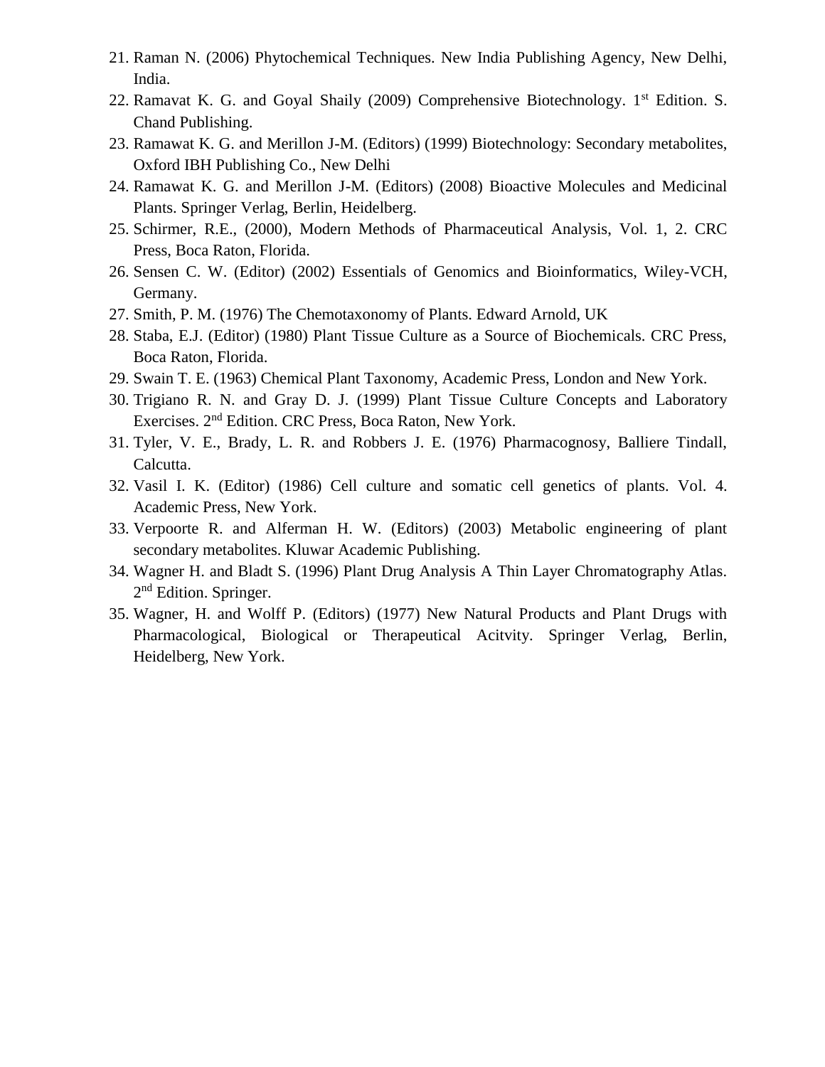21. Raman N. (2006) Phytochemical Techniques. New India Publishing Agency, New Delhi, India.
22. Ramavat K. G. and Goyal Shaily (2009) Comprehensive Biotechnology. 1st Edition. S. Chand Publishing.
23. Ramawat K. G. and Merillon J-M. (Editors) (1999) Biotechnology: Secondary metabolites, Oxford IBH Publishing Co., New Delhi
24. Ramawat K. G. and Merillon J-M. (Editors) (2008) Bioactive Molecules and Medicinal Plants. Springer Verlag, Berlin, Heidelberg.
25. Schirmer, R.E., (2000), Modern Methods of Pharmaceutical Analysis, Vol. 1, 2. CRC Press, Boca Raton, Florida.
26. Sensen C. W. (Editor) (2002) Essentials of Genomics and Bioinformatics, Wiley-VCH, Germany.
27. Smith, P. M. (1976) The Chemotaxonomy of Plants. Edward Arnold, UK
28. Staba, E.J. (Editor) (1980) Plant Tissue Culture as a Source of Biochemicals. CRC Press, Boca Raton, Florida.
29. Swain T. E. (1963) Chemical Plant Taxonomy, Academic Press, London and New York.
30. Trigiano R. N. and Gray D. J. (1999) Plant Tissue Culture Concepts and Laboratory Exercises. 2nd Edition. CRC Press, Boca Raton, New York.
31. Tyler, V. E., Brady, L. R. and Robbers J. E. (1976) Pharmacognosy, Balliere Tindall, Calcutta.
32. Vasil I. K. (Editor) (1986) Cell culture and somatic cell genetics of plants. Vol. 4. Academic Press, New York.
33. Verpoorte R. and Alferman H. W. (Editors) (2003) Metabolic engineering of plant secondary metabolites. Kluwar Academic Publishing.
34. Wagner H. and Bladt S. (1996) Plant Drug Analysis A Thin Layer Chromatography Atlas. 2nd Edition. Springer.
35. Wagner, H. and Wolff P. (Editors) (1977) New Natural Products and Plant Drugs with Pharmacological, Biological or Therapeutical Acitvity. Springer Verlag, Berlin, Heidelberg, New York.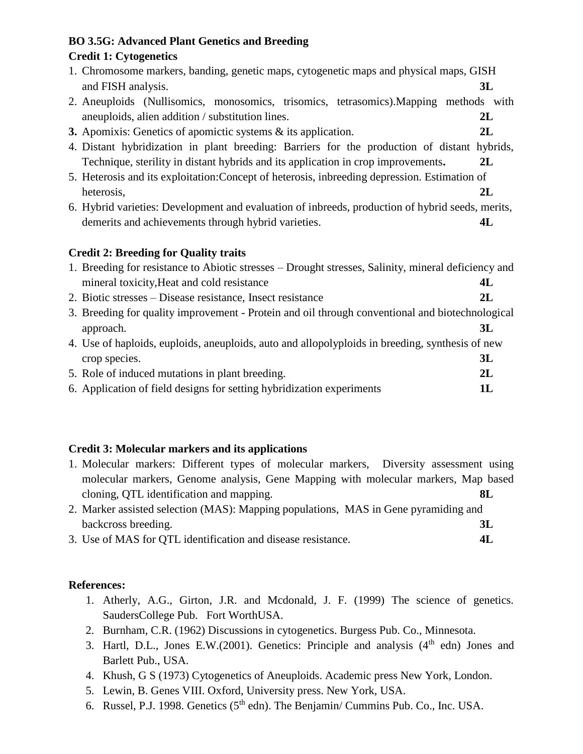**BO 3.5G: Advanced Plant Genetics and Breeding**

**Credit 1: Cytogenetics**

1. Chromosome markers, banding, genetic maps, cytogenetic maps and physical maps, GISH and FISH analysis. **3L**
2. Aneuploids (Nullisomics, monosomics, trisomics, tetrasomics).Mapping methods with aneuploids, alien addition / substitution lines. **2L**
3. Apomixis: Genetics of apomictic systems & its application. **2L**
4. Distant hybridization in plant breeding: Barriers for the production of distant hybrids, Technique, sterility in distant hybrids and its application in crop improvements**.** **2L**
5. Heterosis and its exploitation:Concept of heterosis, inbreeding depression. Estimation of heterosis, **2L**
6. Hybrid varieties: Development and evaluation of inbreeds, production of hybrid seeds, merits, demerits and achievements through hybrid varieties. **4L**

**Credit 2: Breeding for Quality traits**

1. Breeding for resistance to Abiotic stresses – Drought stresses, Salinity, mineral deficiency and mineral toxicity,Heat and cold resistance **4L**
2. Biotic stresses – Disease resistance, Insect resistance **2L**
3. Breeding for quality improvement - Protein and oil through conventional and biotechnological approach. **3L**
4. Use of haploids, euploids, aneuploids, auto and allopolyploids in breeding, synthesis of new crop species. **3L**
5. Role of induced mutations in plant breeding. **2L**
6. Application of field designs for setting hybridization experiments **1L**

**Credit 3: Molecular markers and its applications**

1. Molecular markers: Different types of molecular markers, Diversity assessment using molecular markers, Genome analysis, Gene Mapping with molecular markers, Map based cloning, QTL identification and mapping. **8L**
2. Marker assisted selection (MAS): Mapping populations, MAS in Gene pyramiding and backcross breeding. **3L**
3. Use of MAS for QTL identification and disease resistance. **4L**

**References:**

1. Atherly, A.G., Girton, J.R. and Mcdonald, J. F. (1999) The science of genetics. SaudersCollege Pub. Fort WorthUSA.
2. Burnham, C.R. (1962) Discussions in cytogenetics. Burgess Pub. Co., Minnesota.
3. Hartl, D.L., Jones E.W.(2001). Genetics: Principle and analysis (4th edn) Jones and Barlett Pub., USA.
4. Khush, G S (1973) Cytogenetics of Aneuploids. Academic press New York, London.
5. Lewin, B. Genes VIII. Oxford, University press. New York, USA.
6. Russel, P.J. 1998. Genetics (5th edn). The Benjamin/ Cummins Pub. Co., Inc. USA.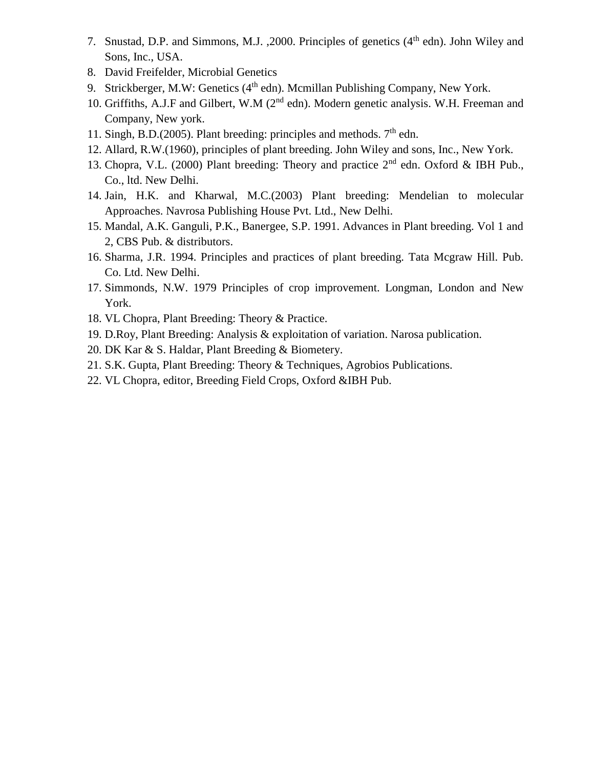7. Snustad, D.P. and Simmons, M.J. ,2000. Principles of genetics ($4^{th}$ edn). John Wiley and Sons, Inc., USA.
8. David Freifelder, Microbial Genetics
9. Strickberger, M.W: Genetics ($4^{th}$ edn). Mcmillan Publishing Company, New York.
10. Griffiths, A.J.F and Gilbert, W.M ($2^{nd}$ edn). Modern genetic analysis. W.H. Freeman and Company, New york.
11. Singh, B.D.(2005). Plant breeding: principles and methods. $7^{th}$ edn.
12. Allard, R.W.(1960), principles of plant breeding. John Wiley and sons, Inc., New York.
13. Chopra, V.L. (2000) Plant breeding: Theory and practice $2^{nd}$ edn. Oxford & IBH Pub., Co., ltd. New Delhi.
14. Jain, H.K. and Kharwal, M.C.(2003) Plant breeding: Mendelian to molecular Approaches. Navrosa Publishing House Pvt. Ltd., New Delhi.
15. Mandal, A.K. Ganguli, P.K., Banergee, S.P. 1991. Advances in Plant breeding. Vol 1 and 2, CBS Pub. & distributors.
16. Sharma, J.R. 1994. Principles and practices of plant breeding. Tata Mcgraw Hill. Pub. Co. Ltd. New Delhi.
17. Simmonds, N.W. 1979 Principles of crop improvement. Longman, London and New York.
18. VL Chopra, Plant Breeding: Theory & Practice.
19. D.Roy, Plant Breeding: Analysis & exploitation of variation. Narosa publication.
20. DK Kar & S. Haldar, Plant Breeding & Biometery.
21. S.K. Gupta, Plant Breeding: Theory & Techniques, Agrobios Publications.
22. VL Chopra, editor, Breeding Field Crops, Oxford &IBH Pub.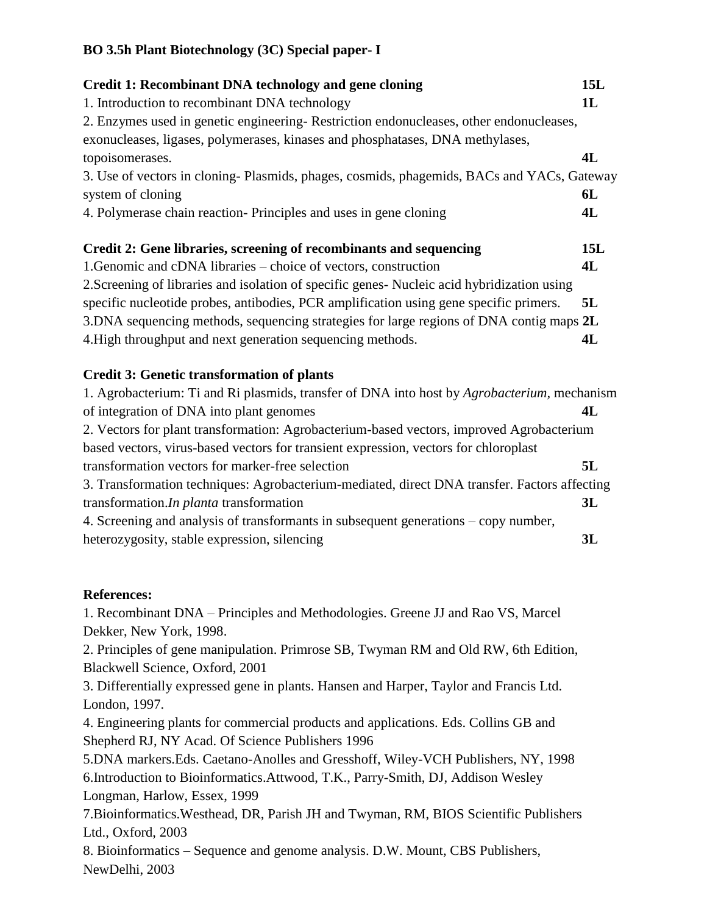**BO 3.5h Plant Biotechnology (3C) Special paper- I**

**Credit 1: Recombinant DNA technology and gene cloning** **15L**

1. Introduction to recombinant DNA technology **1L**
2. Enzymes used in genetic engineering- Restriction endonucleases, other endonucleases, exonucleases, ligases, polymerases, kinases and phosphatases, DNA methylases, topoisomerases. **4L**
3. Use of vectors in cloning- Plasmids, phages, cosmids, phagemids, BACs and YACs, Gateway system of cloning **6L**
4. Polymerase chain reaction- Principles and uses in gene cloning **4L**

**Credit 2: Gene libraries, screening of recombinants and sequencing** **15L**

1. Genomic and cDNA libraries – choice of vectors, construction **4L**
2. Screening of libraries and isolation of specific genes- Nucleic acid hybridization using specific nucleotide probes, antibodies, PCR amplification using gene specific primers. **5L**
3. DNA sequencing methods, sequencing strategies for large regions of DNA contig maps **2L**
4. High throughput and next generation sequencing methods. **4L**

**Credit 3: Genetic transformation of plants**

1. Agrobacterium: Ti and Ri plasmids, transfer of DNA into host by *Agrobacterium*, mechanism of integration of DNA into plant genomes **4L**
2. Vectors for plant transformation: Agrobacterium-based vectors, improved Agrobacterium based vectors, virus-based vectors for transient expression, vectors for chloroplast transformation vectors for marker-free selection **5L**
3. Transformation techniques: Agrobacterium-mediated, direct DNA transfer. Factors affecting transformation. *In planta* transformation **3L**
4. Screening and analysis of transformants in subsequent generations – copy number, heterozygosity, stable expression, silencing **3L**

**References:**

1. Recombinant DNA – Principles and Methodologies. Greene JJ and Rao VS, Marcel Dekker, New York, 1998.
2. Principles of gene manipulation. Primrose SB, Twyman RM and Old RW, 6th Edition, Blackwell Science, Oxford, 2001
3. Differentially expressed gene in plants. Hansen and Harper, Taylor and Francis Ltd. London, 1997.
4. Engineering plants for commercial products and applications. Eds. Collins GB and Shepherd RJ, NY Acad. Of Science Publishers 1996
5. DNA markers. Eds. Caetano-Anolles and Gresshoff, Wiley-VCH Publishers, NY, 1998
6. Introduction to Bioinformatics. Attwood, T.K., Parry-Smith, DJ, Addison Wesley Longman, Harlow, Essex, 1999
7. Bioinformatics. Westhead, DR, Parish JH and Twyman, RM, BIOS Scientific Publishers Ltd., Oxford, 2003
8. Bioinformatics – Sequence and genome analysis. D.W. Mount, CBS Publishers, NewDelhi, 2003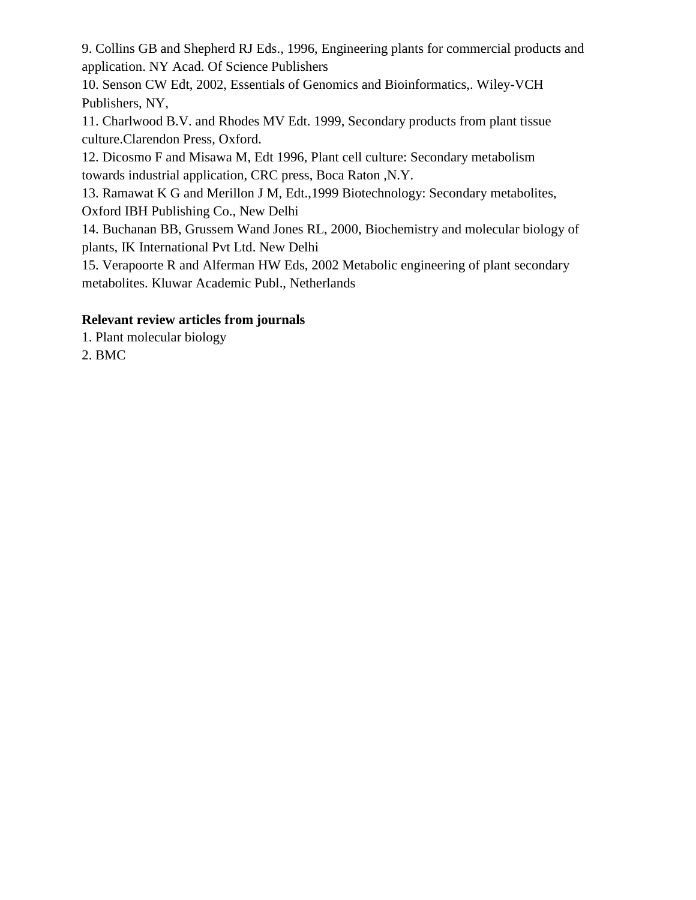9. Collins GB and Shepherd RJ Eds., 1996, Engineering plants for commercial products and application. NY Acad. Of Science Publishers
10. Senson CW Edt, 2002, Essentials of Genomics and Bioinformatics,. Wiley-VCH Publishers, NY,
11. Charlwood B.V. and Rhodes MV Edt. 1999, Secondary products from plant tissue culture.Clarendon Press, Oxford.
12. Dicosmo F and Misawa M, Edt 1996, Plant cell culture: Secondary metabolism towards industrial application, CRC press, Boca Raton ,N.Y.
13. Ramawat K G and Merillon J M, Edt.,1999 Biotechnology: Secondary metabolites, Oxford IBH Publishing Co., New Delhi
14. Buchanan BB, Grussem Wand Jones RL, 2000, Biochemistry and molecular biology of plants, IK International Pvt Ltd. New Delhi
15. Verapoorte R and Alferman HW Eds, 2002 Metabolic engineering of plant secondary metabolites. Kluwar Academic Publ., Netherlands

**Relevant review articles from journals**

1. Plant molecular biology
2. BMC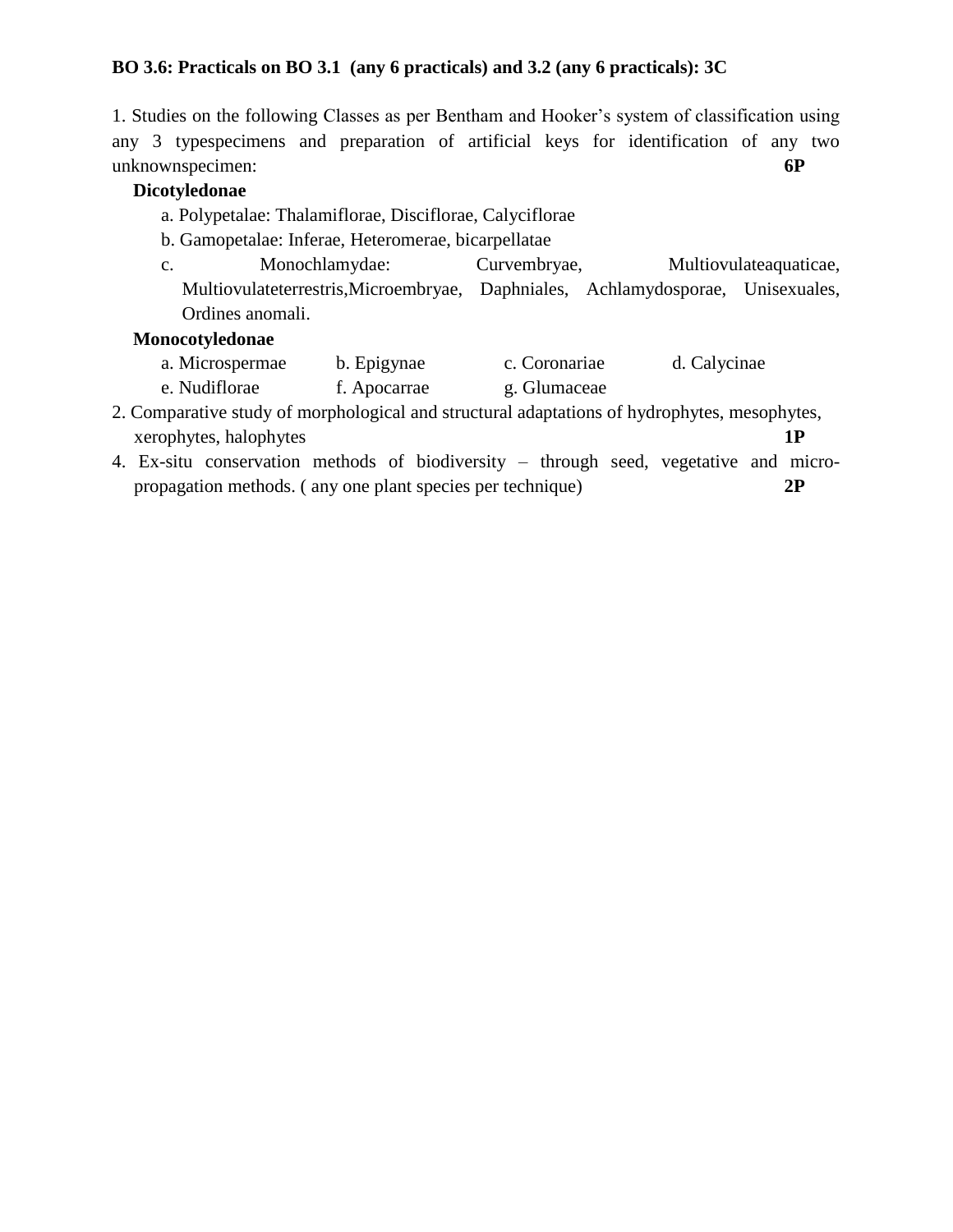**BO 3.6: Practicals on BO 3.1 (any 6 practicals) and 3.2 (any 6 practicals): 3C**

1. Studies on the following Classes as per Bentham and Hooker's system of classification using any 3 typespecimens and preparation of artificial keys for identification of any two unknownspecimen: **6P**

   **Dicotyledonae**

   a. Polypetalae: Thalamiflorae, Disciflorae, Calyciflorae

   b. Gamopetalae: Inferae, Heteromerae, bicarpellatae

   c. Monochlamydae: Curvembryae, Multiovulateaquaticae, Multiovulateterrestris,Microembryae, Daphniales, Achlamydosporae, Unisexuales, Ordines anomali.

   **Monocotyledonae**

   a. Microspermae b. Epigynae c. Coronariae d. Calycinae

   e. Nudiflorae f. Apocarrae g. Glumaceae

2. Comparative study of morphological and structural adaptations of hydrophytes, mesophytes, xerophytes, halophytes **1P**

4. Ex-situ conservation methods of biodiversity – through seed, vegetative and micro-propagation methods. ( any one plant species per technique) **2P**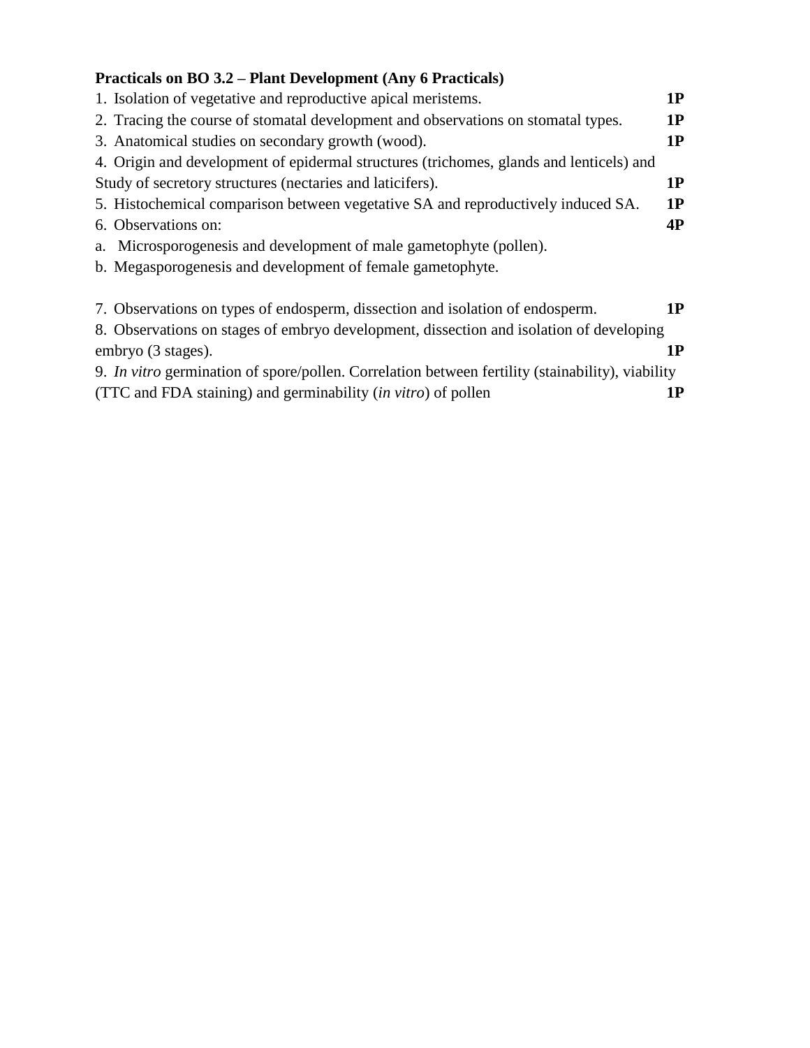**Practicals on BO 3.2 – Plant Development (Any 6 Practicals)**

1. Isolation of vegetative and reproductive apical meristems. **1P**
2. Tracing the course of stomatal development and observations on stomatal types. **1P**
3. Anatomical studies on secondary growth (wood). **1P**
4. Origin and development of epidermal structures (trichomes, glands and lenticels) and Study of secretory structures (nectaries and laticifers). **1P**
5. Histochemical comparison between vegetative SA and reproductively induced SA. **1P**
6. Observations on: **4P**

a. Microsporogenesis and development of male gametophyte (pollen).

b. Megasporogenesis and development of female gametophyte.

7. Observations on types of endosperm, dissection and isolation of endosperm. **1P**
8. Observations on stages of embryo development, dissection and isolation of developing embryo (3 stages). **1P**
9. *In vitro* germination of spore/pollen. Correlation between fertility (stainability), viability (TTC and FDA staining) and germinability (*in vitro*) of pollen **1P**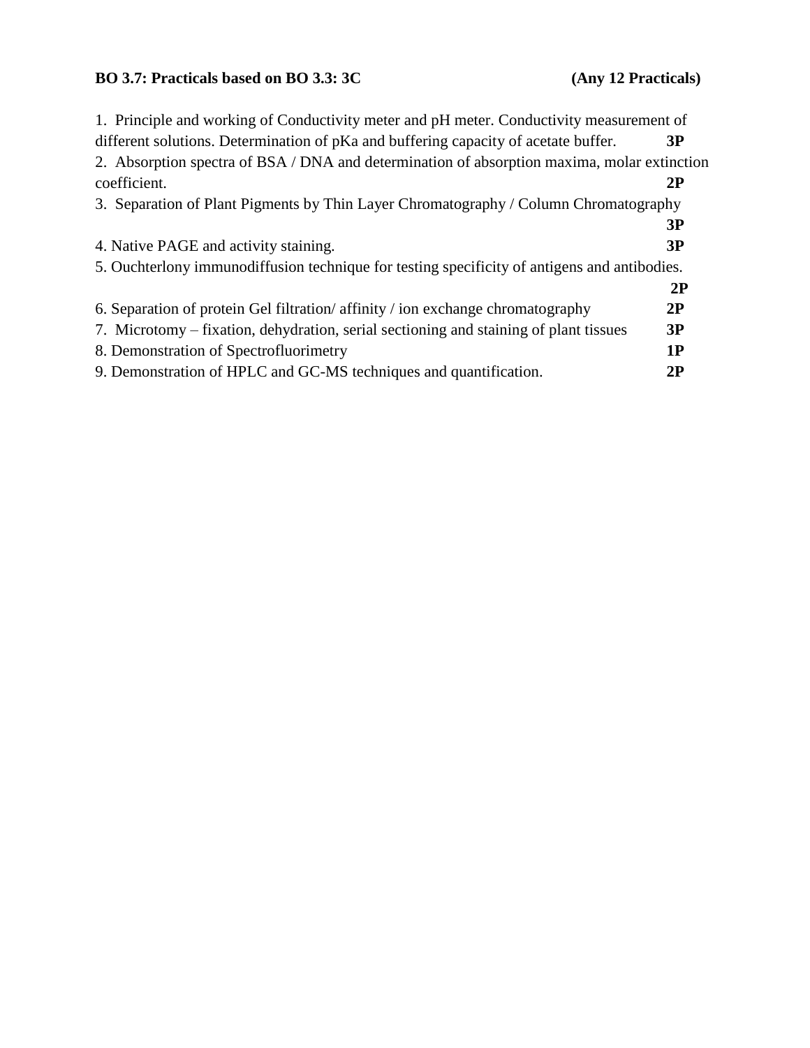**BO 3.7: Practicals based on BO 3.3: 3C (Any 12 Practicals)**

1. Principle and working of Conductivity meter and pH meter. Conductivity measurement of different solutions. Determination of pKa and buffering capacity of acetate buffer. **3P**
2. Absorption spectra of BSA / DNA and determination of absorption maxima, molar extinction coefficient. **2P**
3. Separation of Plant Pigments by Thin Layer Chromatography / Column Chromatography **3P**
4. Native PAGE and activity staining. **3P**
5. Ouchterlony immunodiffusion technique for testing specificity of antigens and antibodies. **2P**
6. Separation of protein Gel filtration/ affinity / ion exchange chromatography **2P**
7. Microtomy – fixation, dehydration, serial sectioning and staining of plant tissues **3P**
8. Demonstration of Spectrofluorimetry **1P**
9. Demonstration of HPLC and GC-MS techniques and quantification. **2P**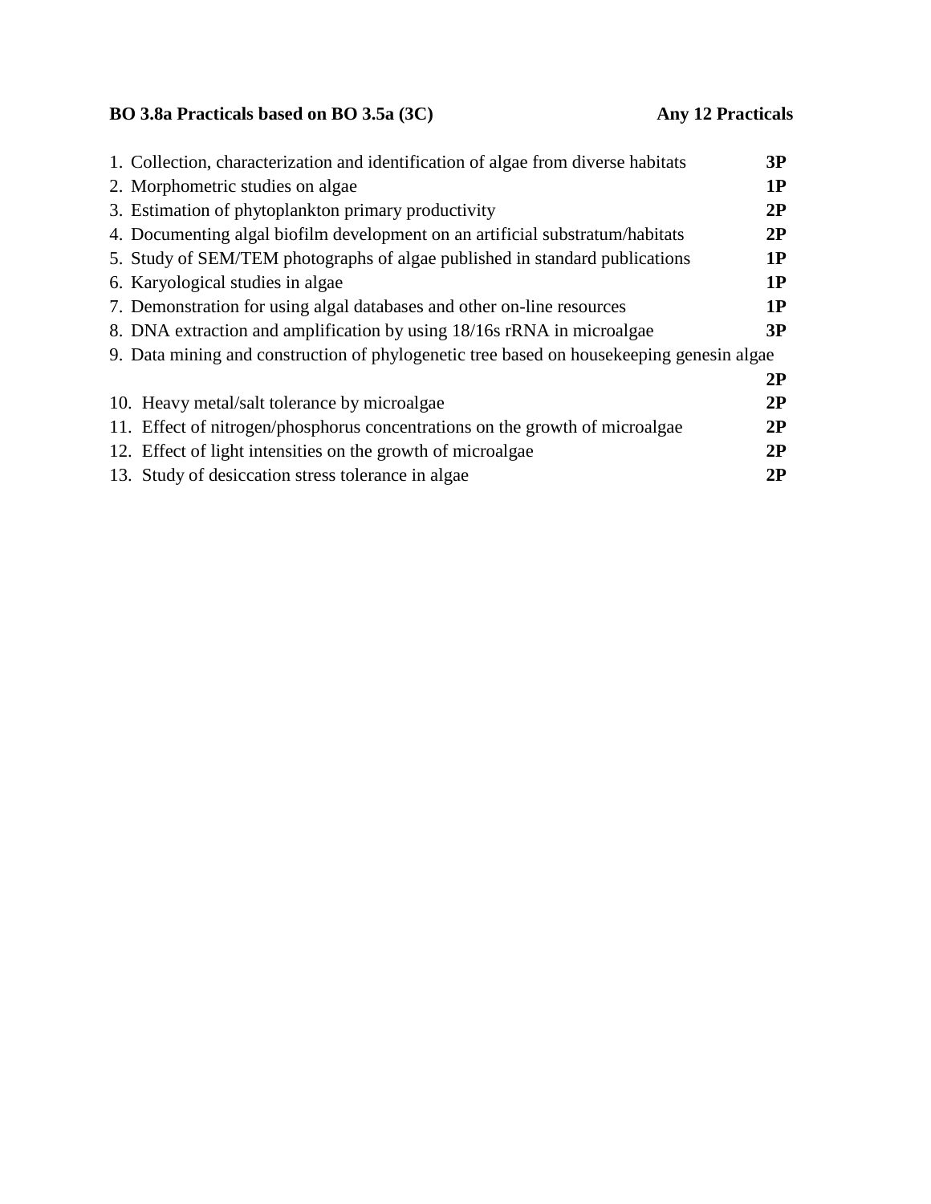**BO 3.8a Practicals based on BO 3.5a (3C) Any 12 Practicals**

1. Collection, characterization and identification of algae from diverse habitats **3P**
2. Morphometric studies on algae **1P**
3. Estimation of phytoplankton primary productivity **2P**
4. Documenting algal biofilm development on an artificial substratum/habitats **2P**
5. Study of SEM/TEM photographs of algae published in standard publications **1P**
6. Karyological studies in algae **1P**
7. Demonstration for using algal databases and other on-line resources **1P**
8. DNA extraction and amplification by using 18/16s rRNA in microalgae **3P**
9. Data mining and construction of phylogenetic tree based on housekeeping genesin algae **2P**
10. Heavy metal/salt tolerance by microalgae **2P**
11. Effect of nitrogen/phosphorus concentrations on the growth of microalgae **2P**
12. Effect of light intensities on the growth of microalgae **2P**
13. Study of desiccation stress tolerance in algae **2P**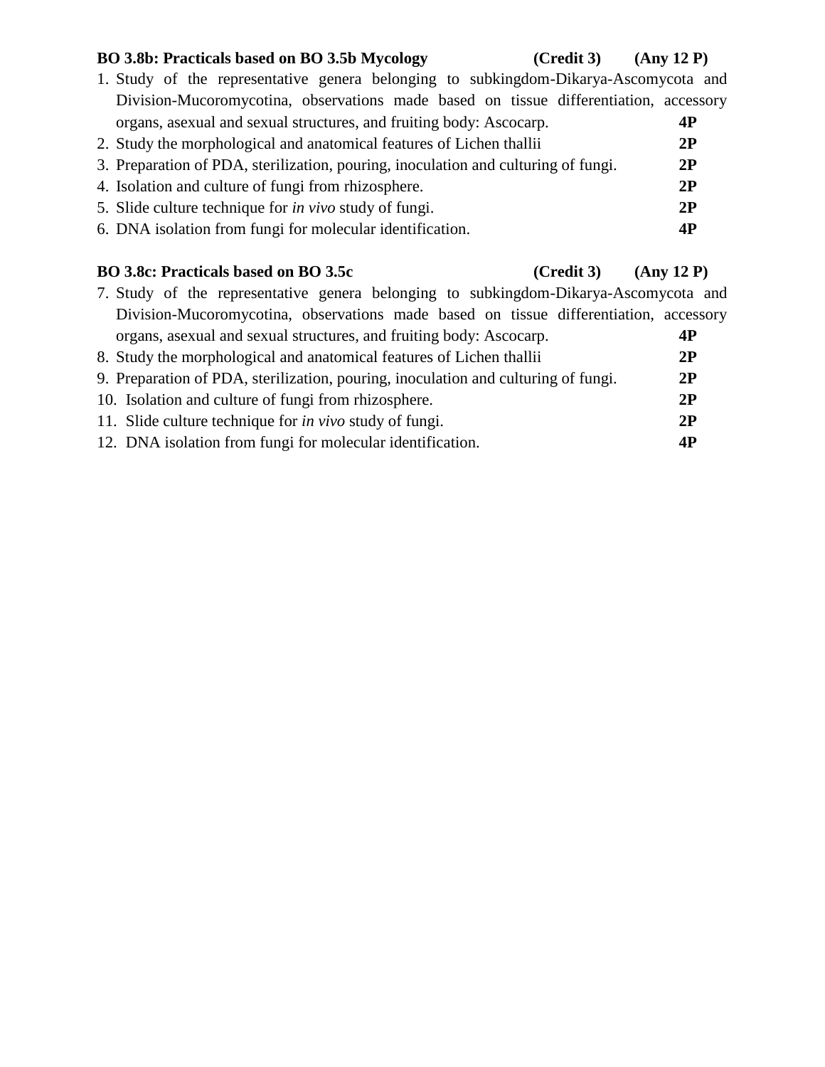**BO 3.8b: Practicals based on BO 3.5b Mycology (Credit 3) (Any 12 P)**

1. Study of the representative genera belonging to subkingdom-Dikarya-Ascomycota and Division-Mucoromycotina, observations made based on tissue differentiation, accessory organs, asexual and sexual structures, and fruiting body: Ascocarp. **4P**
2. Study the morphological and anatomical features of Lichen thallii **2P**
3. Preparation of PDA, sterilization, pouring, inoculation and culturing of fungi. **2P**
4. Isolation and culture of fungi from rhizosphere. **2P**
5. Slide culture technique for *in vivo* study of fungi. **2P**
6. DNA isolation from fungi for molecular identification. **4P**

**BO 3.8c: Practicals based on BO 3.5c (Credit 3) (Any 12 P)**

7. Study of the representative genera belonging to subkingdom-Dikarya-Ascomycota and Division-Mucoromycotina, observations made based on tissue differentiation, accessory organs, asexual and sexual structures, and fruiting body: Ascocarp. **4P**
8. Study the morphological and anatomical features of Lichen thallii **2P**
9. Preparation of PDA, sterilization, pouring, inoculation and culturing of fungi. **2P**
10. Isolation and culture of fungi from rhizosphere. **2P**
11. Slide culture technique for *in vivo* study of fungi. **2P**
12. DNA isolation from fungi for molecular identification. **4P**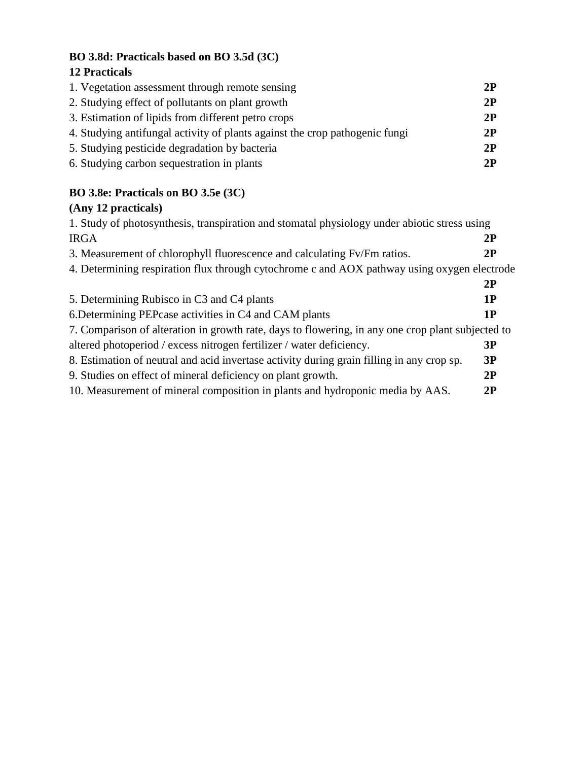**BO 3.8d: Practicals based on BO 3.5d (3C)**

**12 Practicals**

1. Vegetation assessment through remote sensing **2P**
2. Studying effect of pollutants on plant growth **2P**
3. Estimation of lipids from different petro crops **2P**
4. Studying antifungal activity of plants against the crop pathogenic fungi **2P**
5. Studying pesticide degradation by bacteria **2P**
6. Studying carbon sequestration in plants **2P**

**BO 3.8e: Practicals on BO 3.5e (3C)**

**(Any 12 practicals)**

1. Study of photosynthesis, transpiration and stomatal physiology under abiotic stress using IRGA **2P**

3. Measurement of chlorophyll fluorescence and calculating Fv/Fm ratios. **2P**

4. Determining respiration flux through cytochrome c and AOX pathway using oxygen electrode **2P**

5. Determining Rubisco in C3 and C4 plants **1P**

6.Determining PEPcase activities in C4 and CAM plants **1P**

7. Comparison of alteration in growth rate, days to flowering, in any one crop plant subjected to altered photoperiod / excess nitrogen fertilizer / water deficiency. **3P**

8. Estimation of neutral and acid invertase activity during grain filling in any crop sp. **3P**

9. Studies on effect of mineral deficiency on plant growth. **2P**

10. Measurement of mineral composition in plants and hydroponic media by AAS. **2P**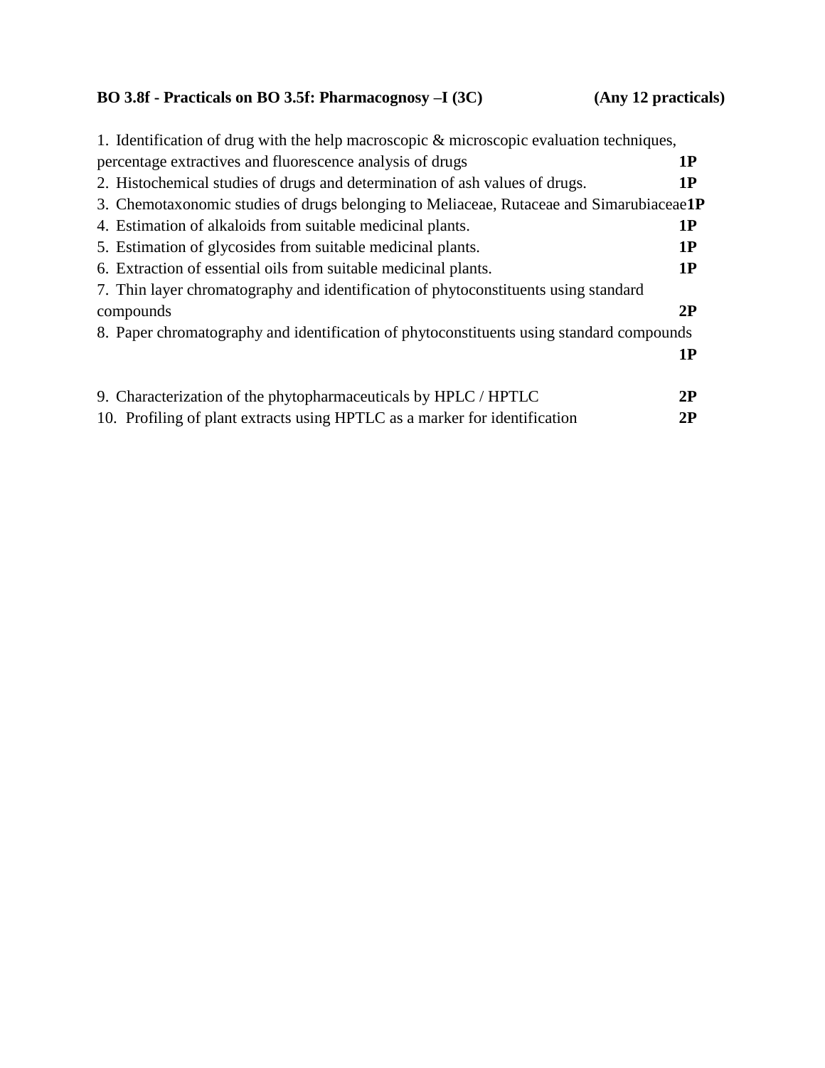**BO 3.8f - Practicals on BO 3.5f: Pharmacognosy –I (3C) (Any 12 practicals)**

1. Identification of drug with the help macroscopic & microscopic evaluation techniques, percentage extractives and fluorescence analysis of drugs **1P**
2. Histochemical studies of drugs and determination of ash values of drugs. **1P**
3. Chemotaxonomic studies of drugs belonging to Meliaceae, Rutaceae and Simarubiaceae **1P**
4. Estimation of alkaloids from suitable medicinal plants. **1P**
5. Estimation of glycosides from suitable medicinal plants. **1P**
6. Extraction of essential oils from suitable medicinal plants. **1P**
7. Thin layer chromatography and identification of phytoconstituents using standard compounds **2P**
8. Paper chromatography and identification of phytoconstituents using standard compounds **1P**
9. Characterization of the phytopharmaceuticals by HPLC / HPTLC **2P**
10. Profiling of plant extracts using HPTLC as a marker for identification **2P**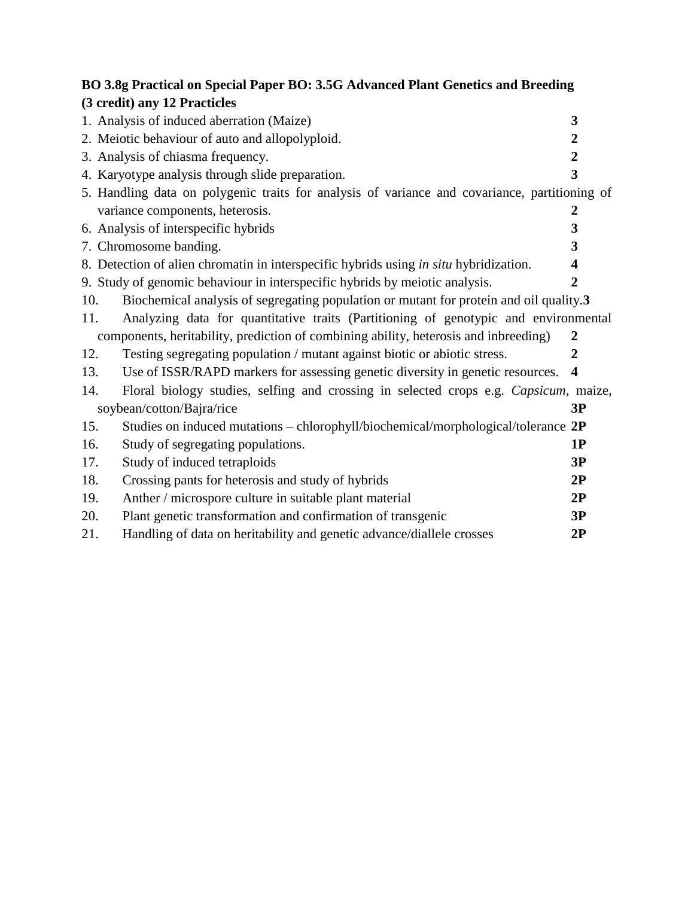**BO 3.8g Practical on Special Paper BO: 3.5G Advanced Plant Genetics and Breeding (3 credit) any 12 Practicles**

1. Analysis of induced aberration (Maize) **3**
2. Meiotic behaviour of auto and allopolyploid. **2**
3. Analysis of chiasma frequency. **2**
4. Karyotype analysis through slide preparation. **3**
5. Handling data on polygenic traits for analysis of variance and covariance, partitioning of variance components, heterosis. **2**
6. Analysis of interspecific hybrids **3**
7. Chromosome banding. **3**
8. Detection of alien chromatin in interspecific hybrids using *in situ* hybridization. **4**
9. Study of genomic behaviour in interspecific hybrids by meiotic analysis. **2**
10. Biochemical analysis of segregating population or mutant for protein and oil quality. **3**
11. Analyzing data for quantitative traits (Partitioning of genotypic and environmental components, heritability, prediction of combining ability, heterosis and inbreeding) **2**
12. Testing segregating population / mutant against biotic or abiotic stress. **2**
13. Use of ISSR/RAPD markers for assessing genetic diversity in genetic resources. **4**
14. Floral biology studies, selfing and crossing in selected crops e.g. *Capsicum*, maize, soybean/cotton/Bajra/rice **3P**
15. Studies on induced mutations – chlorophyll/biochemical/morphological/tolerance **2P**
16. Study of segregating populations. **1P**
17. Study of induced tetraploids **3P**
18. Crossing pants for heterosis and study of hybrids **2P**
19. Anther / microspore culture in suitable plant material **2P**
20. Plant genetic transformation and confirmation of transgenic **3P**
21. Handling of data on heritability and genetic advance/diallele crosses **2P**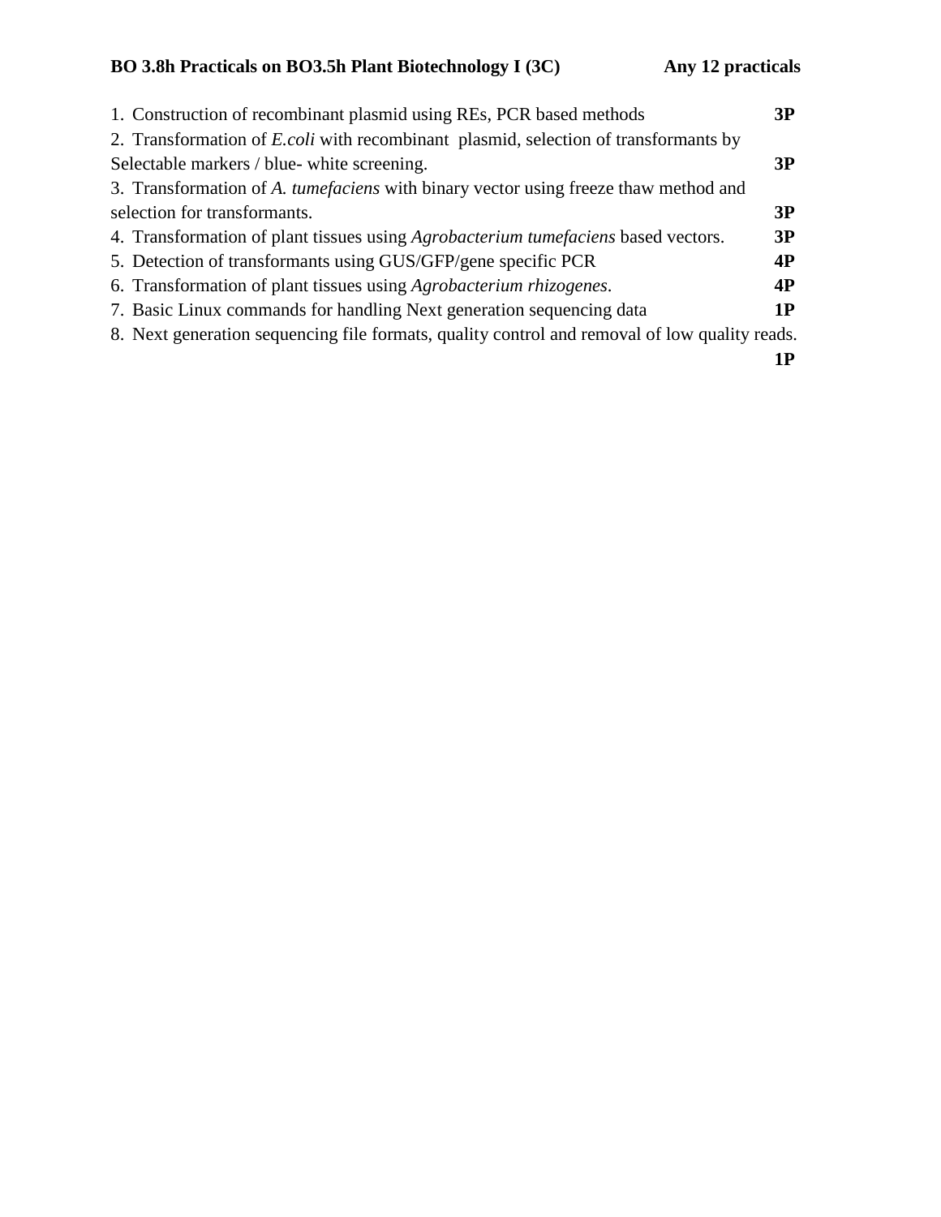**BO 3.8h Practicals on BO3.5h Plant Biotechnology I (3C) Any 12 practicals**

1. Construction of recombinant plasmid using REs, PCR based methods **3P**
2. Transformation of *E.coli* with recombinant plasmid, selection of transformants by Selectable markers / blue- white screening. **3P**
3. Transformation of *A. tumefaciens* with binary vector using freeze thaw method and selection for transformants. **3P**
4. Transformation of plant tissues using *Agrobacterium tumefaciens* based vectors. **3P**
5. Detection of transformants using GUS/GFP/gene specific PCR **4P**
6. Transformation of plant tissues using *Agrobacterium rhizogenes*. **4P**
7. Basic Linux commands for handling Next generation sequencing data **1P**
8. Next generation sequencing file formats, quality control and removal of low quality reads. **1P**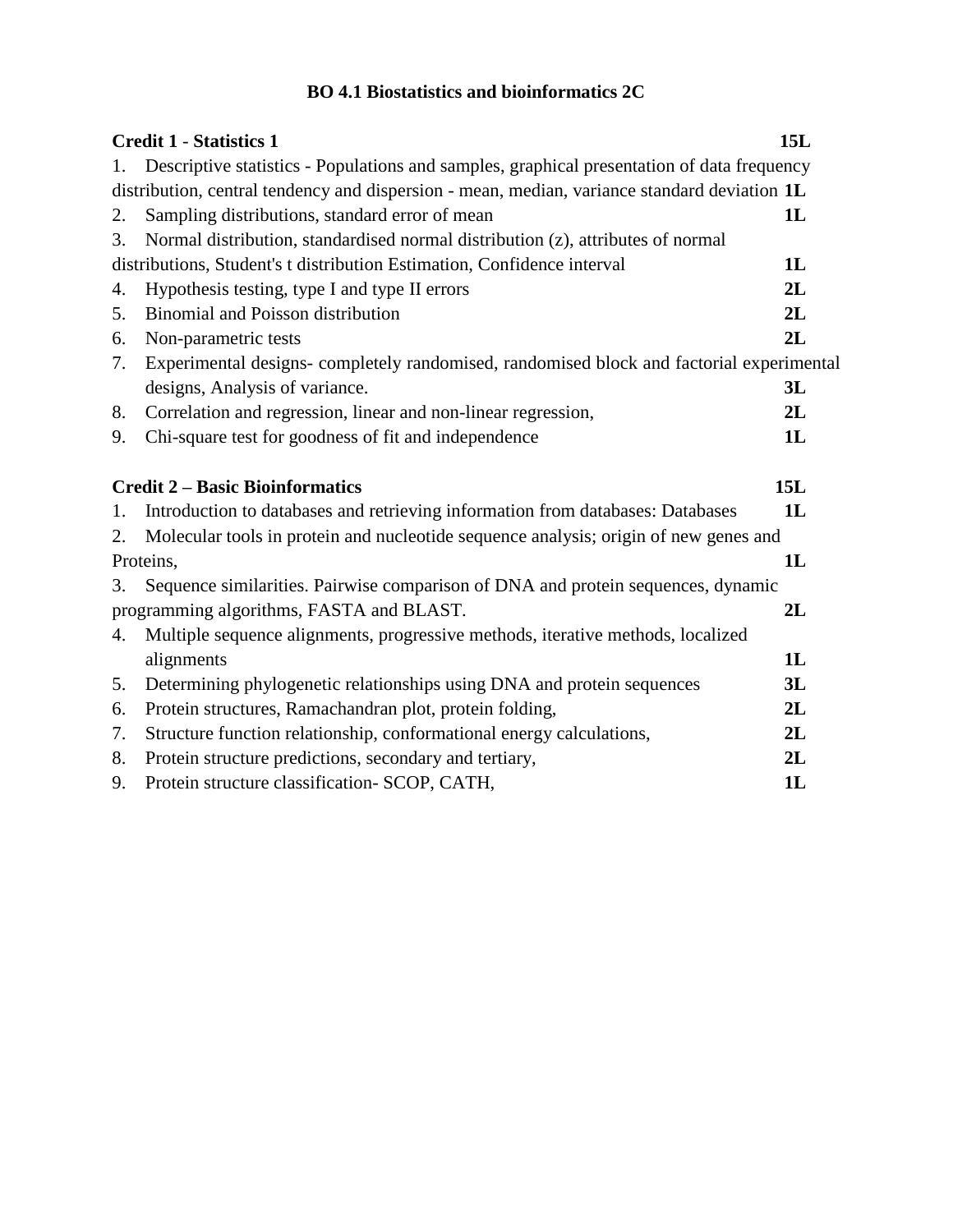## BO 4.1 Biostatistics and bioinformatics 2C

**Credit 1 - Statistics 1** **15L**

1. Descriptive statistics - Populations and samples, graphical presentation of data frequency distribution, central tendency and dispersion - mean, median, variance standard deviation **1L**
2. Sampling distributions, standard error of mean **1L**
3. Normal distribution, standardised normal distribution (z), attributes of normal distributions, Student's t distribution Estimation, Confidence interval **1L**
4. Hypothesis testing, type I and type II errors **2L**
5. Binomial and Poisson distribution **2L**
6. Non-parametric tests **2L**
7. Experimental designs- completely randomised, randomised block and factorial experimental designs, Analysis of variance. **3L**
8. Correlation and regression, linear and non-linear regression, **2L**
9. Chi-square test for goodness of fit and independence **1L**

**Credit 2 – Basic Bioinformatics** **15L**

1. Introduction to databases and retrieving information from databases: Databases **1L**
2. Molecular tools in protein and nucleotide sequence analysis; origin of new genes and Proteins, **1L**
3. Sequence similarities. Pairwise comparison of DNA and protein sequences, dynamic programming algorithms, FASTA and BLAST. **2L**
4. Multiple sequence alignments, progressive methods, iterative methods, localized alignments **1L**
5. Determining phylogenetic relationships using DNA and protein sequences **3L**
6. Protein structures, Ramachandran plot, protein folding, **2L**
7. Structure function relationship, conformational energy calculations, **2L**
8. Protein structure predictions, secondary and tertiary, **2L**
9. Protein structure classification- SCOP, CATH, **1L**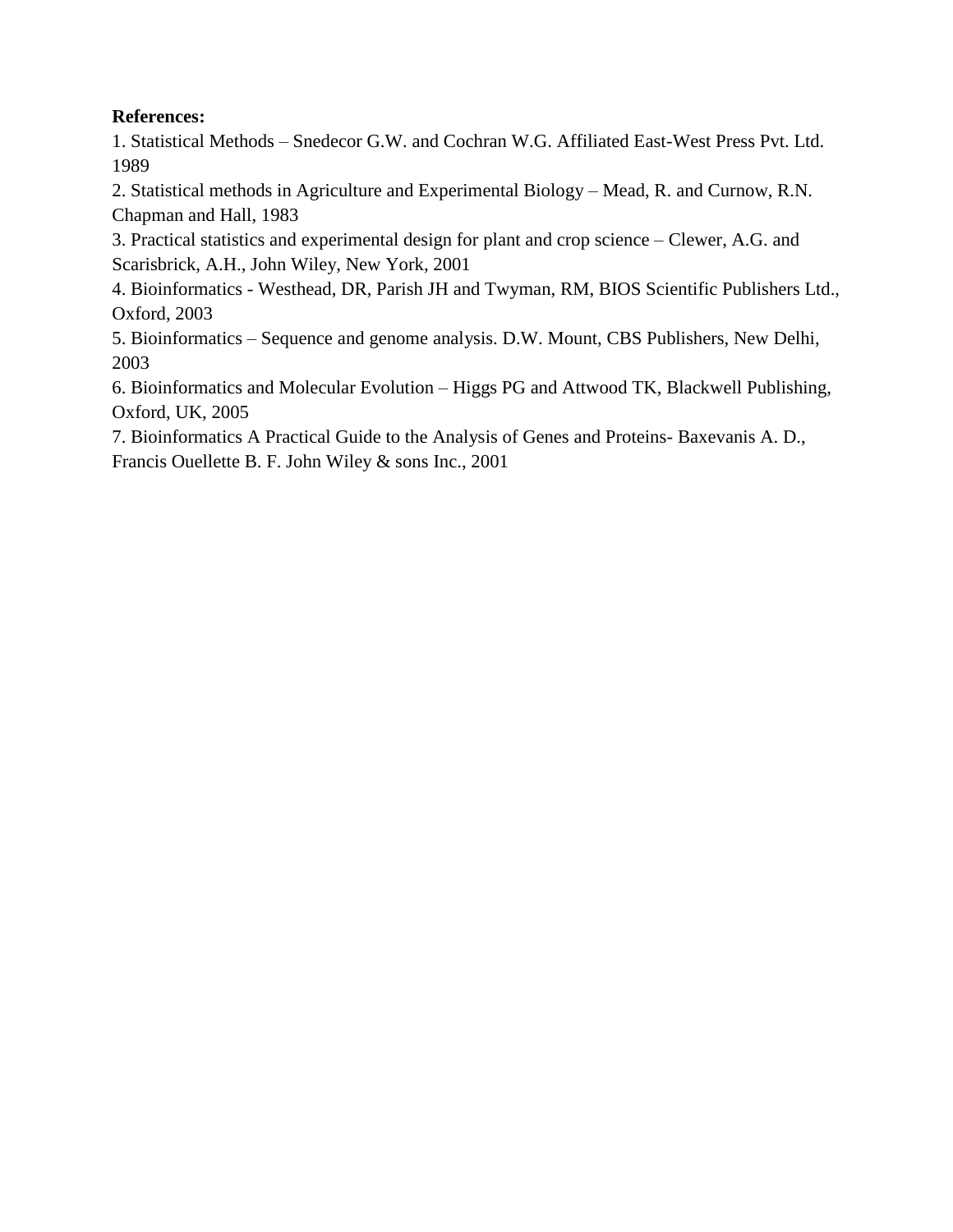**References:**

1. Statistical Methods – Snedecor G.W. and Cochran W.G. Affiliated East-West Press Pvt. Ltd. 1989
2. Statistical methods in Agriculture and Experimental Biology – Mead, R. and Curnow, R.N. Chapman and Hall, 1983
3. Practical statistics and experimental design for plant and crop science – Clewer, A.G. and Scarisbrick, A.H., John Wiley, New York, 2001
4. Bioinformatics - Westhead, DR, Parish JH and Twyman, RM, BIOS Scientific Publishers Ltd., Oxford, 2003
5. Bioinformatics – Sequence and genome analysis. D.W. Mount, CBS Publishers, New Delhi, 2003
6. Bioinformatics and Molecular Evolution – Higgs PG and Attwood TK, Blackwell Publishing, Oxford, UK, 2005
7. Bioinformatics A Practical Guide to the Analysis of Genes and Proteins- Baxevanis A. D., Francis Ouellette B. F. John Wiley & sons Inc., 2001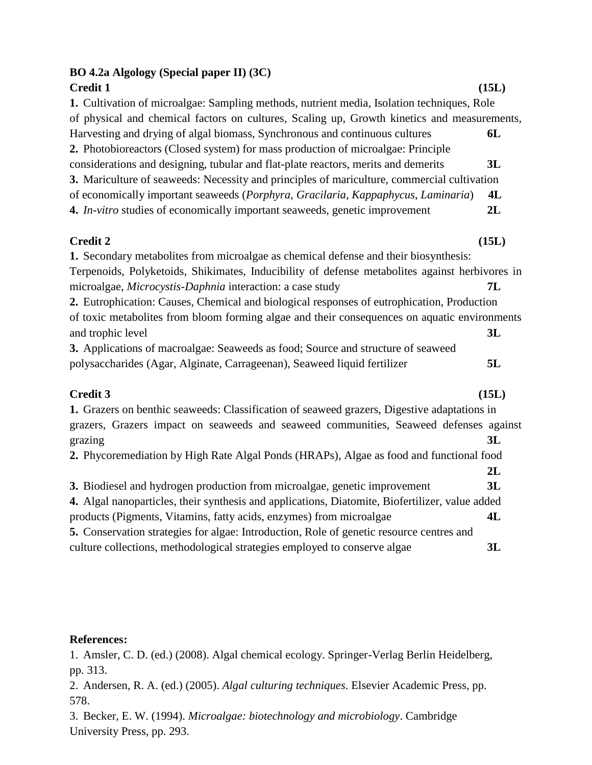**BO 4.2a Algology (Special paper II) (3C)**

**Credit 1** **(15L)**

**1.** Cultivation of microalgae: Sampling methods, nutrient media, Isolation techniques, Role of physical and chemical factors on cultures, Scaling up, Growth kinetics and measurements, Harvesting and drying of algal biomass, Synchronous and continuous cultures **6L**

**2.** Photobioreactors (Closed system) for mass production of microalgae: Principle considerations and designing, tubular and flat-plate reactors, merits and demerits **3L**

**3.** Mariculture of seaweeds: Necessity and principles of mariculture, commercial cultivation of economically important seaweeds (*Porphyra*, *Gracilaria*, *Kappaphycus*, *Laminaria*) **4L**

**4.** *In-vitro* studies of economically important seaweeds, genetic improvement **2L**

**Credit 2** **(15L)**

**1.** Secondary metabolites from microalgae as chemical defense and their biosynthesis: Terpenoids, Polyketoids, Shikimates, Inducibility of defense metabolites against herbivores in microalgae, *Microcystis-Daphnia* interaction: a case study **7L**

**2.** Eutrophication: Causes, Chemical and biological responses of eutrophication, Production of toxic metabolites from bloom forming algae and their consequences on aquatic environments and trophic level **3L**

**3.** Applications of macroalgae: Seaweeds as food; Source and structure of seaweed polysaccharides (Agar, Alginate, Carrageenan), Seaweed liquid fertilizer **5L**

**Credit 3** **(15L)**

**1.** Grazers on benthic seaweeds: Classification of seaweed grazers, Digestive adaptations in grazers, Grazers impact on seaweeds and seaweed communities, Seaweed defenses against grazing **3L**

**2.** Phycoremediation by High Rate Algal Ponds (HRAPs), Algae as food and functional food **2L**

**3.** Biodiesel and hydrogen production from microalgae, genetic improvement **3L**

**4.** Algal nanoparticles, their synthesis and applications, Diatomite, Biofertilizer, value added products (Pigments, Vitamins, fatty acids, enzymes) from microalgae **4L**

**5.** Conservation strategies for algae: Introduction, Role of genetic resource centres and culture collections, methodological strategies employed to conserve algae **3L**

**References:**

1. Amsler, C. D. (ed.) (2008). Algal chemical ecology. Springer-Verlag Berlin Heidelberg, pp. 313.
2. Andersen, R. A. (ed.) (2005). *Algal culturing techniques*. Elsevier Academic Press, pp. 578.
3. Becker, E. W. (1994). *Microalgae: biotechnology and microbiology*. Cambridge University Press, pp. 293.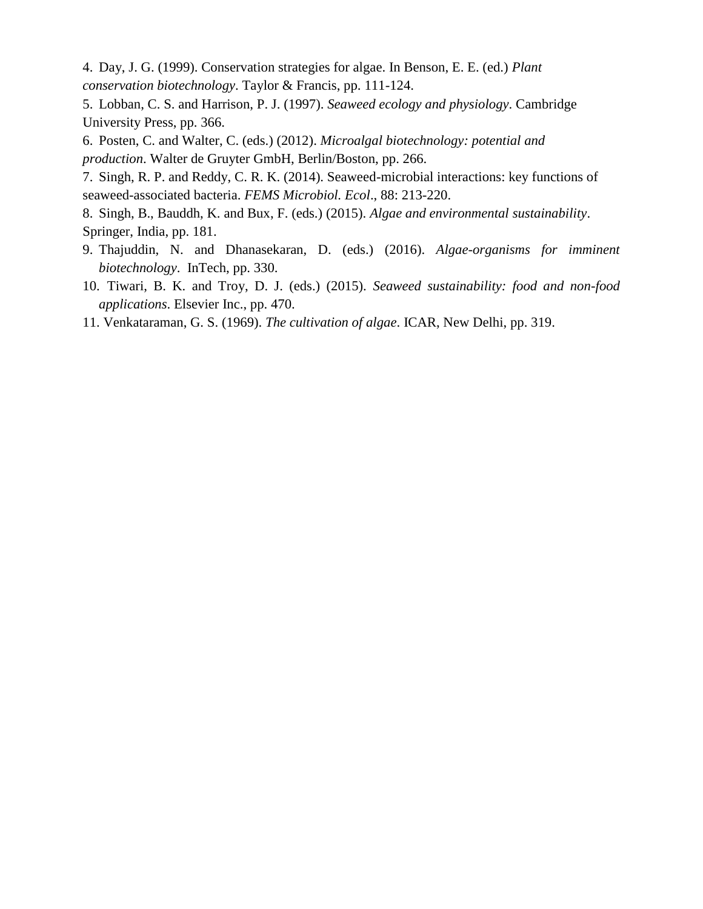4. Day, J. G. (1999). Conservation strategies for algae. In Benson, E. E. (ed.) *Plant conservation biotechnology*. Taylor & Francis, pp. 111-124.
5. Lobban, C. S. and Harrison, P. J. (1997). *Seaweed ecology and physiology*. Cambridge University Press, pp. 366.
6. Posten, C. and Walter, C. (eds.) (2012). *Microalgal biotechnology: potential and production*. Walter de Gruyter GmbH, Berlin/Boston, pp. 266.
7. Singh, R. P. and Reddy, C. R. K. (2014). Seaweed-microbial interactions: key functions of seaweed-associated bacteria. *FEMS Microbiol. Ecol*., 88: 213-220.
8. Singh, B., Bauddh, K. and Bux, F. (eds.) (2015). *Algae and environmental sustainability*. Springer, India, pp. 181.
9. Thajuddin, N. and Dhanasekaran, D. (eds.) (2016). *Algae-organisms for imminent biotechnology*. InTech, pp. 330.
10. Tiwari, B. K. and Troy, D. J. (eds.) (2015). *Seaweed sustainability: food and non-food applications*. Elsevier Inc., pp. 470.
11. Venkataraman, G. S. (1969). *The cultivation of algae*. ICAR, New Delhi, pp. 319.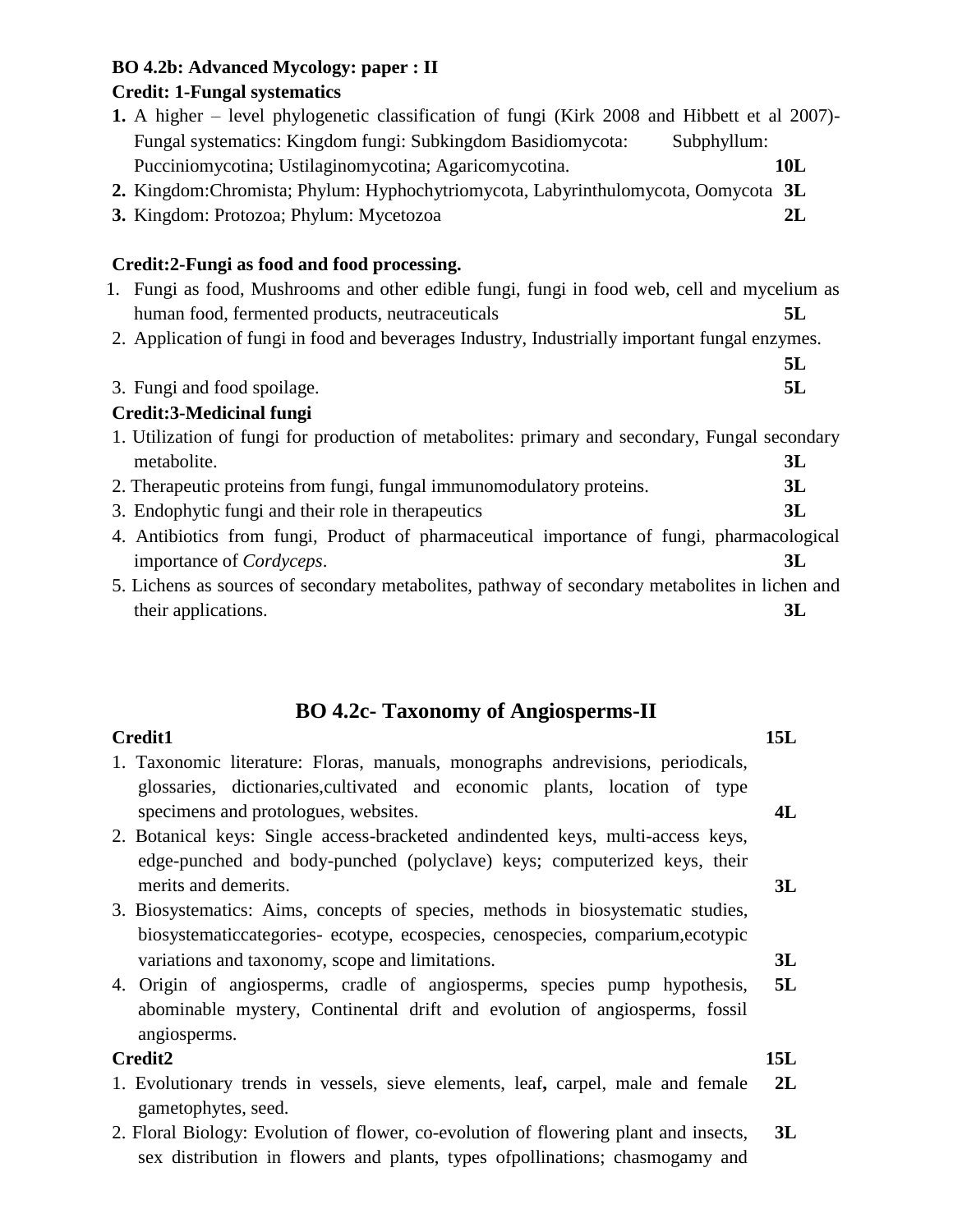**BO 4.2b: Advanced Mycology: paper : II**

**Credit: 1-Fungal systematics**

1. A higher – level phylogenetic classification of fungi (Kirk 2008 and Hibbett et al 2007)- Fungal systematics: Kingdom fungi: Subkingdom Basidiomycota: Subphyllum: Pucciniomycotina; Ustilaginomycotina; Agaricomycotina. **10L**
2. Kingdom:Chromista; Phylum: Hyphochytriomycota, Labyrinthulomycota, Oomycota **3L**
3. Kingdom: Protozoa; Phylum: Mycetozoa **2L**

**Credit:2-Fungi as food and food processing.**

1. Fungi as food, Mushrooms and other edible fungi, fungi in food web, cell and mycelium as human food, fermented products, neutraceuticals **5L**
2. Application of fungi in food and beverages Industry, Industrially important fungal enzymes. **5L**
3. Fungi and food spoilage. **5L**

**Credit:3-Medicinal fungi**

1. Utilization of fungi for production of metabolites: primary and secondary, Fungal secondary metabolite. **3L**
2. Therapeutic proteins from fungi, fungal immunomodulatory proteins. **3L**
3. Endophytic fungi and their role in therapeutics **3L**
4. Antibiotics from fungi, Product of pharmaceutical importance of fungi, pharmacological importance of *Cordyceps*. **3L**
5. Lichens as sources of secondary metabolites, pathway of secondary metabolites in lichen and their applications. **3L**

## BO 4.2c- Taxonomy of Angiosperms-II

**Credit1** **15L**

1. Taxonomic literature: Floras, manuals, monographs andrevisions, periodicals, glossaries, dictionaries,cultivated and economic plants, location of type specimens and protologues, websites. **4L**
2. Botanical keys: Single access-bracketed andindented keys, multi-access keys, edge-punched and body-punched (polyclave) keys; computerized keys, their merits and demerits. **3L**
3. Biosystematics: Aims, concepts of species, methods in biosystematic studies, biosystematiccategories- ecotype, ecospecies, cenospecies, comparium,ecotypic variations and taxonomy, scope and limitations. **3L**
4. Origin of angiosperms, cradle of angiosperms, species pump hypothesis, abominable mystery, Continental drift and evolution of angiosperms, fossil angiosperms. **5L**

**Credit2** **15L**

1. Evolutionary trends in vessels, sieve elements, leaf**,** carpel, male and female gametophytes, seed. **2L**
2. Floral Biology: Evolution of flower, co-evolution of flowering plant and insects, sex distribution in flowers and plants, types ofpollinations; chasmogamy and **3L**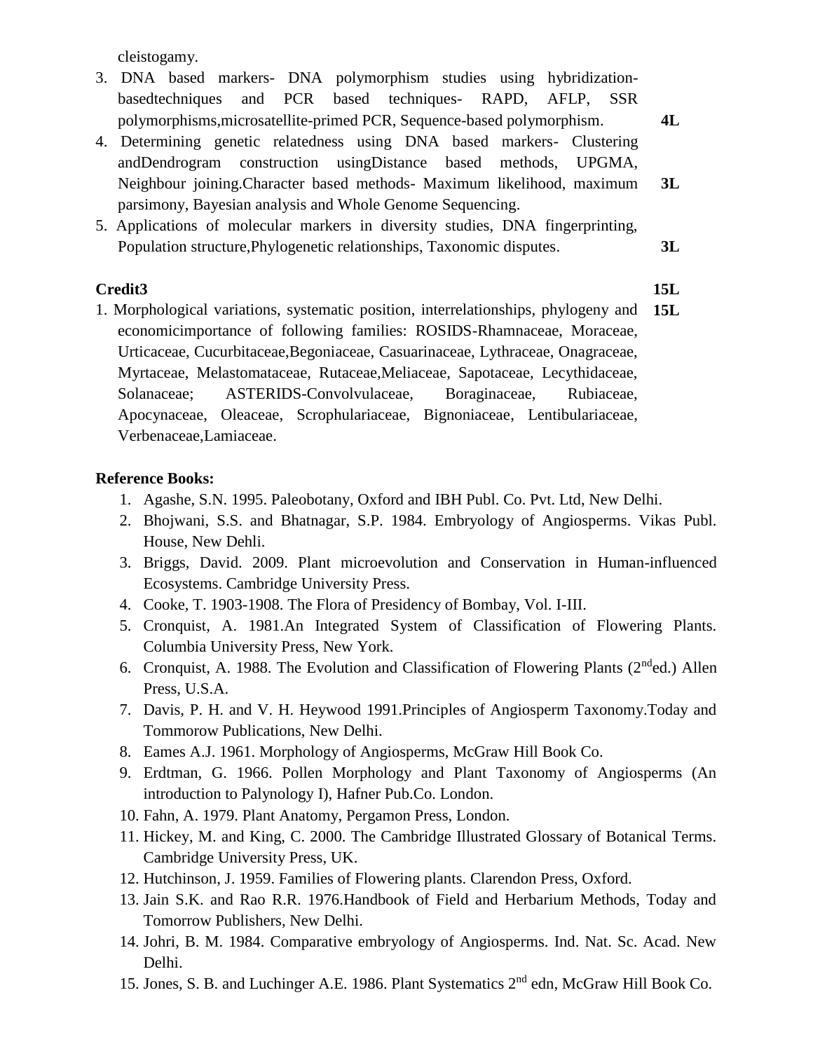cleistogamy.

3. DNA based markers- DNA polymorphism studies using hybridization-basedtechniques and PCR based techniques- RAPD, AFLP, SSR polymorphisms,microsatellite-primed PCR, Sequence-based polymorphism. **4L**
4. Determining genetic relatedness using DNA based markers- Clustering andDendrogram construction usingDistance based methods, UPGMA, Neighbour joining.Character based methods- Maximum likelihood, maximum parsimony, Bayesian analysis and Whole Genome Sequencing. **3L**
5. Applications of molecular markers in diversity studies, DNA fingerprinting, Population structure,Phylogenetic relationships, Taxonomic disputes. **3L**

**Credit3** **15L**

1. Morphological variations, systematic position, interrelationships, phylogeny and economicimportance of following families: ROSIDS-Rhamnaceae, Moraceae, Urticaceae, Cucurbitaceae,Begoniaceae, Casuarinaceae, Lythraceae, Onagraceae, Myrtaceae, Melastomataceae, Rutaceae,Meliaceae, Sapotaceae, Lecythidaceae, Solanaceae; ASTERIDS-Convolvulaceae, Boraginaceae, Rubiaceae, Apocynaceae, Oleaceae, Scrophulariaceae, Bignoniaceae, Lentibulariaceae, Verbenaceae,Lamiaceae. **15L**

**Reference Books:**

1. Agashe, S.N. 1995. Paleobotany, Oxford and IBH Publ. Co. Pvt. Ltd, New Delhi.
2. Bhojwani, S.S. and Bhatnagar, S.P. 1984. Embryology of Angiosperms. Vikas Publ. House, New Dehli.
3. Briggs, David. 2009. Plant microevolution and Conservation in Human-influenced Ecosystems. Cambridge University Press.
4. Cooke, T. 1903-1908. The Flora of Presidency of Bombay, Vol. I-III.
5. Cronquist, A. 1981.An Integrated System of Classification of Flowering Plants. Columbia University Press, New York.
6. Cronquist, A. 1988. The Evolution and Classification of Flowering Plants (2nded.) Allen Press, U.S.A.
7. Davis, P. H. and V. H. Heywood 1991.Principles of Angiosperm Taxonomy.Today and Tommorow Publications, New Delhi.
8. Eames A.J. 1961. Morphology of Angiosperms, McGraw Hill Book Co.
9. Erdtman, G. 1966. Pollen Morphology and Plant Taxonomy of Angiosperms (An introduction to Palynology I), Hafner Pub.Co. London.
10. Fahn, A. 1979. Plant Anatomy, Pergamon Press, London.
11. Hickey, M. and King, C. 2000. The Cambridge Illustrated Glossary of Botanical Terms. Cambridge University Press, UK.
12. Hutchinson, J. 1959. Families of Flowering plants. Clarendon Press, Oxford.
13. Jain S.K. and Rao R.R. 1976.Handbook of Field and Herbarium Methods, Today and Tomorrow Publishers, New Delhi.
14. Johri, B. M. 1984. Comparative embryology of Angiosperms. Ind. Nat. Sc. Acad. New Delhi.
15. Jones, S. B. and Luchinger A.E. 1986. Plant Systematics 2nd edn, McGraw Hill Book Co.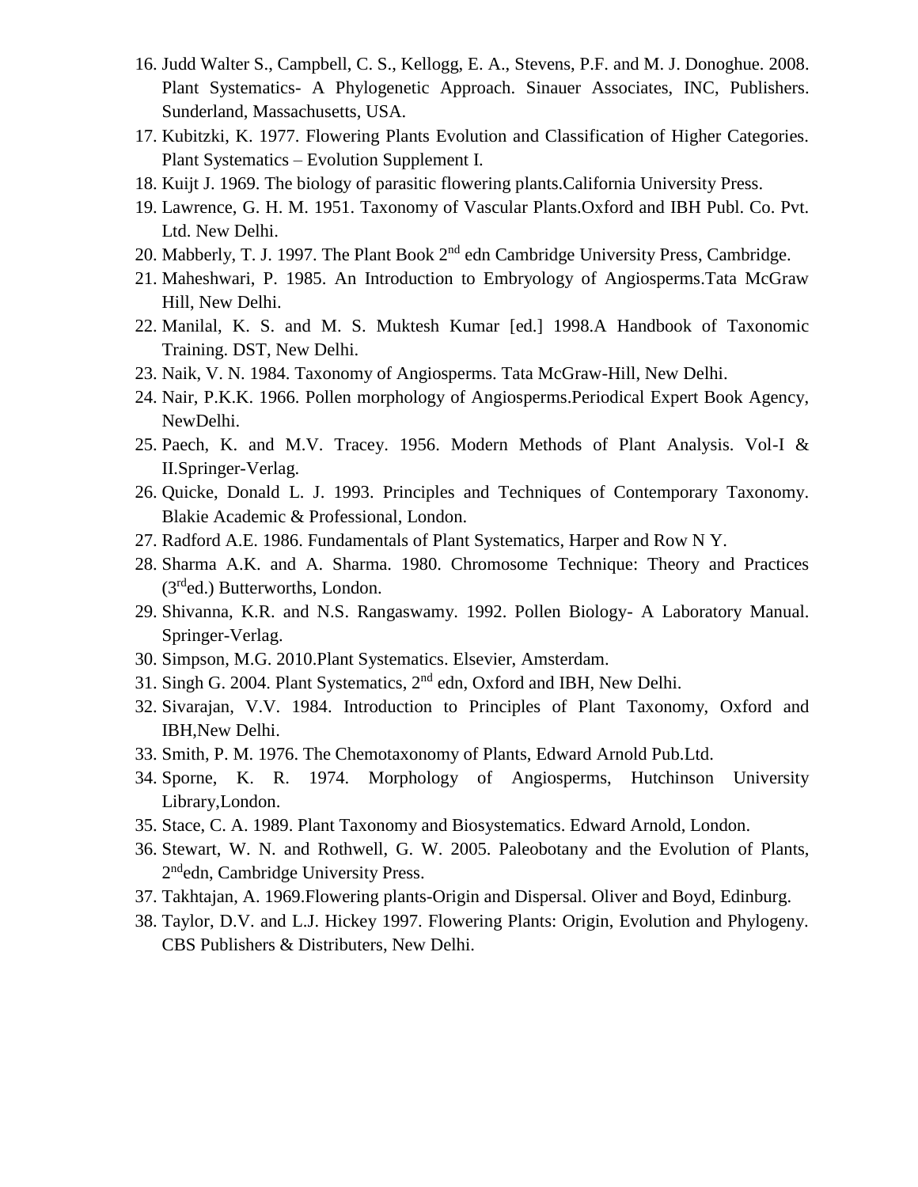16. Judd Walter S., Campbell, C. S., Kellogg, E. A., Stevens, P.F. and M. J. Donoghue. 2008. Plant Systematics- A Phylogenetic Approach. Sinauer Associates, INC, Publishers. Sunderland, Massachusetts, USA.
17. Kubitzki, K. 1977. Flowering Plants Evolution and Classification of Higher Categories. Plant Systematics – Evolution Supplement I.
18. Kuijt J. 1969. The biology of parasitic flowering plants.California University Press.
19. Lawrence, G. H. M. 1951. Taxonomy of Vascular Plants.Oxford and IBH Publ. Co. Pvt. Ltd. New Delhi.
20. Mabberly, T. J. 1997. The Plant Book 2nd edn Cambridge University Press, Cambridge.
21. Maheshwari, P. 1985. An Introduction to Embryology of Angiosperms.Tata McGraw Hill, New Delhi.
22. Manilal, K. S. and M. S. Muktesh Kumar [ed.] 1998.A Handbook of Taxonomic Training. DST, New Delhi.
23. Naik, V. N. 1984. Taxonomy of Angiosperms. Tata McGraw-Hill, New Delhi.
24. Nair, P.K.K. 1966. Pollen morphology of Angiosperms.Periodical Expert Book Agency, NewDelhi.
25. Paech, K. and M.V. Tracey. 1956. Modern Methods of Plant Analysis. Vol-I & II.Springer-Verlag.
26. Quicke, Donald L. J. 1993. Principles and Techniques of Contemporary Taxonomy. Blakie Academic & Professional, London.
27. Radford A.E. 1986. Fundamentals of Plant Systematics, Harper and Row N Y.
28. Sharma A.K. and A. Sharma. 1980. Chromosome Technique: Theory and Practices (3rd ed.) Butterworths, London.
29. Shivanna, K.R. and N.S. Rangaswamy. 1992. Pollen Biology- A Laboratory Manual. Springer-Verlag.
30. Simpson, M.G. 2010.Plant Systematics. Elsevier, Amsterdam.
31. Singh G. 2004. Plant Systematics, 2nd edn, Oxford and IBH, New Delhi.
32. Sivarajan, V.V. 1984. Introduction to Principles of Plant Taxonomy, Oxford and IBH,New Delhi.
33. Smith, P. M. 1976. The Chemotaxonomy of Plants, Edward Arnold Pub.Ltd.
34. Sporne, K. R. 1974. Morphology of Angiosperms, Hutchinson University Library,London.
35. Stace, C. A. 1989. Plant Taxonomy and Biosystematics. Edward Arnold, London.
36. Stewart, W. N. and Rothwell, G. W. 2005. Paleobotany and the Evolution of Plants, 2nd edn, Cambridge University Press.
37. Takhtajan, A. 1969.Flowering plants-Origin and Dispersal. Oliver and Boyd, Edinburg.
38. Taylor, D.V. and L.J. Hickey 1997. Flowering Plants: Origin, Evolution and Phylogeny. CBS Publishers & Distributers, New Delhi.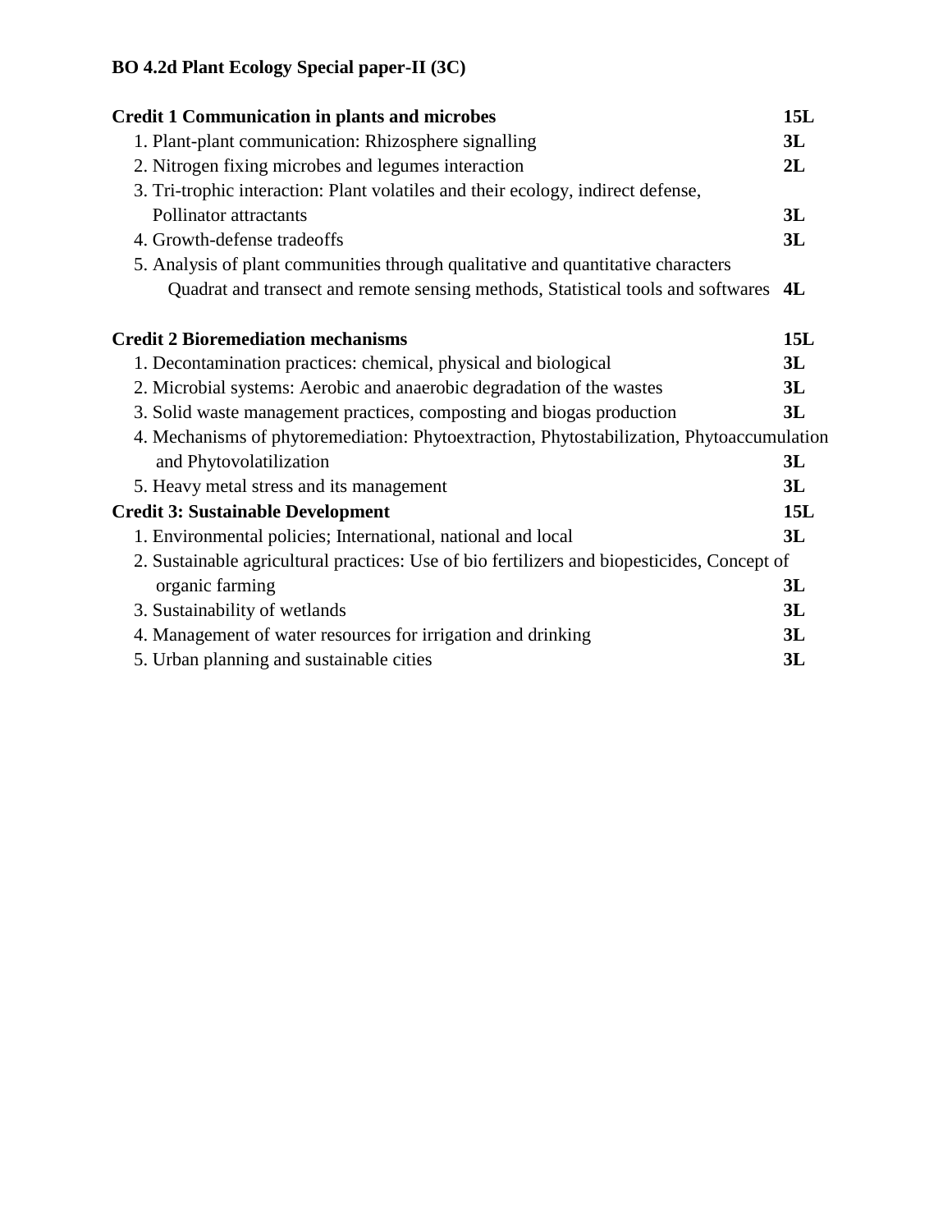**BO 4.2d Plant Ecology Special paper-II (3C)**

| | |
|---|---|
| **Credit 1 Communication in plants and microbes** | **15L** |
| 1. Plant-plant communication: Rhizosphere signalling | **3L** |
| 2. Nitrogen fixing microbes and legumes interaction | **2L** |
| 3. Tri-trophic interaction: Plant volatiles and their ecology, indirect defense, Pollinator attractants | **3L** |
| 4. Growth-defense tradeoffs | **3L** |
| 5. Analysis of plant communities through qualitative and quantitative characters Quadrat and transect and remote sensing methods, Statistical tools and softwares | **4L** |
| **Credit 2 Bioremediation mechanisms** | **15L** |
| 1. Decontamination practices: chemical, physical and biological | **3L** |
| 2. Microbial systems: Aerobic and anaerobic degradation of the wastes | **3L** |
| 3. Solid waste management practices, composting and biogas production | **3L** |
| 4. Mechanisms of phytoremediation: Phytoextraction, Phytostabilization, Phytoaccumulation and Phytovolatilization | **3L** |
| 5. Heavy metal stress and its management | **3L** |
| **Credit 3: Sustainable Development** | **15L** |
| 1. Environmental policies; International, national and local | **3L** |
| 2. Sustainable agricultural practices: Use of bio fertilizers and biopesticides, Concept of organic farming | **3L** |
| 3. Sustainability of wetlands | **3L** |
| 4. Management of water resources for irrigation and drinking | **3L** |
| 5. Urban planning and sustainable cities | **3L** |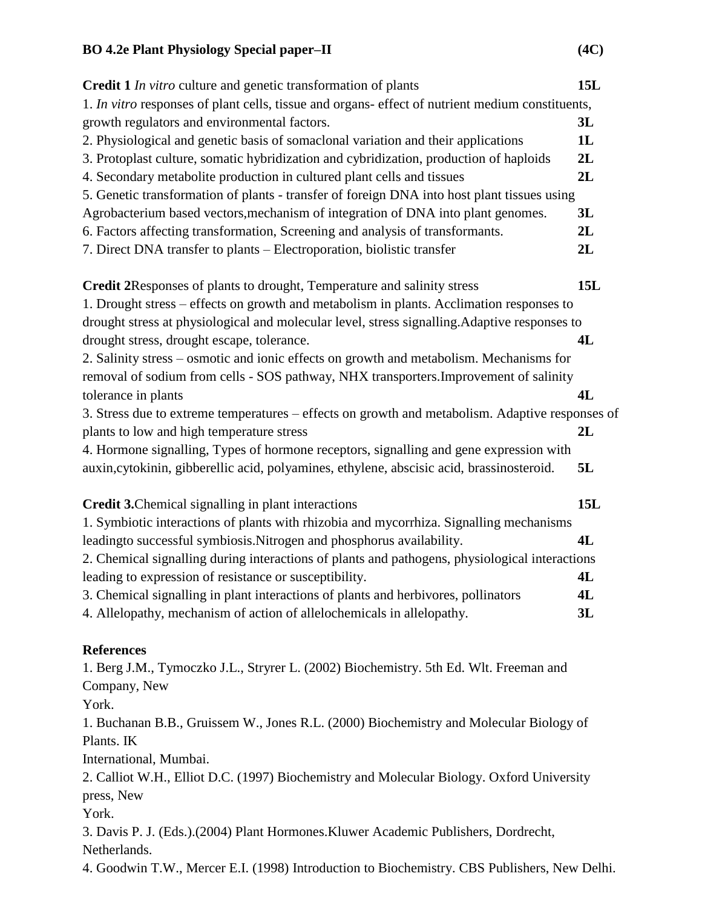**BO 4.2e Plant Physiology Special paper–II (4C)**

**Credit 1** *In vitro* culture and genetic transformation of plants **15L**

1. *In vitro* responses of plant cells, tissue and organs- effect of nutrient medium constituents, growth regulators and environmental factors. **3L**
2. Physiological and genetic basis of somaclonal variation and their applications **1L**
3. Protoplast culture, somatic hybridization and cybridization, production of haploids **2L**
4. Secondary metabolite production in cultured plant cells and tissues **2L**
5. Genetic transformation of plants - transfer of foreign DNA into host plant tissues using Agrobacterium based vectors,mechanism of integration of DNA into plant genomes. **3L**
6. Factors affecting transformation, Screening and analysis of transformants. **2L**
7. Direct DNA transfer to plants – Electroporation, biolistic transfer **2L**

**Credit 2**Responses of plants to drought, Temperature and salinity stress **15L**

1. Drought stress – effects on growth and metabolism in plants. Acclimation responses to drought stress at physiological and molecular level, stress signalling.Adaptive responses to drought stress, drought escape, tolerance. **4L**
2. Salinity stress – osmotic and ionic effects on growth and metabolism. Mechanisms for removal of sodium from cells - SOS pathway, NHX transporters.Improvement of salinity tolerance in plants **4L**
3. Stress due to extreme temperatures – effects on growth and metabolism. Adaptive responses of plants to low and high temperature stress **2L**
4. Hormone signalling, Types of hormone receptors, signalling and gene expression with auxin,cytokinin, gibberellic acid, polyamines, ethylene, abscisic acid, brassinosteroid. **5L**

**Credit 3.**Chemical signalling in plant interactions **15L**

1. Symbiotic interactions of plants with rhizobia and mycorrhiza. Signalling mechanisms leadingto successful symbiosis.Nitrogen and phosphorus availability. **4L**
2. Chemical signalling during interactions of plants and pathogens, physiological interactions leading to expression of resistance or susceptibility. **4L**
3. Chemical signalling in plant interactions of plants and herbivores, pollinators **4L**
4. Allelopathy, mechanism of action of allelochemicals in allelopathy. **3L**

**References**

1. Berg J.M., Tymoczko J.L., Stryrer L. (2002) Biochemistry. 5th Ed. Wlt. Freeman and Company, New York.

1. Buchanan B.B., Gruissem W., Jones R.L. (2000) Biochemistry and Molecular Biology of Plants. IK International, Mumbai.

2. Calliot W.H., Elliot D.C. (1997) Biochemistry and Molecular Biology. Oxford University press, New York.

3. Davis P. J. (Eds.).(2004) Plant Hormones.Kluwer Academic Publishers, Dordrecht, Netherlands.

4. Goodwin T.W., Mercer E.I. (1998) Introduction to Biochemistry. CBS Publishers, New Delhi.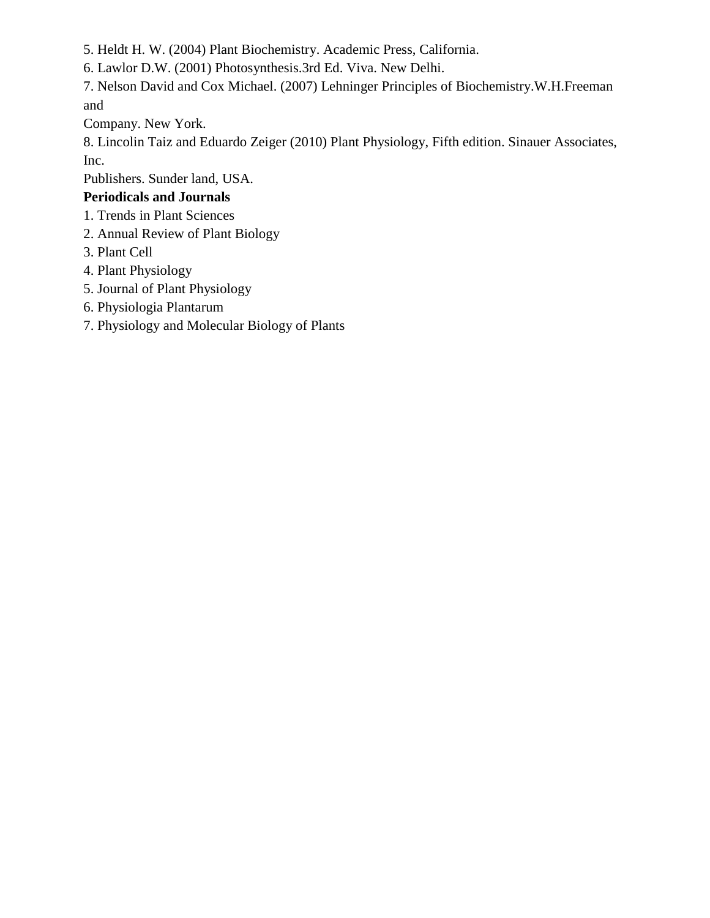5. Heldt H. W. (2004) Plant Biochemistry. Academic Press, California.
6. Lawlor D.W. (2001) Photosynthesis.3rd Ed. Viva. New Delhi.
7. Nelson David and Cox Michael. (2007) Lehninger Principles of Biochemistry.W.H.Freeman and Company. New York.
8. Lincolin Taiz and Eduardo Zeiger (2010) Plant Physiology, Fifth edition. Sinauer Associates, Inc. Publishers. Sunder land, USA.

**Periodicals and Journals**

1. Trends in Plant Sciences
2. Annual Review of Plant Biology
3. Plant Cell
4. Plant Physiology
5. Journal of Plant Physiology
6. Physiologia Plantarum
7. Physiology and Molecular Biology of Plants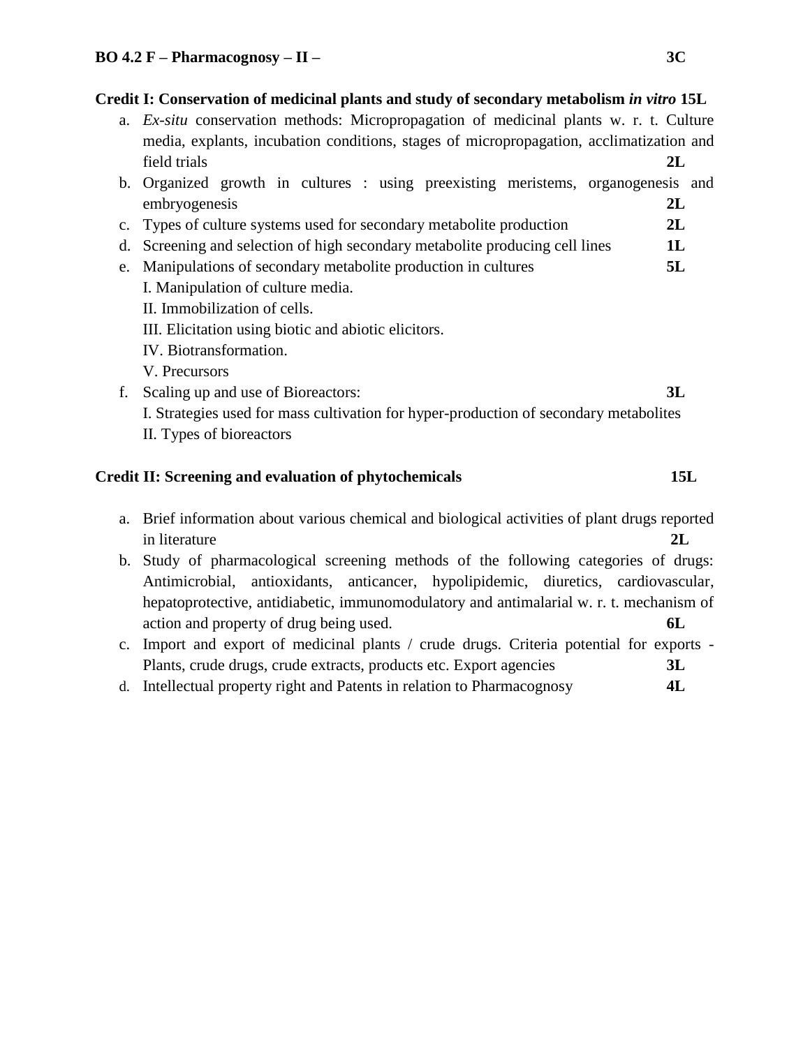**BO 4.2 F – Pharmacognosy – II – 3C**

**Credit I: Conservation of medicinal plants and study of secondary metabolism *in vitro* 15L**

a. *Ex-situ* conservation methods: Micropropagation of medicinal plants w. r. t. Culture media, explants, incubation conditions, stages of micropropagation, acclimatization and field trials **2L**

b. Organized growth in cultures : using preexisting meristems, organogenesis and embryogenesis **2L**

c. Types of culture systems used for secondary metabolite production **2L**

d. Screening and selection of high secondary metabolite producing cell lines **1L**

e. Manipulations of secondary metabolite production in cultures **5L**
   I. Manipulation of culture media.
   II. Immobilization of cells.
   III. Elicitation using biotic and abiotic elicitors.
   IV. Biotransformation.
   V. Precursors

f. Scaling up and use of Bioreactors: **3L**
   I. Strategies used for mass cultivation for hyper-production of secondary metabolites
   II. Types of bioreactors

**Credit II: Screening and evaluation of phytochemicals 15L**

a. Brief information about various chemical and biological activities of plant drugs reported in literature **2L**

b. Study of pharmacological screening methods of the following categories of drugs: Antimicrobial, antioxidants, anticancer, hypolipidemic, diuretics, cardiovascular, hepatoprotective, antidiabetic, immunomodulatory and antimalarial w. r. t. mechanism of action and property of drug being used. **6L**

c. Import and export of medicinal plants / crude drugs. Criteria potential for exports - Plants, crude drugs, crude extracts, products etc. Export agencies **3L**

d. Intellectual property right and Patents in relation to Pharmacognosy **4L**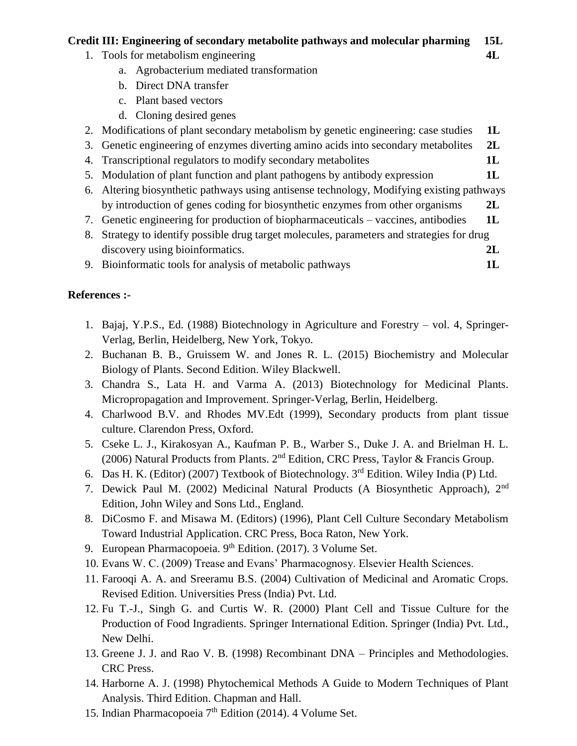**Credit III: Engineering of secondary metabolite pathways and molecular pharming 15L**

1. Tools for metabolism engineering **4L**
   a. Agrobacterium mediated transformation
   b. Direct DNA transfer
   c. Plant based vectors
   d. Cloning desired genes
2. Modifications of plant secondary metabolism by genetic engineering: case studies **1L**
3. Genetic engineering of enzymes diverting amino acids into secondary metabolites **2L**
4. Transcriptional regulators to modify secondary metabolites **1L**
5. Modulation of plant function and plant pathogens by antibody expression **1L**
6. Altering biosynthetic pathways using antisense technology, Modifying existing pathways by introduction of genes coding for biosynthetic enzymes from other organisms **2L**
7. Genetic engineering for production of biopharmaceuticals – vaccines, antibodies **1L**
8. Strategy to identify possible drug target molecules, parameters and strategies for drug discovery using bioinformatics. **2L**
9. Bioinformatic tools for analysis of metabolic pathways **1L**

**References :-**

1. Bajaj, Y.P.S., Ed. (1988) Biotechnology in Agriculture and Forestry – vol. 4, Springer-Verlag, Berlin, Heidelberg, New York, Tokyo.
2. Buchanan B. B., Gruissem W. and Jones R. L. (2015) Biochemistry and Molecular Biology of Plants. Second Edition. Wiley Blackwell.
3. Chandra S., Lata H. and Varma A. (2013) Biotechnology for Medicinal Plants. Micropropagation and Improvement. Springer-Verlag, Berlin, Heidelberg.
4. Charlwood B.V. and Rhodes MV.Edt (1999), Secondary products from plant tissue culture. Clarendon Press, Oxford.
5. Cseke L. J., Kirakosyan A., Kaufman P. B., Warber S., Duke J. A. and Brielman H. L. (2006) Natural Products from Plants. 2nd Edition, CRC Press, Taylor & Francis Group.
6. Das H. K. (Editor) (2007) Textbook of Biotechnology. 3rd Edition. Wiley India (P) Ltd.
7. Dewick Paul M. (2002) Medicinal Natural Products (A Biosynthetic Approach), 2nd Edition, John Wiley and Sons Ltd., England.
8. DiCosmo F. and Misawa M. (Editors) (1996), Plant Cell Culture Secondary Metabolism Toward Industrial Application. CRC Press, Boca Raton, New York.
9. European Pharmacopoeia. 9th Edition. (2017). 3 Volume Set.
10. Evans W. C. (2009) Trease and Evans' Pharmacognosy. Elsevier Health Sciences.
11. Farooqi A. A. and Sreeramu B.S. (2004) Cultivation of Medicinal and Aromatic Crops. Revised Edition. Universities Press (India) Pvt. Ltd.
12. Fu T.-J., Singh G. and Curtis W. R. (2000) Plant Cell and Tissue Culture for the Production of Food Ingradients. Springer International Edition. Springer (India) Pvt. Ltd., New Delhi.
13. Greene J. J. and Rao V. B. (1998) Recombinant DNA – Principles and Methodologies. CRC Press.
14. Harborne A. J. (1998) Phytochemical Methods A Guide to Modern Techniques of Plant Analysis. Third Edition. Chapman and Hall.
15. Indian Pharmacopoeia 7th Edition (2014). 4 Volume Set.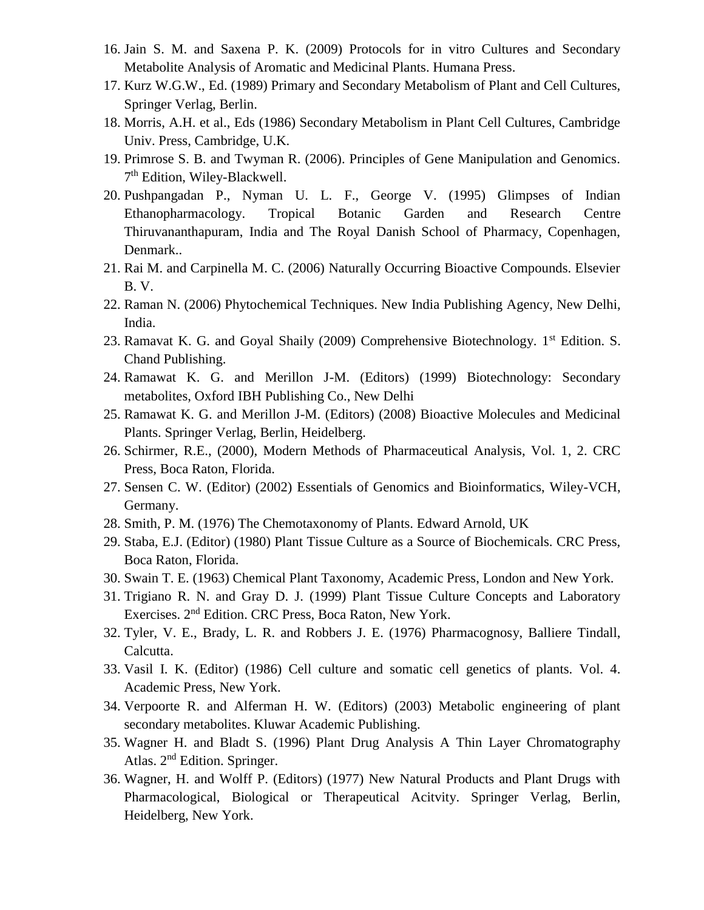16. Jain S. M. and Saxena P. K. (2009) Protocols for in vitro Cultures and Secondary Metabolite Analysis of Aromatic and Medicinal Plants. Humana Press.
17. Kurz W.G.W., Ed. (1989) Primary and Secondary Metabolism of Plant and Cell Cultures, Springer Verlag, Berlin.
18. Morris, A.H. et al., Eds (1986) Secondary Metabolism in Plant Cell Cultures, Cambridge Univ. Press, Cambridge, U.K.
19. Primrose S. B. and Twyman R. (2006). Principles of Gene Manipulation and Genomics. 7th Edition, Wiley-Blackwell.
20. Pushpangadan P., Nyman U. L. F., George V. (1995) Glimpses of Indian Ethanopharmacology. Tropical Botanic Garden and Research Centre Thiruvananthapuram, India and The Royal Danish School of Pharmacy, Copenhagen, Denmark..
21. Rai M. and Carpinella M. C. (2006) Naturally Occurring Bioactive Compounds. Elsevier B. V.
22. Raman N. (2006) Phytochemical Techniques. New India Publishing Agency, New Delhi, India.
23. Ramavat K. G. and Goyal Shaily (2009) Comprehensive Biotechnology. 1st Edition. S. Chand Publishing.
24. Ramawat K. G. and Merillon J-M. (Editors) (1999) Biotechnology: Secondary metabolites, Oxford IBH Publishing Co., New Delhi
25. Ramawat K. G. and Merillon J-M. (Editors) (2008) Bioactive Molecules and Medicinal Plants. Springer Verlag, Berlin, Heidelberg.
26. Schirmer, R.E., (2000), Modern Methods of Pharmaceutical Analysis, Vol. 1, 2. CRC Press, Boca Raton, Florida.
27. Sensen C. W. (Editor) (2002) Essentials of Genomics and Bioinformatics, Wiley-VCH, Germany.
28. Smith, P. M. (1976) The Chemotaxonomy of Plants. Edward Arnold, UK
29. Staba, E.J. (Editor) (1980) Plant Tissue Culture as a Source of Biochemicals. CRC Press, Boca Raton, Florida.
30. Swain T. E. (1963) Chemical Plant Taxonomy, Academic Press, London and New York.
31. Trigiano R. N. and Gray D. J. (1999) Plant Tissue Culture Concepts and Laboratory Exercises. 2nd Edition. CRC Press, Boca Raton, New York.
32. Tyler, V. E., Brady, L. R. and Robbers J. E. (1976) Pharmacognosy, Balliere Tindall, Calcutta.
33. Vasil I. K. (Editor) (1986) Cell culture and somatic cell genetics of plants. Vol. 4. Academic Press, New York.
34. Verpoorte R. and Alferman H. W. (Editors) (2003) Metabolic engineering of plant secondary metabolites. Kluwar Academic Publishing.
35. Wagner H. and Bladt S. (1996) Plant Drug Analysis A Thin Layer Chromatography Atlas. 2nd Edition. Springer.
36. Wagner, H. and Wolff P. (Editors) (1977) New Natural Products and Plant Drugs with Pharmacological, Biological or Therapeutical Acitvity. Springer Verlag, Berlin, Heidelberg, New York.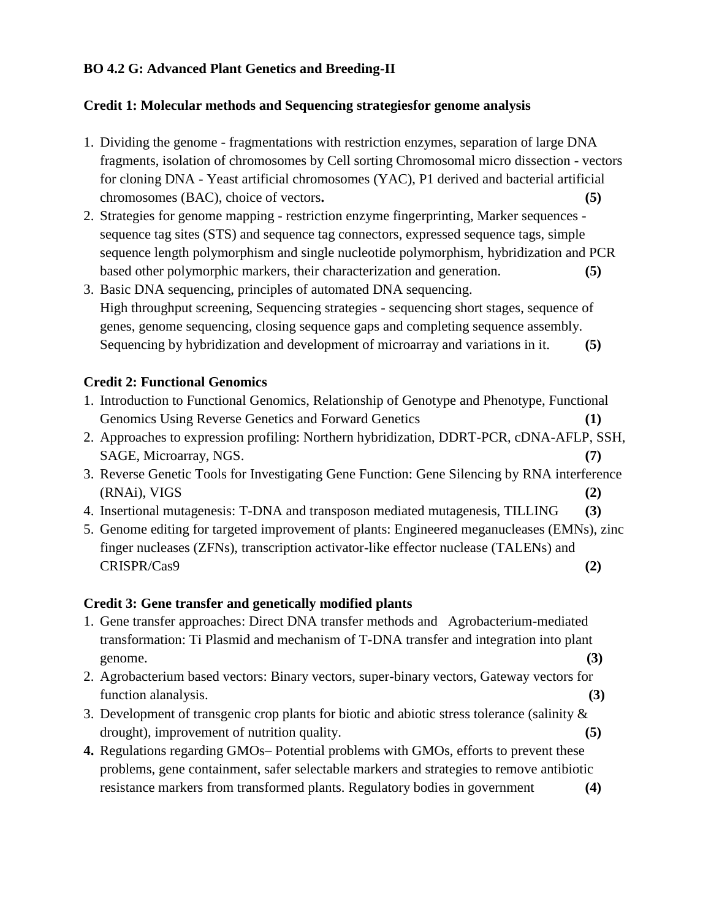**BO 4.2 G: Advanced Plant Genetics and Breeding-II**

**Credit 1: Molecular methods and Sequencing strategiesfor genome analysis**

1. Dividing the genome - fragmentations with restriction enzymes, separation of large DNA fragments, isolation of chromosomes by Cell sorting Chromosomal micro dissection - vectors for cloning DNA - Yeast artificial chromosomes (YAC), P1 derived and bacterial artificial chromosomes (BAC), choice of vectors**.** **(5)**
2. Strategies for genome mapping - restriction enzyme fingerprinting, Marker sequences - sequence tag sites (STS) and sequence tag connectors, expressed sequence tags, simple sequence length polymorphism and single nucleotide polymorphism, hybridization and PCR based other polymorphic markers, their characterization and generation. **(5)**
3. Basic DNA sequencing, principles of automated DNA sequencing.
   High throughput screening, Sequencing strategies - sequencing short stages, sequence of genes, genome sequencing, closing sequence gaps and completing sequence assembly. Sequencing by hybridization and development of microarray and variations in it. **(5)**

**Credit 2: Functional Genomics**

1. Introduction to Functional Genomics, Relationship of Genotype and Phenotype, Functional Genomics Using Reverse Genetics and Forward Genetics **(1)**
2. Approaches to expression profiling: Northern hybridization, DDRT-PCR, cDNA-AFLP, SSH, SAGE, Microarray, NGS. **(7)**
3. Reverse Genetic Tools for Investigating Gene Function: Gene Silencing by RNA interference (RNAi), VIGS **(2)**
4. Insertional mutagenesis: T-DNA and transposon mediated mutagenesis, TILLING **(3)**
5. Genome editing for targeted improvement of plants: Engineered meganucleases (EMNs), zinc finger nucleases (ZFNs), transcription activator-like effector nuclease (TALENs) and CRISPR/Cas9 **(2)**

**Credit 3: Gene transfer and genetically modified plants**

1. Gene transfer approaches: Direct DNA transfer methods and Agrobacterium-mediated transformation: Ti Plasmid and mechanism of T-DNA transfer and integration into plant genome. **(3)**
2. Agrobacterium based vectors: Binary vectors, super-binary vectors, Gateway vectors for function alanalysis. **(3)**
3. Development of transgenic crop plants for biotic and abiotic stress tolerance (salinity & drought), improvement of nutrition quality. **(5)**
4. Regulations regarding GMOs– Potential problems with GMOs, efforts to prevent these problems, gene containment, safer selectable markers and strategies to remove antibiotic resistance markers from transformed plants. Regulatory bodies in government **(4)**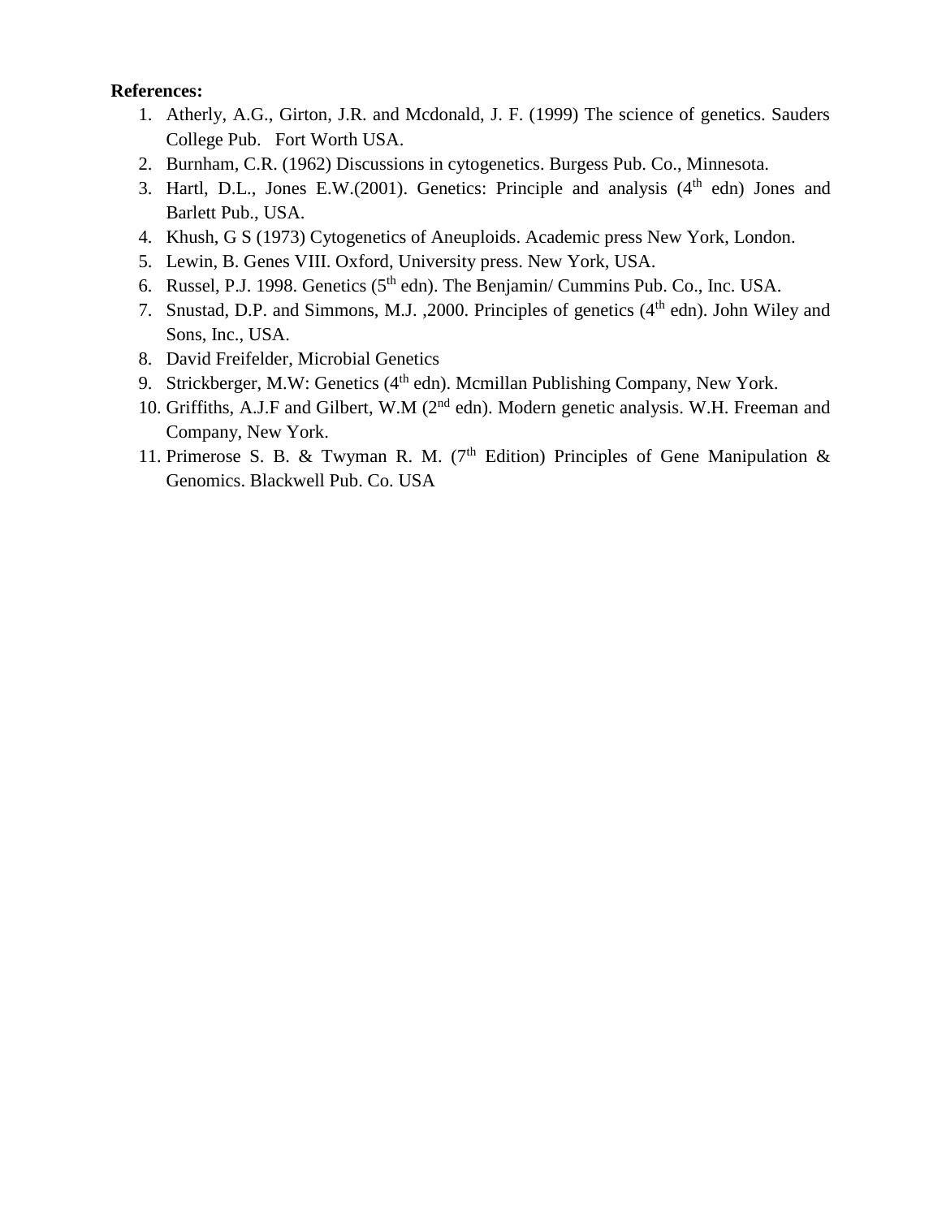**References:**

1. Atherly, A.G., Girton, J.R. and Mcdonald, J. F. (1999) The science of genetics. Sauders College Pub. Fort Worth USA.
2. Burnham, C.R. (1962) Discussions in cytogenetics. Burgess Pub. Co., Minnesota.
3. Hartl, D.L., Jones E.W.(2001). Genetics: Principle and analysis (4th edn) Jones and Barlett Pub., USA.
4. Khush, G S (1973) Cytogenetics of Aneuploids. Academic press New York, London.
5. Lewin, B. Genes VIII. Oxford, University press. New York, USA.
6. Russel, P.J. 1998. Genetics (5th edn). The Benjamin/ Cummins Pub. Co., Inc. USA.
7. Snustad, D.P. and Simmons, M.J. ,2000. Principles of genetics (4th edn). John Wiley and Sons, Inc., USA.
8. David Freifelder, Microbial Genetics
9. Strickberger, M.W: Genetics (4th edn). Mcmillan Publishing Company, New York.
10. Griffiths, A.J.F and Gilbert, W.M (2nd edn). Modern genetic analysis. W.H. Freeman and Company, New York.
11. Primerose S. B. & Twyman R. M. (7th Edition) Principles of Gene Manipulation & Genomics. Blackwell Pub. Co. USA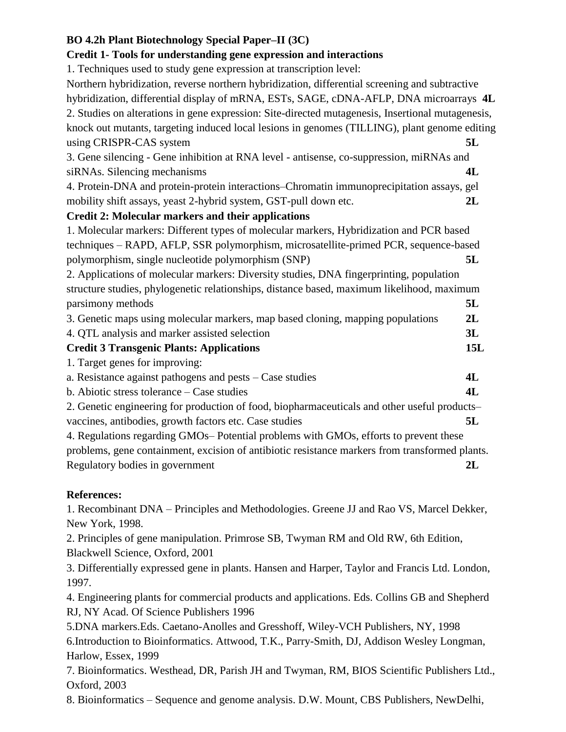**BO 4.2h Plant Biotechnology Special Paper–II (3C)**

**Credit 1- Tools for understanding gene expression and interactions**

1. Techniques used to study gene expression at transcription level: Northern hybridization, reverse northern hybridization, differential screening and subtractive hybridization, differential display of mRNA, ESTs, SAGE, cDNA-AFLP, DNA microarrays **4L**
2. Studies on alterations in gene expression: Site-directed mutagenesis, Insertional mutagenesis, knock out mutants, targeting induced local lesions in genomes (TILLING), plant genome editing using CRISPR-CAS system **5L**
3. Gene silencing - Gene inhibition at RNA level - antisense, co-suppression, miRNAs and siRNAs. Silencing mechanisms **4L**
4. Protein-DNA and protein-protein interactions–Chromatin immunoprecipitation assays, gel mobility shift assays, yeast 2-hybrid system, GST-pull down etc. **2L**

**Credit 2: Molecular markers and their applications**

1. Molecular markers: Different types of molecular markers, Hybridization and PCR based techniques – RAPD, AFLP, SSR polymorphism, microsatellite-primed PCR, sequence-based polymorphism, single nucleotide polymorphism (SNP) **5L**
2. Applications of molecular markers: Diversity studies, DNA fingerprinting, population structure studies, phylogenetic relationships, distance based, maximum likelihood, maximum parsimony methods **5L**
3. Genetic maps using molecular markers, map based cloning, mapping populations **2L**
4. QTL analysis and marker assisted selection **3L**

**Credit 3 Transgenic Plants: Applications** **15L**

1. Target genes for improving:
   a. Resistance against pathogens and pests – Case studies **4L**
   b. Abiotic stress tolerance – Case studies **4L**
2. Genetic engineering for production of food, biopharmaceuticals and other useful products– vaccines, antibodies, growth factors etc. Case studies **5L**

4. Regulations regarding GMOs– Potential problems with GMOs, efforts to prevent these problems, gene containment, excision of antibiotic resistance markers from transformed plants. Regulatory bodies in government **2L**

**References:**

1. Recombinant DNA – Principles and Methodologies. Greene JJ and Rao VS, Marcel Dekker, New York, 1998.
2. Principles of gene manipulation. Primrose SB, Twyman RM and Old RW, 6th Edition, Blackwell Science, Oxford, 2001
3. Differentially expressed gene in plants. Hansen and Harper, Taylor and Francis Ltd. London, 1997.
4. Engineering plants for commercial products and applications. Eds. Collins GB and Shepherd RJ, NY Acad. Of Science Publishers 1996
5. DNA markers.Eds. Caetano-Anolles and Gresshoff, Wiley-VCH Publishers, NY, 1998
6. Introduction to Bioinformatics. Attwood, T.K., Parry-Smith, DJ, Addison Wesley Longman, Harlow, Essex, 1999
7. Bioinformatics. Westhead, DR, Parish JH and Twyman, RM, BIOS Scientific Publishers Ltd., Oxford, 2003
8. Bioinformatics – Sequence and genome analysis. D.W. Mount, CBS Publishers, NewDelhi,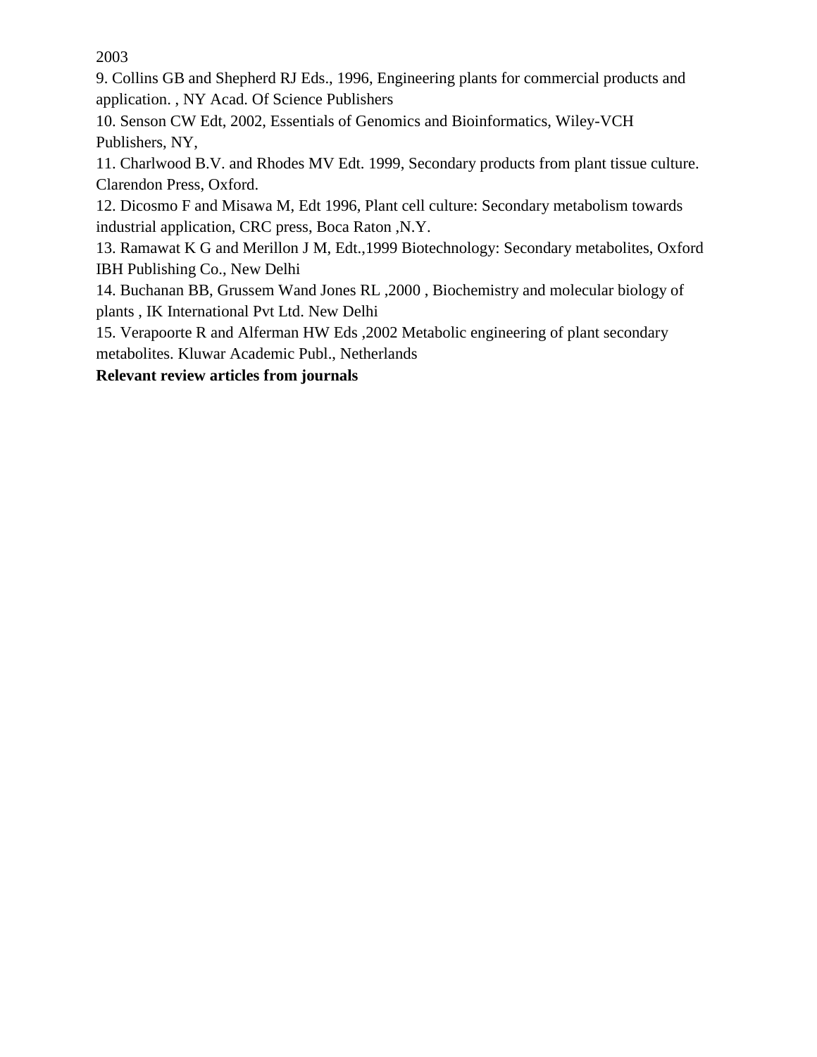2003

9. Collins GB and Shepherd RJ Eds., 1996, Engineering plants for commercial products and application. , NY Acad. Of Science Publishers

10. Senson CW Edt, 2002, Essentials of Genomics and Bioinformatics, Wiley-VCH Publishers, NY,

11. Charlwood B.V. and Rhodes MV Edt. 1999, Secondary products from plant tissue culture. Clarendon Press, Oxford.

12. Dicosmo F and Misawa M, Edt 1996, Plant cell culture: Secondary metabolism towards industrial application, CRC press, Boca Raton ,N.Y.

13. Ramawat K G and Merillon J M, Edt.,1999 Biotechnology: Secondary metabolites, Oxford IBH Publishing Co., New Delhi

14. Buchanan BB, Grussem Wand Jones RL ,2000 , Biochemistry and molecular biology of plants , IK International Pvt Ltd. New Delhi

15. Verapoorte R and Alferman HW Eds ,2002 Metabolic engineering of plant secondary metabolites. Kluwar Academic Publ., Netherlands

**Relevant review articles from journals**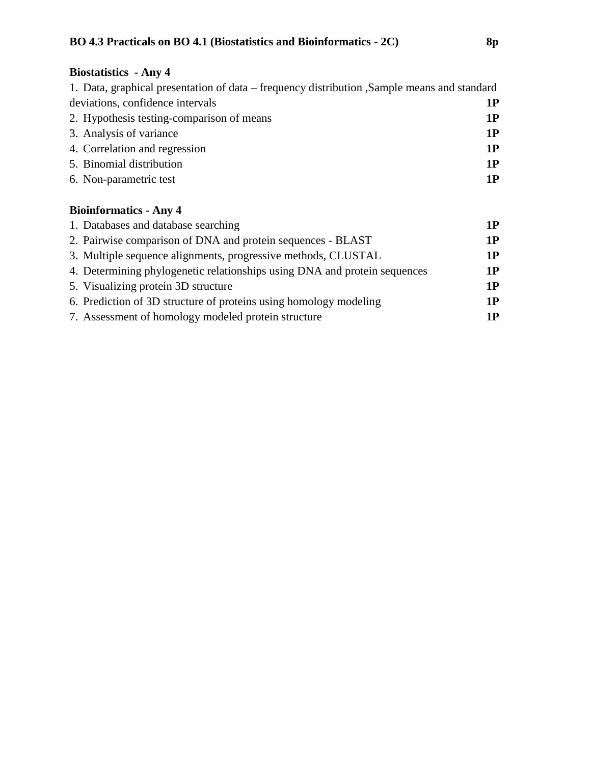**BO 4.3 Practicals on BO 4.1 (Biostatistics and Bioinformatics - 2C)** **8p**

**Biostatistics - Any 4**

1. Data, graphical presentation of data – frequency distribution ,Sample means and standard deviations, confidence intervals **1P**
2. Hypothesis testing-comparison of means **1P**
3. Analysis of variance **1P**
4. Correlation and regression **1P**
5. Binomial distribution **1P**
6. Non-parametric test **1P**

**Bioinformatics - Any 4**

1. Databases and database searching **1P**
2. Pairwise comparison of DNA and protein sequences - BLAST **1P**
3. Multiple sequence alignments, progressive methods, CLUSTAL **1P**
4. Determining phylogenetic relationships using DNA and protein sequences **1P**
5. Visualizing protein 3D structure **1P**
6. Prediction of 3D structure of proteins using homology modeling **1P**
7. Assessment of homology modeled protein structure **1P**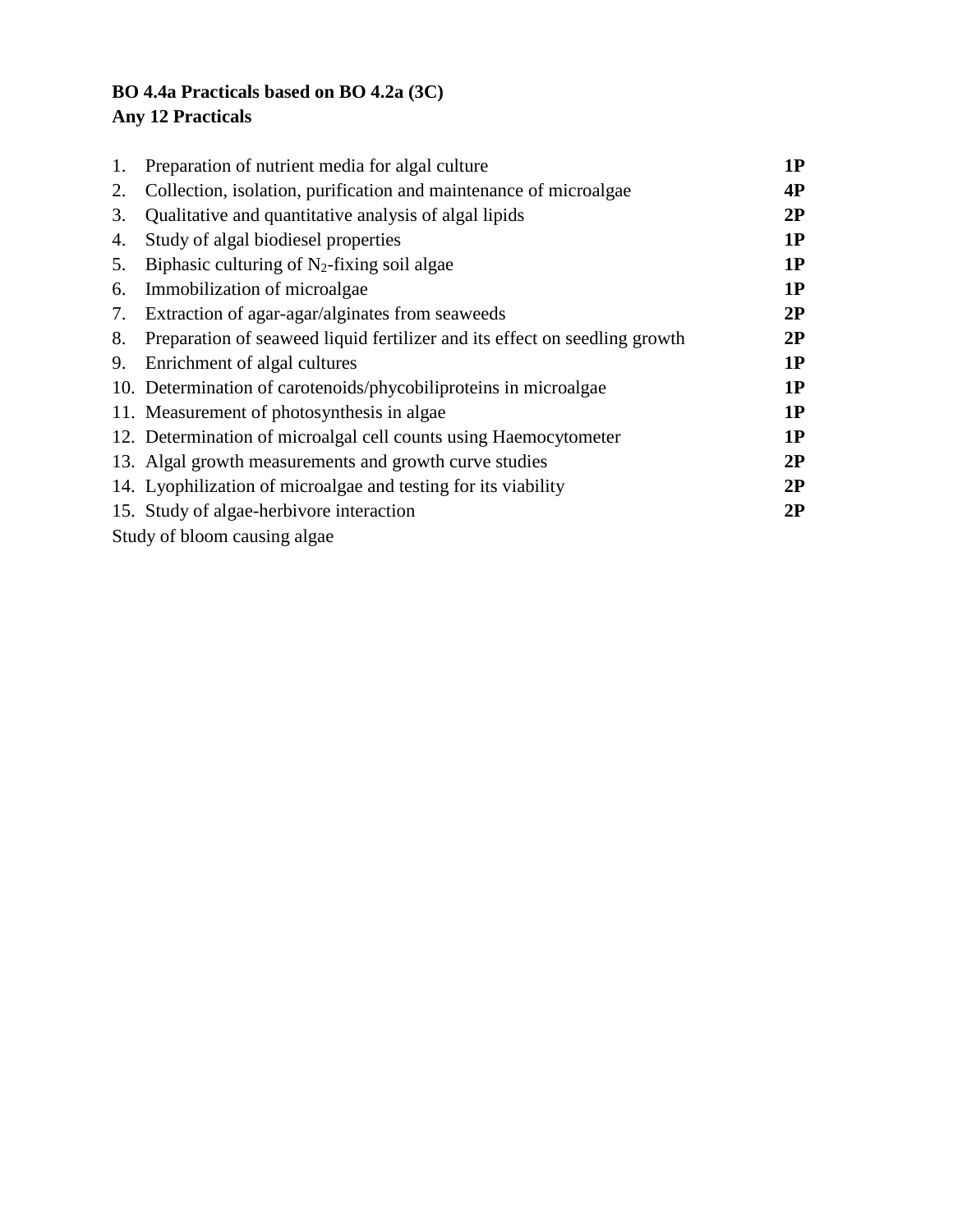**BO 4.4a Practicals based on BO 4.2a (3C)**
**Any 12 Practicals**

| | | |
|---|---|---|
| 1. | Preparation of nutrient media for algal culture | **1P** |
| 2. | Collection, isolation, purification and maintenance of microalgae | **4P** |
| 3. | Qualitative and quantitative analysis of algal lipids | **2P** |
| 4. | Study of algal biodiesel properties | **1P** |
| 5. | Biphasic culturing of $N_2$-fixing soil algae | **1P** |
| 6. | Immobilization of microalgae | **1P** |
| 7. | Extraction of agar-agar/alginates from seaweeds | **2P** |
| 8. | Preparation of seaweed liquid fertilizer and its effect on seedling growth | **2P** |
| 9. | Enrichment of algal cultures | **1P** |
| 10. | Determination of carotenoids/phycobiliproteins in microalgae | **1P** |
| 11. | Measurement of photosynthesis in algae | **1P** |
| 12. | Determination of microalgal cell counts using Haemocytometer | **1P** |
| 13. | Algal growth measurements and growth curve studies | **2P** |
| 14. | Lyophilization of microalgae and testing for its viability | **2P** |
| 15. | Study of algae-herbivore interaction | **2P** |

Study of bloom causing algae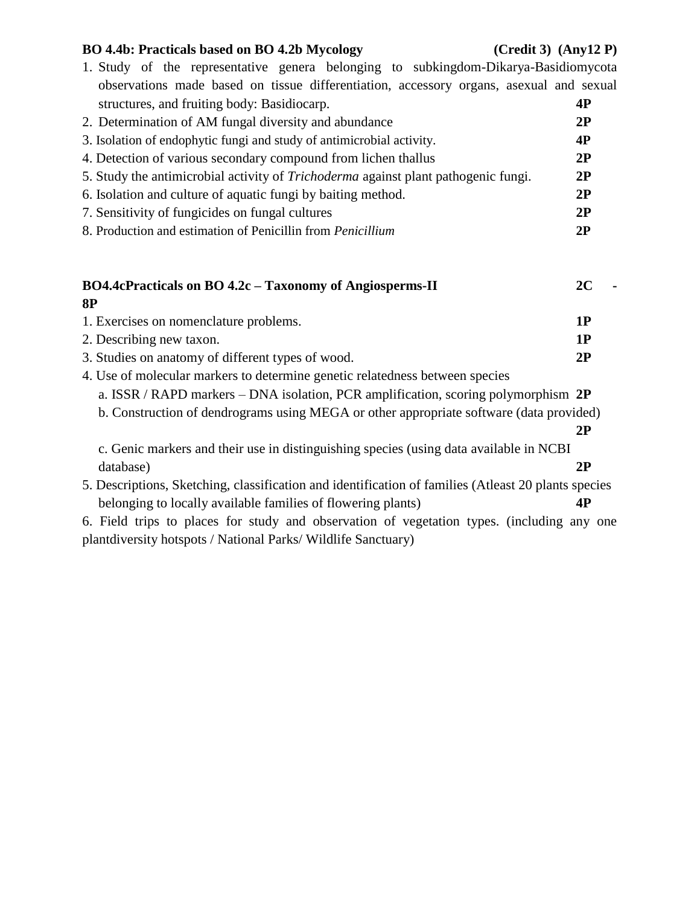**BO 4.4b: Practicals based on BO 4.2b Mycology** **(Credit 3) (Any12 P)**

1. Study of the representative genera belonging to subkingdom-Dikarya-Basidiomycota observations made based on tissue differentiation, accessory organs, asexual and sexual structures, and fruiting body: Basidiocarp. **4P**
2. Determination of AM fungal diversity and abundance **2P**
3. Isolation of endophytic fungi and study of antimicrobial activity. **4P**
4. Detection of various secondary compound from lichen thallus **2P**
5. Study the antimicrobial activity of *Trichoderma* against plant pathogenic fungi. **2P**
6. Isolation and culture of aquatic fungi by baiting method. **2P**
7. Sensitivity of fungicides on fungal cultures **2P**
8. Production and estimation of Penicillin from *Penicillium* **2P**

**BO4.4cPracticals on BO 4.2c – Taxonomy of Angiosperms-II** **2C - 8P**

1. Exercises on nomenclature problems. **1P**
2. Describing new taxon. **1P**
3. Studies on anatomy of different types of wood. **2P**
4. Use of molecular markers to determine genetic relatedness between species
   a. ISSR / RAPD markers – DNA isolation, PCR amplification, scoring polymorphism **2P**
   b. Construction of dendrograms using MEGA or other appropriate software (data provided) **2P**
   c. Genic markers and their use in distinguishing species (using data available in NCBI database) **2P**
5. Descriptions, Sketching, classification and identification of families (Atleast 20 plants species belonging to locally available families of flowering plants) **4P**
6. Field trips to places for study and observation of vegetation types. (including any one plantdiversity hotspots / National Parks/ Wildlife Sanctuary)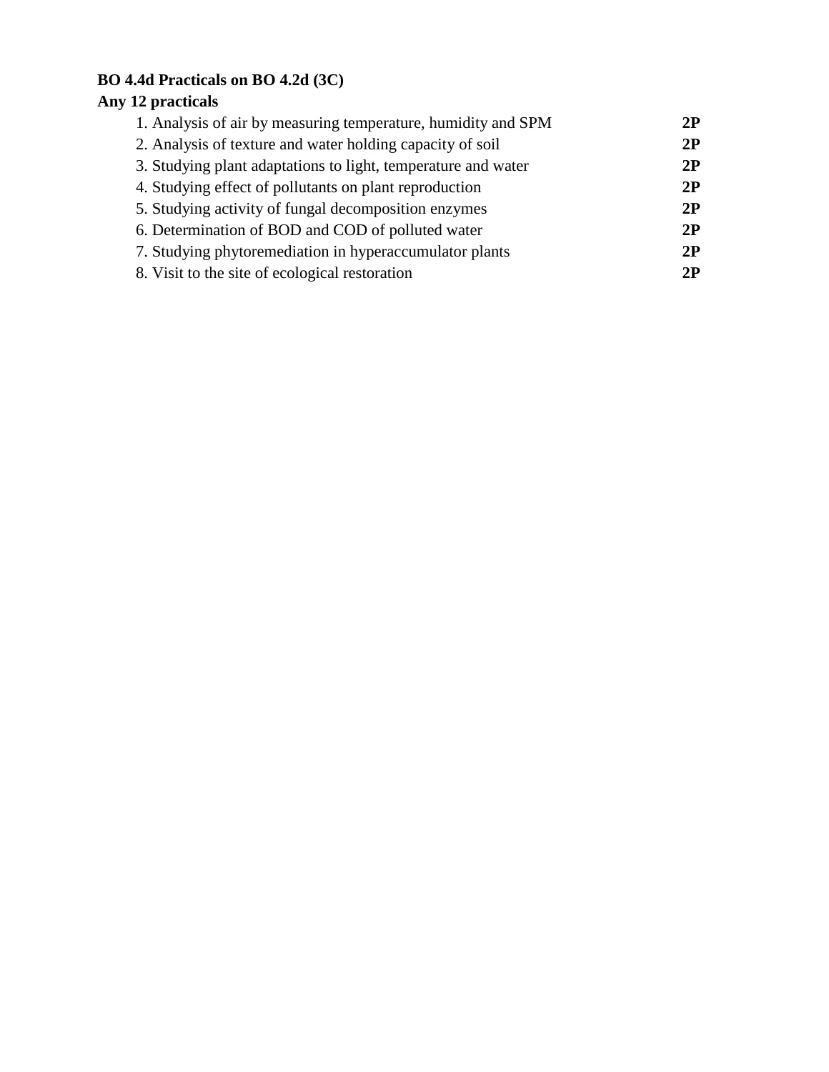**BO 4.4d Practicals on BO 4.2d (3C)**

**Any 12 practicals**

1. Analysis of air by measuring temperature, humidity and SPM **2P**
2. Analysis of texture and water holding capacity of soil **2P**
3. Studying plant adaptations to light, temperature and water **2P**
4. Studying effect of pollutants on plant reproduction **2P**
5. Studying activity of fungal decomposition enzymes **2P**
6. Determination of BOD and COD of polluted water **2P**
7. Studying phytoremediation in hyperaccumulator plants **2P**
8. Visit to the site of ecological restoration **2P**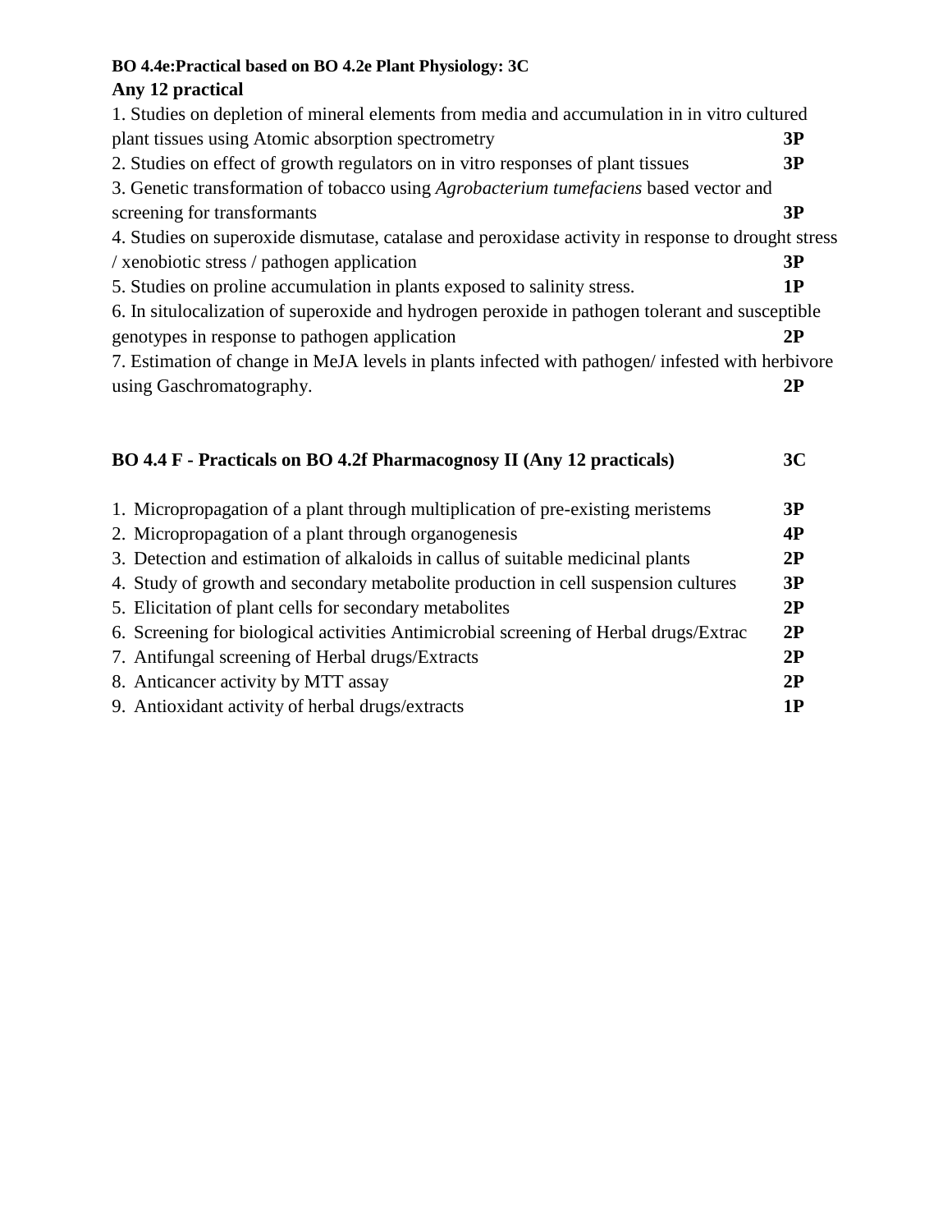**BO 4.4e:Practical based on BO 4.2e Plant Physiology: 3C**

**Any 12 practical**

1. Studies on depletion of mineral elements from media and accumulation in in vitro cultured plant tissues using Atomic absorption spectrometry **3P**
2. Studies on effect of growth regulators on in vitro responses of plant tissues **3P**
3. Genetic transformation of tobacco using *Agrobacterium tumefaciens* based vector and screening for transformants **3P**
4. Studies on superoxide dismutase, catalase and peroxidase activity in response to drought stress / xenobiotic stress / pathogen application **3P**
5. Studies on proline accumulation in plants exposed to salinity stress. **1P**
6. In situlocalization of superoxide and hydrogen peroxide in pathogen tolerant and susceptible genotypes in response to pathogen application **2P**
7. Estimation of change in MeJA levels in plants infected with pathogen/ infested with herbivore using Gaschromatography. **2P**

**BO 4.4 F - Practicals on BO 4.2f Pharmacognosy II (Any 12 practicals) 3C**

1. Micropropagation of a plant through multiplication of pre-existing meristems **3P**
2. Micropropagation of a plant through organogenesis **4P**
3. Detection and estimation of alkaloids in callus of suitable medicinal plants **2P**
4. Study of growth and secondary metabolite production in cell suspension cultures **3P**
5. Elicitation of plant cells for secondary metabolites **2P**
6. Screening for biological activities Antimicrobial screening of Herbal drugs/Extrac **2P**
7. Antifungal screening of Herbal drugs/Extracts **2P**
8. Anticancer activity by MTT assay **2P**
9. Antioxidant activity of herbal drugs/extracts **1P**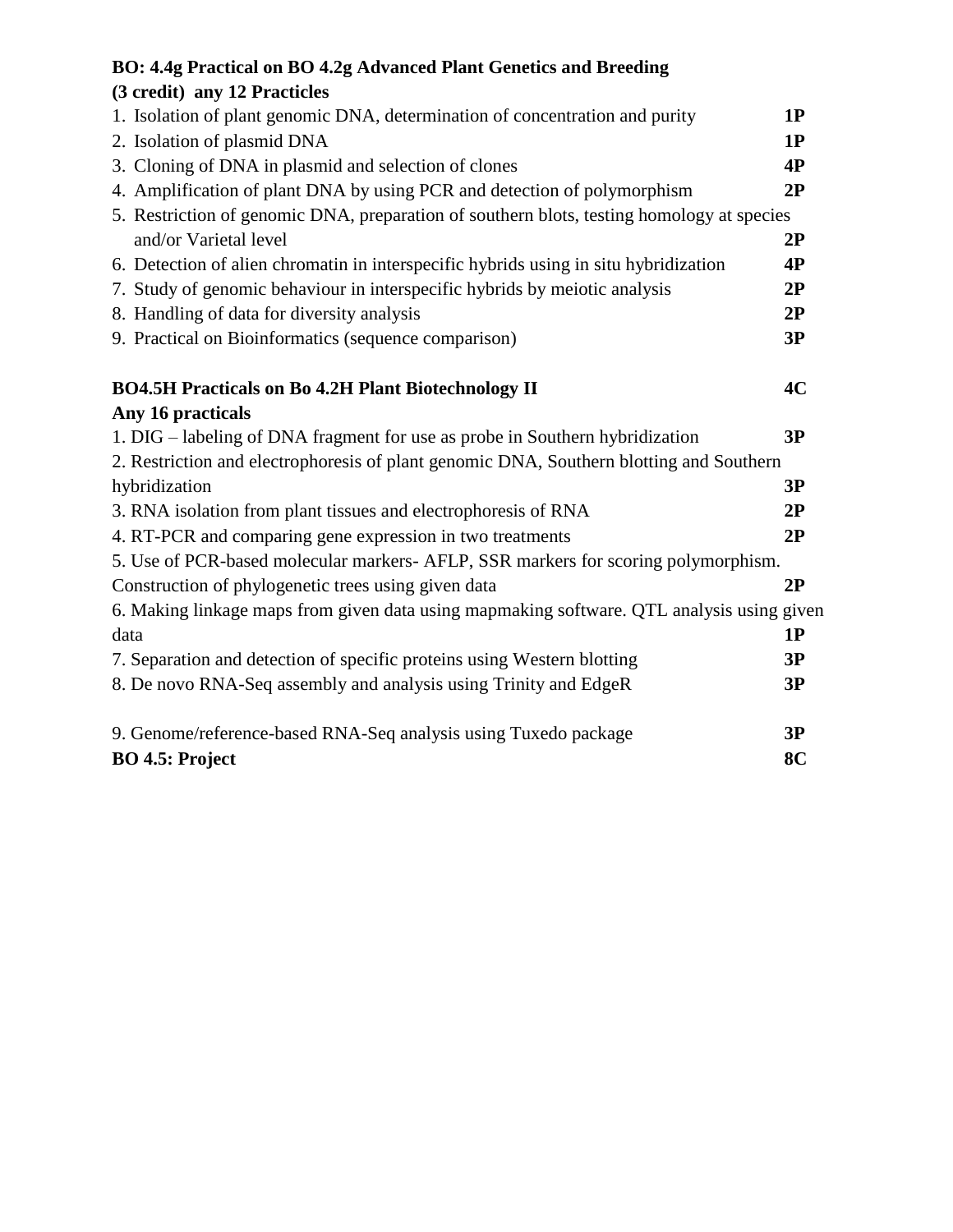**BO: 4.4g Practical on BO 4.2g Advanced Plant Genetics and Breeding**
**(3 credit) any 12 Practicles**

1. Isolation of plant genomic DNA, determination of concentration and purity **1P**
2. Isolation of plasmid DNA **1P**
3. Cloning of DNA in plasmid and selection of clones **4P**
4. Amplification of plant DNA by using PCR and detection of polymorphism **2P**
5. Restriction of genomic DNA, preparation of southern blots, testing homology at species and/or Varietal level **2P**
6. Detection of alien chromatin in interspecific hybrids using in situ hybridization **4P**
7. Study of genomic behaviour in interspecific hybrids by meiotic analysis **2P**
8. Handling of data for diversity analysis **2P**
9. Practical on Bioinformatics (sequence comparison) **3P**

**BO4.5H Practicals on Bo 4.2H Plant Biotechnology II** **4C**
**Any 16 practicals**

1. DIG – labeling of DNA fragment for use as probe in Southern hybridization **3P**
2. Restriction and electrophoresis of plant genomic DNA, Southern blotting and Southern hybridization **3P**
3. RNA isolation from plant tissues and electrophoresis of RNA **2P**
4. RT-PCR and comparing gene expression in two treatments **2P**
5. Use of PCR-based molecular markers- AFLP, SSR markers for scoring polymorphism. Construction of phylogenetic trees using given data **2P**
6. Making linkage maps from given data using mapmaking software. QTL analysis using given data **1P**
7. Separation and detection of specific proteins using Western blotting **3P**
8. De novo RNA-Seq assembly and analysis using Trinity and EdgeR **3P**
9. Genome/reference-based RNA-Seq analysis using Tuxedo package **3P**

**BO 4.5: Project** **8C**